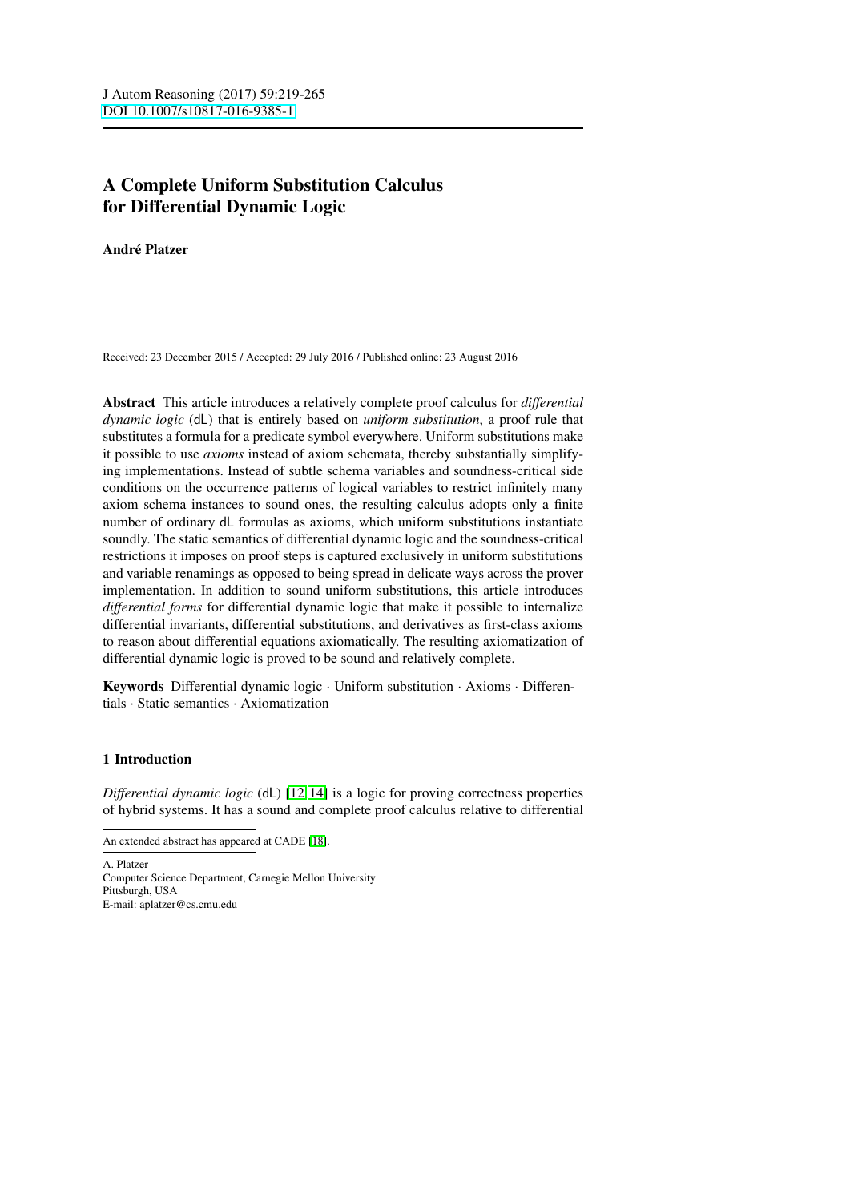J Autom Reasoning (2017) 59:219-265
DOI 10.1007/s10817-016-9385-1

# A Complete Uniform Substitution Calculus for Differential Dynamic Logic

**André Platzer**

Received: 23 December 2015 / Accepted: 29 July 2016 / Published online: 23 August 2016

**Abstract** This article introduces a relatively complete proof calculus for *differential dynamic logic* (dL) that is entirely based on *uniform substitution*, a proof rule that substitutes a formula for a predicate symbol everywhere. Uniform substitutions make it possible to use *axioms* instead of axiom schemata, thereby substantially simplifying implementations. Instead of subtle schema variables and soundness-critical side conditions on the occurrence patterns of logical variables to restrict infinitely many axiom schema instances to sound ones, the resulting calculus adopts only a finite number of ordinary dL formulas as axioms, which uniform substitutions instantiate soundly. The static semantics of differential dynamic logic and the soundness-critical restrictions it imposes on proof steps is captured exclusively in uniform substitutions and variable renamings as opposed to being spread in delicate ways across the prover implementation. In addition to sound uniform substitutions, this article introduces *differential forms* for differential dynamic logic that make it possible to internalize differential invariants, differential substitutions, and derivatives as first-class axioms to reason about differential equations axiomatically. The resulting axiomatization of differential dynamic logic is proved to be sound and relatively complete.

**Keywords** Differential dynamic logic · Uniform substitution · Axioms · Differentials · Static semantics · Axiomatization

## 1 Introduction

*Differential dynamic logic* (dL) [12,14] is a logic for proving correctness properties of hybrid systems. It has a sound and complete proof calculus relative to differential

An extended abstract has appeared at CADE [18].

A. Platzer
Computer Science Department, Carnegie Mellon University
Pittsburgh, USA
E-mail: aplatzer@cs.cmu.edu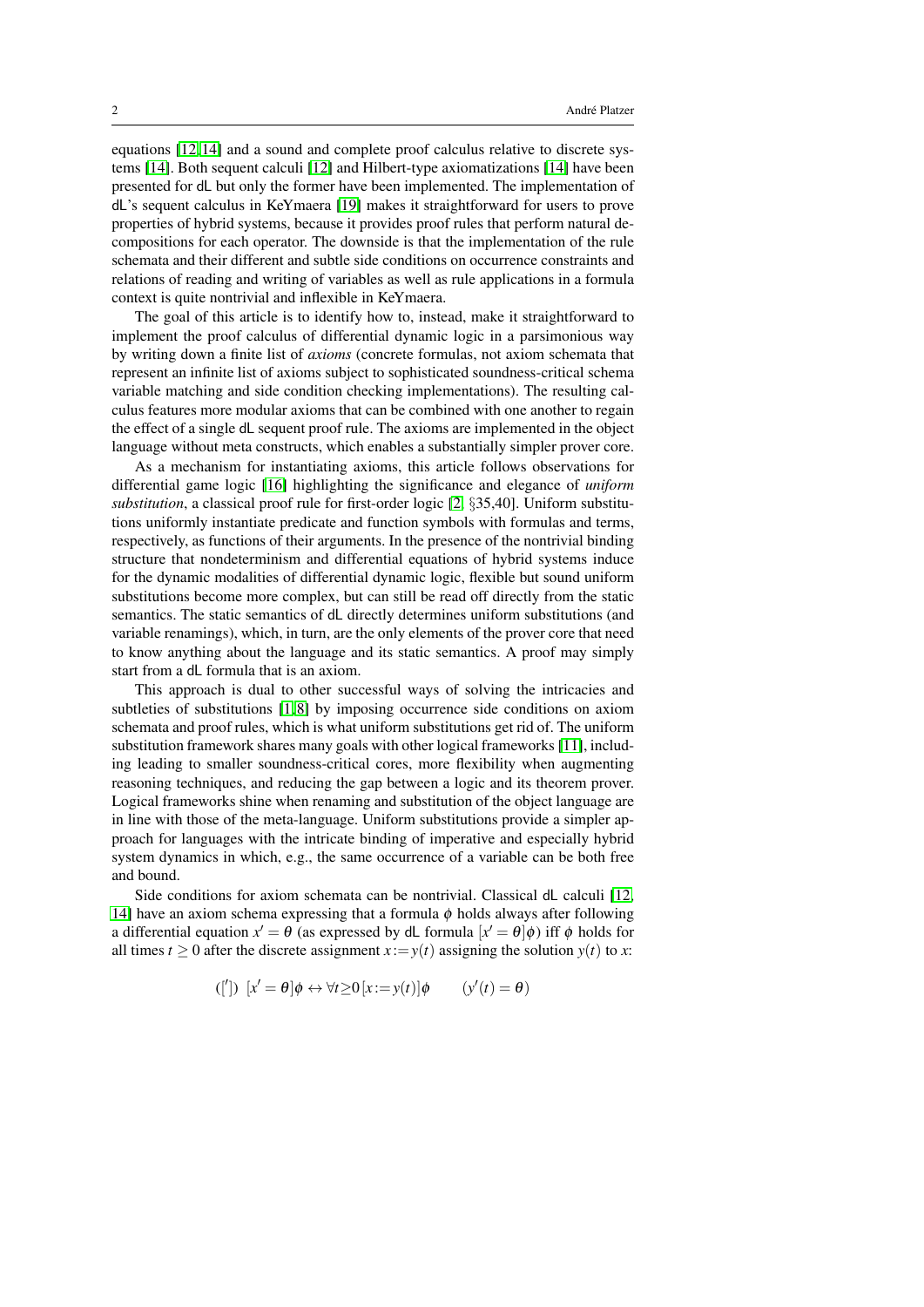equations [12,14] and a sound and complete proof calculus relative to discrete systems [14]. Both sequent calculi [12] and Hilbert-type axiomatizations [14] have been presented for dL but only the former have been implemented. The implementation of dL's sequent calculus in KeYmaera [19] makes it straightforward for users to prove properties of hybrid systems, because it provides proof rules that perform natural decompositions for each operator. The downside is that the implementation of the rule schemata and their different and subtle side conditions on occurrence constraints and relations of reading and writing of variables as well as rule applications in a formula context is quite nontrivial and inflexible in KeYmaera.

The goal of this article is to identify how to, instead, make it straightforward to implement the proof calculus of differential dynamic logic in a parsimonious way by writing down a finite list of *axioms* (concrete formulas, not axiom schemata that represent an infinite list of axioms subject to sophisticated soundness-critical schema variable matching and side condition checking implementations). The resulting calculus features more modular axioms that can be combined with one another to regain the effect of a single dL sequent proof rule. The axioms are implemented in the object language without meta constructs, which enables a substantially simpler prover core.

As a mechanism for instantiating axioms, this article follows observations for differential game logic [16] highlighting the significance and elegance of *uniform substitution*, a classical proof rule for first-order logic [2, §35,40]. Uniform substitutions uniformly instantiate predicate and function symbols with formulas and terms, respectively, as functions of their arguments. In the presence of the nontrivial binding structure that nondeterminism and differential equations of hybrid systems induce for the dynamic modalities of differential dynamic logic, flexible but sound uniform substitutions become more complex, but can still be read off directly from the static semantics. The static semantics of dL directly determines uniform substitutions (and variable renamings), which, in turn, are the only elements of the prover core that need to know anything about the language and its static semantics. A proof may simply start from a dL formula that is an axiom.

This approach is dual to other successful ways of solving the intricacies and subtleties of substitutions [1,8] by imposing occurrence side conditions on axiom schemata and proof rules, which is what uniform substitutions get rid of. The uniform substitution framework shares many goals with other logical frameworks [11], including leading to smaller soundness-critical cores, more flexibility when augmenting reasoning techniques, and reducing the gap between a logic and its theorem prover. Logical frameworks shine when renaming and substitution of the object language are in line with those of the meta-language. Uniform substitutions provide a simpler approach for languages with the intricate binding of imperative and especially hybrid system dynamics in which, e.g., the same occurrence of a variable can be both free and bound.

Side conditions for axiom schemata can be nontrivial. Classical dL calculi [12, 14] have an axiom schema expressing that a formula $\phi$ holds always after following a differential equation $x' = \theta$ (as expressed by dL formula $[x' = \theta]\phi$) iff $\phi$ holds for all times $t \geq 0$ after the discrete assignment $x := y(t)$ assigning the solution $y(t)$ to $x$:

$$([']) \;\; [x' = \theta]\phi \leftrightarrow \forall t{\geq}0\, [x := y(t)]\phi \qquad (y'(t) = \theta)$$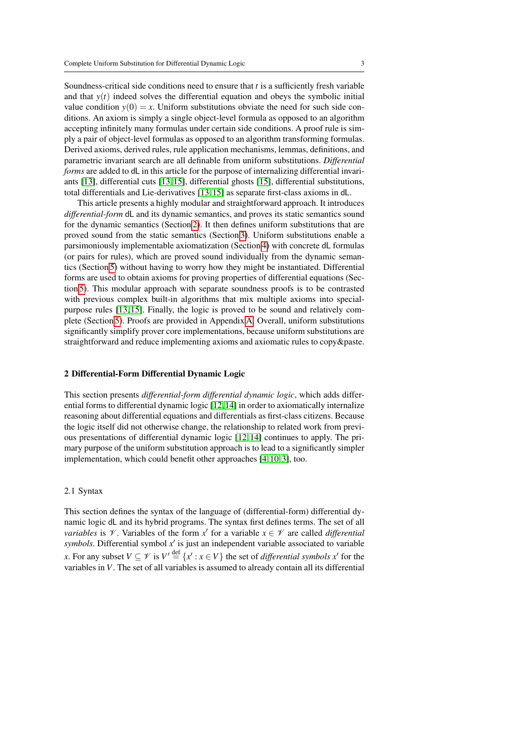Soundness-critical side conditions need to ensure that $t$ is a sufficiently fresh variable and that $y(t)$ indeed solves the differential equation and obeys the symbolic initial value condition $y(0) = x$. Uniform substitutions obviate the need for such side conditions. An axiom is simply a single object-level formula as opposed to an algorithm accepting infinitely many formulas under certain side conditions. A proof rule is simply a pair of object-level formulas as opposed to an algorithm transforming formulas. Derived axioms, derived rules, rule application mechanisms, lemmas, definitions, and parametric invariant search are all definable from uniform substitutions. *Differential forms* are added to dL in this article for the purpose of internalizing differential invariants [13], differential cuts [13,15], differential ghosts [15], differential substitutions, total differentials and Lie-derivatives [13,15] as separate first-class axioms in dL.

This article presents a highly modular and straightforward approach. It introduces *differential-form* dL and its dynamic semantics, and proves its static semantics sound for the dynamic semantics (Section 2). It then defines uniform substitutions that are proved sound from the static semantics (Section 3). Uniform substitutions enable a parsimoniously implementable axiomatization (Section 4) with concrete dL formulas (or pairs for rules), which are proved sound individually from the dynamic semantics (Section 5) without having to worry how they might be instantiated. Differential forms are used to obtain axioms for proving properties of differential equations (Section 5). This modular approach with separate soundness proofs is to be contrasted with previous complex built-in algorithms that mix multiple axioms into special-purpose rules [13,15]. Finally, the logic is proved to be sound and relatively complete (Section 5). Proofs are provided in Appendix A. Overall, uniform substitutions significantly simplify prover core implementations, because uniform substitutions are straightforward and reduce implementing axioms and axiomatic rules to copy&paste.

## 2 Differential-Form Differential Dynamic Logic

This section presents *differential-form differential dynamic logic*, which adds differential forms to differential dynamic logic [12,14] in order to axiomatically internalize reasoning about differential equations and differentials as first-class citizens. Because the logic itself did not otherwise change, the relationship to related work from previous presentations of differential dynamic logic [12,14] continues to apply. The primary purpose of the uniform substitution approach is to lead to a significantly simpler implementation, which could benefit other approaches [4,10,3], too.

### 2.1 Syntax

This section defines the syntax of the language of (differential-form) differential dynamic logic dL and its hybrid programs. The syntax first defines terms. The set of all *variables* is $\mathscr{V}$. Variables of the form $x'$ for a variable $x \in \mathscr{V}$ are called *differential symbols*. Differential symbol $x'$ is just an independent variable associated to variable $x$. For any subset $V \subseteq \mathscr{V}$ is $V' \stackrel{\text{def}}{=} \{x' : x \in V\}$ the set of *differential symbols* $x'$ for the variables in $V$. The set of all variables is assumed to already contain all its differential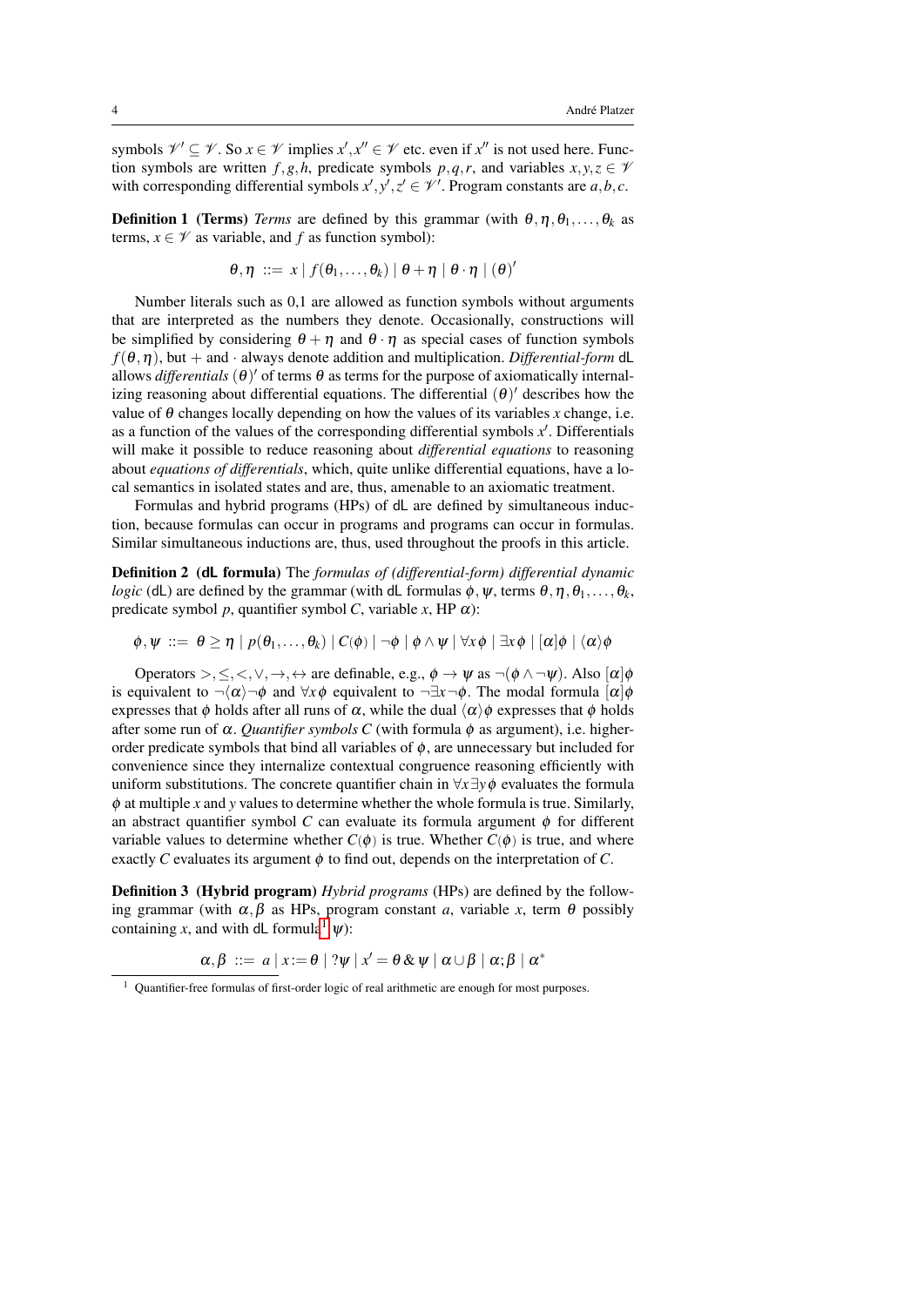symbols $\mathscr{V}' \subseteq \mathscr{V}$. So $x \in \mathscr{V}$ implies $x', x'' \in \mathscr{V}$ etc. even if $x''$ is not used here. Function symbols are written $f, g, h$, predicate symbols $p, q, r$, and variables $x, y, z \in \mathscr{V}$ with corresponding differential symbols $x', y', z' \in \mathscr{V}'$. Program constants are $a, b, c$.

**Definition 1 (Terms)** *Terms* are defined by this grammar (with $\theta, \eta, \theta_1, \ldots, \theta_k$ as terms, $x \in \mathscr{V}$ as variable, and $f$ as function symbol):

$$\theta, \eta \ ::= \ x \mid f(\theta_1, \ldots, \theta_k) \mid \theta + \eta \mid \theta \cdot \eta \mid (\theta)'$$

Number literals such as 0,1 are allowed as function symbols without arguments that are interpreted as the numbers they denote. Occasionally, constructions will be simplified by considering $\theta + \eta$ and $\theta \cdot \eta$ as special cases of function symbols $f(\theta, \eta)$, but $+$ and $\cdot$ always denote addition and multiplication. *Differential-form* dL allows *differentials* $(\theta)'$ of terms $\theta$ as terms for the purpose of axiomatically internalizing reasoning about differential equations. The differential $(\theta)'$ describes how the value of $\theta$ changes locally depending on how the values of its variables $x$ change, i.e. as a function of the values of the corresponding differential symbols $x'$. Differentials will make it possible to reduce reasoning about *differential equations* to reasoning about *equations of differentials*, which, quite unlike differential equations, have a local semantics in isolated states and are, thus, amenable to an axiomatic treatment.

Formulas and hybrid programs (HPs) of dL are defined by simultaneous induction, because formulas can occur in programs and programs can occur in formulas. Similar simultaneous inductions are, thus, used throughout the proofs in this article.

**Definition 2 (dL formula)** The *formulas of (differential-form) differential dynamic logic* (dL) are defined by the grammar (with dL formulas $\phi, \psi$, terms $\theta, \eta, \theta_1, \ldots, \theta_k$, predicate symbol $p$, quantifier symbol $C$, variable $x$, HP $\alpha$):

$$\phi, \psi \ ::= \ \theta \geq \eta \mid p(\theta_1, \ldots, \theta_k) \mid C(\phi) \mid \neg\phi \mid \phi \wedge \psi \mid \forall x\, \phi \mid \exists x\, \phi \mid [\alpha]\phi \mid \langle\alpha\rangle\phi$$

Operators $>, \leq, <, \vee, \rightarrow, \leftrightarrow$ are definable, e.g., $\phi \rightarrow \psi$ as $\neg(\phi \wedge \neg\psi)$. Also $[\alpha]\phi$ is equivalent to $\neg\langle\alpha\rangle\neg\phi$ and $\forall x\, \phi$ equivalent to $\neg\exists x \neg\phi$. The modal formula $[\alpha]\phi$ expresses that $\phi$ holds after all runs of $\alpha$, while the dual $\langle\alpha\rangle\phi$ expresses that $\phi$ holds after some run of $\alpha$. *Quantifier symbols* $C$ (with formula $\phi$ as argument), i.e. higher-order predicate symbols that bind all variables of $\phi$, are unnecessary but included for convenience since they internalize contextual congruence reasoning efficiently with uniform substitutions. The concrete quantifier chain in $\forall x \exists y\, \phi$ evaluates the formula $\phi$ at multiple $x$ and $y$ values to determine whether the whole formula is true. Similarly, an abstract quantifier symbol $C$ can evaluate its formula argument $\phi$ for different variable values to determine whether $C(\phi)$ is true. Whether $C(\phi)$ is true, and where exactly $C$ evaluates its argument $\phi$ to find out, depends on the interpretation of $C$.

**Definition 3 (Hybrid program)** *Hybrid programs* (HPs) are defined by the following grammar (with $\alpha, \beta$ as HPs, program constant $a$, variable $x$, term $\theta$ possibly containing $x$, and with dL formula[1] $\psi$):

$$\alpha, \beta \ ::= \ a \mid x := \theta \mid ?\psi \mid x' = \theta \,\&\, \psi \mid \alpha \cup \beta \mid \alpha ; \beta \mid \alpha^*$$

[1] Quantifier-free formulas of first-order logic of real arithmetic are enough for most purposes.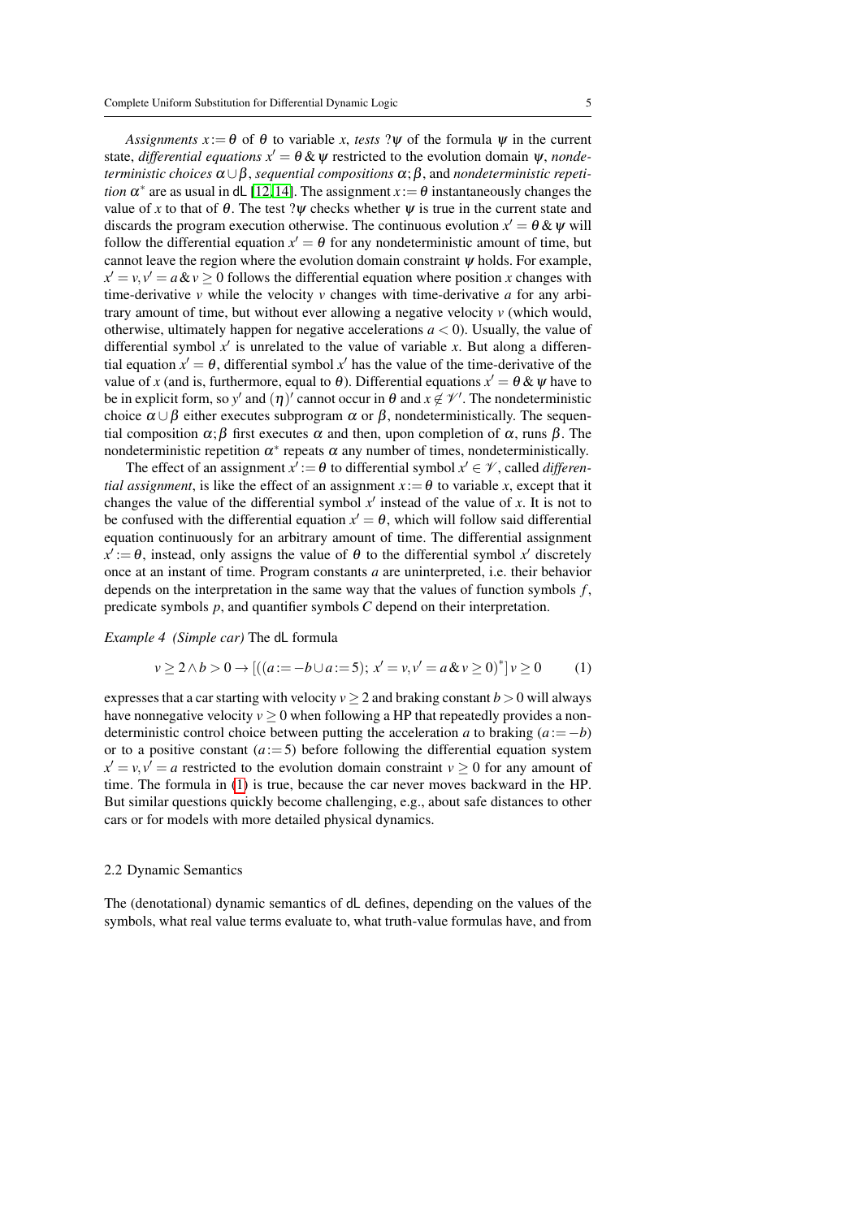*Assignments* $x := \theta$ of $\theta$ to variable $x$, *tests* $?\psi$ of the formula $\psi$ in the current state, *differential equations* $x' = \theta \,\&\, \psi$ restricted to the evolution domain $\psi$, *nondeterministic choices* $\alpha \cup \beta$, *sequential compositions* $\alpha;\beta$, and *nondeterministic repetition* $\alpha^*$ are as usual in dL [12,14]. The assignment $x := \theta$ instantaneously changes the value of $x$ to that of $\theta$. The test $?\psi$ checks whether $\psi$ is true in the current state and discards the program execution otherwise. The continuous evolution $x' = \theta \,\&\, \psi$ will follow the differential equation $x' = \theta$ for any nondeterministic amount of time, but cannot leave the region where the evolution domain constraint $\psi$ holds. For example, $x' = v, v' = a \,\&\, v \geq 0$ follows the differential equation where position $x$ changes with time-derivative $v$ while the velocity $v$ changes with time-derivative $a$ for any arbitrary amount of time, but without ever allowing a negative velocity $v$ (which would, otherwise, ultimately happen for negative accelerations $a < 0$). Usually, the value of differential symbol $x'$ is unrelated to the value of variable $x$. But along a differential equation $x' = \theta$, differential symbol $x'$ has the value of the time-derivative of the value of $x$ (and is, furthermore, equal to $\theta$). Differential equations $x' = \theta \,\&\, \psi$ have to be in explicit form, so $y'$ and $(\eta)'$ cannot occur in $\theta$ and $x \notin \mathcal{V}'$. The nondeterministic choice $\alpha \cup \beta$ either executes subprogram $\alpha$ or $\beta$, nondeterministically. The sequential composition $\alpha;\beta$ first executes $\alpha$ and then, upon completion of $\alpha$, runs $\beta$. The nondeterministic repetition $\alpha^*$ repeats $\alpha$ any number of times, nondeterministically.

The effect of an assignment $x' := \theta$ to differential symbol $x' \in \mathcal{V}$, called *differential assignment*, is like the effect of an assignment $x := \theta$ to variable $x$, except that it changes the value of the differential symbol $x'$ instead of the value of $x$. It is not to be confused with the differential equation $x' = \theta$, which will follow said differential equation continuously for an arbitrary amount of time. The differential assignment $x' := \theta$, instead, only assigns the value of $\theta$ to the differential symbol $x'$ discretely once at an instant of time. Program constants $a$ are uninterpreted, i.e. their behavior depends on the interpretation in the same way that the values of function symbols $f$, predicate symbols $p$, and quantifier symbols $C$ depend on their interpretation.

*Example 4 (Simple car)* The dL formula

$$v \geq 2 \land b > 0 \rightarrow [((a := -b \cup a := 5);\; x' = v, v' = a \,\&\, v \geq 0)^*]\, v \geq 0 \qquad (1)$$

expresses that a car starting with velocity $v \geq 2$ and braking constant $b > 0$ will always have nonnegative velocity $v \geq 0$ when following a HP that repeatedly provides a nondeterministic control choice between putting the acceleration $a$ to braking ($a := -b$) or to a positive constant ($a := 5$) before following the differential equation system $x' = v, v' = a$ restricted to the evolution domain constraint $v \geq 0$ for any amount of time. The formula in (1) is true, because the car never moves backward in the HP. But similar questions quickly become challenging, e.g., about safe distances to other cars or for models with more detailed physical dynamics.

### 2.2 Dynamic Semantics

The (denotational) dynamic semantics of dL defines, depending on the values of the symbols, what real value terms evaluate to, what truth-value formulas have, and from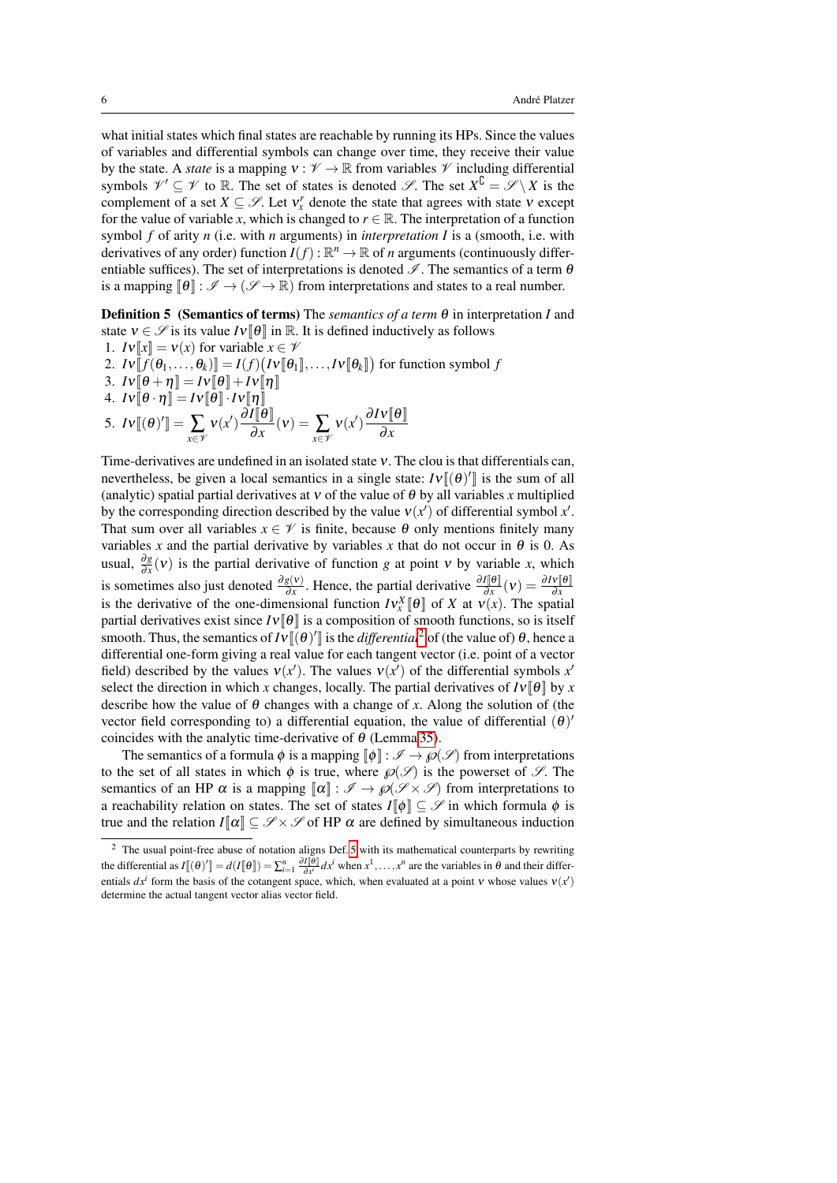what initial states which final states are reachable by running its HPs. Since the values of variables and differential symbols can change over time, they receive their value by the state. A *state* is a mapping $\nu : \mathscr{V} \to \mathbb{R}$ from variables $\mathscr{V}$ including differential symbols $\mathscr{V}' \subseteq \mathscr{V}$ to $\mathbb{R}$. The set of states is denoted $\mathscr{S}$. The set $X^\complement = \mathscr{S} \setminus X$ is the complement of a set $X \subseteq \mathscr{S}$. Let $\nu_x^r$ denote the state that agrees with state $\nu$ except for the value of variable $x$, which is changed to $r \in \mathbb{R}$. The interpretation of a function symbol $f$ of arity $n$ (i.e. with $n$ arguments) in *interpretation* $I$ is a (smooth, i.e. with derivatives of any order) function $I(f) : \mathbb{R}^n \to \mathbb{R}$ of $n$ arguments (continuously differentiable suffices). The set of interpretations is denoted $\mathscr{I}$. The semantics of a term $\theta$ is a mapping $[\![\theta]\!] : \mathscr{I} \to (\mathscr{S} \to \mathbb{R})$ from interpretations and states to a real number.

**Definition 5 (Semantics of terms)** The *semantics of a term* $\theta$ in interpretation $I$ and state $\nu \in \mathscr{S}$ is its value $I\nu[\![\theta]\!]$ in $\mathbb{R}$. It is defined inductively as follows

1. $I\nu[\![x]\!] = \nu(x)$ for variable $x \in \mathscr{V}$
2. $I\nu[\![f(\theta_1,\dots,\theta_k)]\!] = I(f)\big(I\nu[\![\theta_1]\!],\dots,I\nu[\![\theta_k]\!]\big)$ for function symbol $f$
3. $I\nu[\![\theta + \eta]\!] = I\nu[\![\theta]\!] + I\nu[\![\eta]\!]$
4. $I\nu[\![\theta \cdot \eta]\!] = I\nu[\![\theta]\!] \cdot I\nu[\![\eta]\!]$
5. $I\nu[\![(\theta)']\!] = \sum_{x \in \mathscr{V}} \nu(x') \dfrac{\partial I[\![\theta]\!]}{\partial x}(\nu) = \sum_{x \in \mathscr{V}} \nu(x') \dfrac{\partial I\nu[\![\theta]\!]}{\partial x}$

Time-derivatives are undefined in an isolated state $\nu$. The clou is that differentials can, nevertheless, be given a local semantics in a single state: $I\nu[\![(\theta)']\!]$ is the sum of all (analytic) spatial partial derivatives at $\nu$ of the value of $\theta$ by all variables $x$ multiplied by the corresponding direction described by the value $\nu(x')$ of differential symbol $x'$. That sum over all variables $x \in \mathscr{V}$ is finite, because $\theta$ only mentions finitely many variables $x$ and the partial derivative by variables $x$ that do not occur in $\theta$ is 0. As usual, $\frac{\partial g}{\partial x}(\nu)$ is the partial derivative of function $g$ at point $\nu$ by variable $x$, which is sometimes also just denoted $\frac{\partial g(\nu)}{\partial x}$. Hence, the partial derivative $\frac{\partial I[\![\theta]\!]}{\partial x}(\nu) = \frac{\partial I\nu[\![\theta]\!]}{\partial x}$ is the derivative of the one-dimensional function $I\nu_x^X[\![\theta]\!]$ of $X$ at $\nu(x)$. The spatial partial derivatives exist since $I\nu[\![\theta]\!]$ is a composition of smooth functions, so is itself smooth. Thus, the semantics of $I\nu[\![(\theta)']\!]$ is the *differential*[2] of (the value of) $\theta$, hence a differential one-form giving a real value for each tangent vector (i.e. point of a vector field) described by the values $\nu(x')$. The values $\nu(x')$ of the differential symbols $x'$ select the direction in which $x$ changes, locally. The partial derivatives of $I\nu[\![\theta]\!]$ by $x$ describe how the value of $\theta$ changes with a change of $x$. Along the solution of (the vector field corresponding to) a differential equation, the value of differential $(\theta)'$ coincides with the analytic time-derivative of $\theta$ (Lemma 35).

The semantics of a formula $\phi$ is a mapping $[\![\phi]\!] : \mathscr{I} \to \wp(\mathscr{S})$ from interpretations to the set of all states in which $\phi$ is true, where $\wp(\mathscr{S})$ is the powerset of $\mathscr{S}$. The semantics of an HP $\alpha$ is a mapping $[\![\alpha]\!] : \mathscr{I} \to \wp(\mathscr{S} \times \mathscr{S})$ from interpretations to a reachability relation on states. The set of states $I[\![\phi]\!] \subseteq \mathscr{S}$ in which formula $\phi$ is true and the relation $I[\![\alpha]\!] \subseteq \mathscr{S} \times \mathscr{S}$ of HP $\alpha$ are defined by simultaneous induction

---

[2] The usual point-free abuse of notation aligns Def. 5 with its mathematical counterparts by rewriting the differential as $I[\![(\theta)']\!] = d(I[\![\theta]\!]) = \sum_{i=1}^{n} \frac{\partial I[\![\theta]\!]}{\partial x^i} dx^i$ when $x^1,\dots,x^n$ are the variables in $\theta$ and their differentials $dx^i$ form the basis of the cotangent space, which, when evaluated at a point $\nu$ whose values $\nu(x')$ determine the actual tangent vector alias vector field.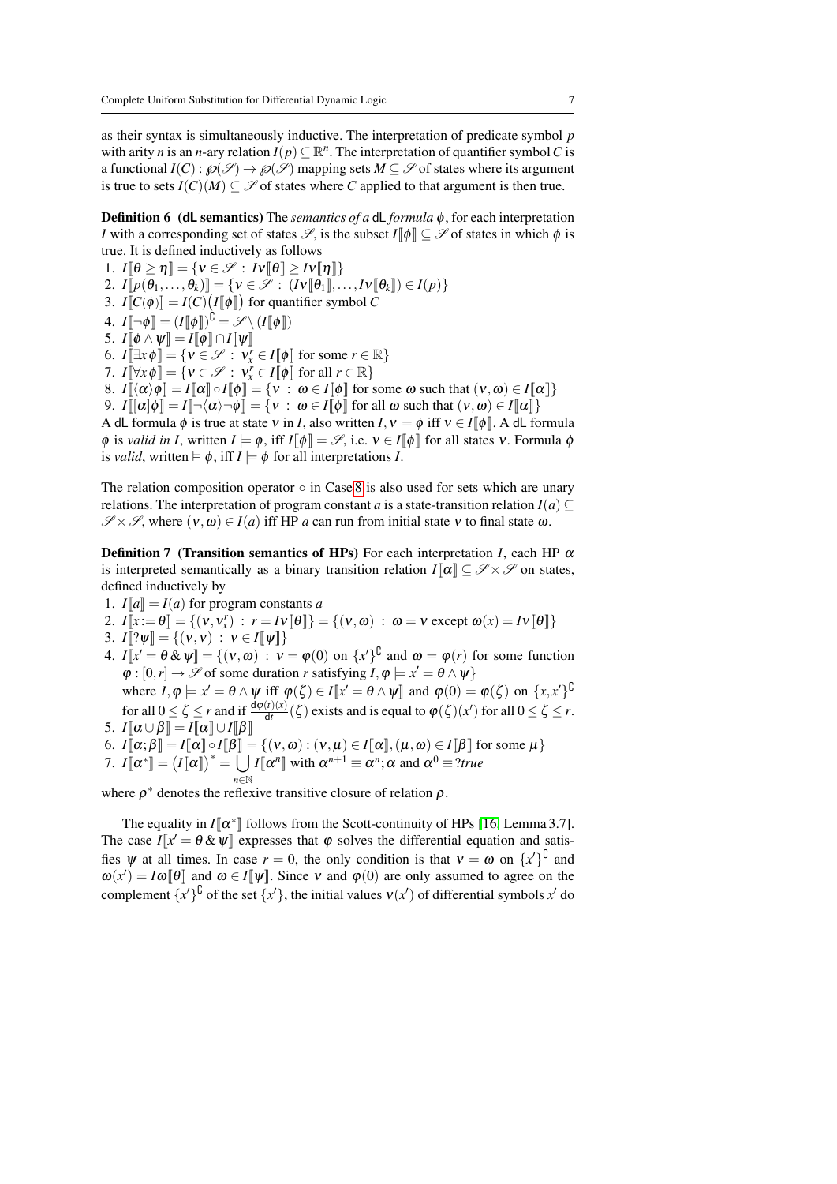as their syntax is simultaneously inductive. The interpretation of predicate symbol $p$ with arity $n$ is an $n$-ary relation $I(p) \subseteq \mathbb{R}^n$. The interpretation of quantifier symbol $C$ is a functional $I(C) : \wp(\mathscr{S}) \to \wp(\mathscr{S})$ mapping sets $M \subseteq \mathscr{S}$ of states where its argument is true to sets $I(C)(M) \subseteq \mathscr{S}$ of states where $C$ applied to that argument is then true.

**Definition 6 (dL semantics)** The *semantics of a* dL *formula* $\phi$, for each interpretation $I$ with a corresponding set of states $\mathscr{S}$, is the subset $I[\![\phi]\!] \subseteq \mathscr{S}$ of states in which $\phi$ is true. It is defined inductively as follows

1. $I[\![\theta \geq \eta]\!] = \{\nu \in \mathscr{S} : I\nu[\![\theta]\!] \geq I\nu[\![\eta]\!]\}$
2. $I[\![p(\theta_1,\dots,\theta_k)]\!] = \{\nu \in \mathscr{S} : (I\nu[\![\theta_1]\!],\dots,I\nu[\![\theta_k]\!]) \in I(p)\}$
3. $I[\![C(\phi)]\!] = I(C)\big(I[\![\phi]\!]\big)$ for quantifier symbol $C$
4. $I[\![\neg\phi]\!] = (I[\![\phi]\!])^\complement = \mathscr{S} \setminus (I[\![\phi]\!])$
5. $I[\![\phi \wedge \psi]\!] = I[\![\phi]\!] \cap I[\![\psi]\!]$
6. $I[\![\exists x\, \phi]\!] = \{\nu \in \mathscr{S} : \nu_x^r \in I[\![\phi]\!]$ for some $r \in \mathbb{R}\}$
7. $I[\![\forall x\, \phi]\!] = \{\nu \in \mathscr{S} : \nu_x^r \in I[\![\phi]\!]$ for all $r \in \mathbb{R}\}$
8. $I[\![\langle\alpha\rangle\phi]\!] = I[\![\alpha]\!] \circ I[\![\phi]\!] = \{\nu : \omega \in I[\![\phi]\!]$ for some $\omega$ such that $(\nu,\omega) \in I[\![\alpha]\!]\}$
9. $I[\![[\alpha]\phi]\!] = I[\![\neg\langle\alpha\rangle\neg\phi]\!] = \{\nu : \omega \in I[\![\phi]\!]$ for all $\omega$ such that $(\nu,\omega) \in I[\![\alpha]\!]\}$

A dL formula $\phi$ is true at state $\nu$ in $I$, also written $I,\nu \models \phi$ iff $\nu \in I[\![\phi]\!]$. A dL formula $\phi$ is *valid in* $I$, written $I \models \phi$, iff $I[\![\phi]\!] = \mathscr{S}$, i.e. $\nu \in I[\![\phi]\!]$ for all states $\nu$. Formula $\phi$ is *valid*, written $\models \phi$, iff $I \models \phi$ for all interpretations $I$.

The relation composition operator $\circ$ in Case 8 is also used for sets which are unary relations. The interpretation of program constant $a$ is a state-transition relation $I(a) \subseteq \mathscr{S} \times \mathscr{S}$, where $(\nu,\omega) \in I(a)$ iff HP $a$ can run from initial state $\nu$ to final state $\omega$.

**Definition 7 (Transition semantics of HPs)** For each interpretation $I$, each HP $\alpha$ is interpreted semantically as a binary transition relation $I[\![\alpha]\!] \subseteq \mathscr{S} \times \mathscr{S}$ on states, defined inductively by

1. $I[\![a]\!] = I(a)$ for program constants $a$
2. $I[\![x := \theta]\!] = \{(\nu,\nu_x^r) : r = I\nu[\![\theta]\!]\} = \{(\nu,\omega) : \omega = \nu$ except $\omega(x) = I\nu[\![\theta]\!]\}$
3. $I[\![?\psi]\!] = \{(\nu,\nu) : \nu \in I[\![\psi]\!]\}$
4. $I[\![x' = \theta \,\&\, \psi]\!] = \{(\nu,\omega) : \nu = \varphi(0)$ on $\{x'\}^\complement$ and $\omega = \varphi(r)$ for some function $\varphi : [0,r] \to \mathscr{S}$ of some duration $r$ satisfying $I,\varphi \models x' = \theta \wedge \psi\}$
   where $I,\varphi \models x' = \theta \wedge \psi$ iff $\varphi(\zeta) \in I[\![x' = \theta \wedge \psi]\!]$ and $\varphi(0) = \varphi(\zeta)$ on $\{x,x'\}^\complement$ for all $0 \leq \zeta \leq r$ and if $\frac{\mathrm{d}\varphi(t)(x)}{\mathrm{d}t}(\zeta)$ exists and is equal to $\varphi(\zeta)(x')$ for all $0 \leq \zeta \leq r$.
5. $I[\![\alpha \cup \beta]\!] = I[\![\alpha]\!] \cup I[\![\beta]\!]$
6. $I[\![\alpha;\beta]\!] = I[\![\alpha]\!] \circ I[\![\beta]\!] = \{(\nu,\omega) : (\nu,\mu) \in I[\![\alpha]\!], (\mu,\omega) \in I[\![\beta]\!]$ for some $\mu\}$
7. $I[\![\alpha^*]\!] = \big(I[\![\alpha]\!]\big)^* = \bigcup_{n\in\mathbb{N}} I[\![\alpha^n]\!]$ with $\alpha^{n+1} \equiv \alpha^n;\alpha$ and $\alpha^0 \equiv ?true$

where $\rho^*$ denotes the reflexive transitive closure of relation $\rho$.

The equality in $I[\![\alpha^*]\!]$ follows from the Scott-continuity of HPs [16, Lemma 3.7]. The case $I[\![x' = \theta \,\&\, \psi]\!]$ expresses that $\varphi$ solves the differential equation and satisfies $\psi$ at all times. In case $r = 0$, the only condition is that $\nu = \omega$ on $\{x'\}^\complement$ and $\omega(x') = I\omega[\![\theta]\!]$ and $\omega \in I[\![\psi]\!]$. Since $\nu$ and $\varphi(0)$ are only assumed to agree on the complement $\{x'\}^\complement$ of the set $\{x'\}$, the initial values $\nu(x')$ of differential symbols $x'$ do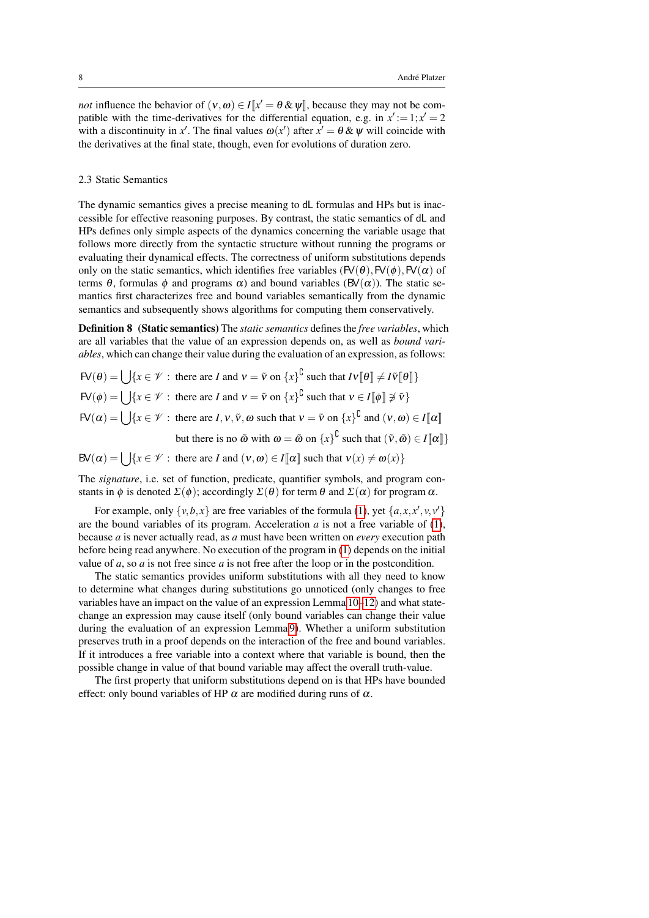*not* influence the behavior of $(\nu,\omega) \in I[\![x' = \theta \,\&\, \psi]\!]$, because they may not be compatible with the time-derivatives for the differential equation, e.g. in $x' := 1; x' = 2$ with a discontinuity in $x'$. The final values $\omega(x')$ after $x' = \theta \,\&\, \psi$ will coincide with the derivatives at the final state, though, even for evolutions of duration zero.

### 2.3 Static Semantics

The dynamic semantics gives a precise meaning to dL formulas and HPs but is inaccessible for effective reasoning purposes. By contrast, the static semantics of dL and HPs defines only simple aspects of the dynamics concerning the variable usage that follows more directly from the syntactic structure without running the programs or evaluating their dynamical effects. The correctness of uniform substitutions depends only on the static semantics, which identifies free variables ($\mathsf{FV}(\theta), \mathsf{FV}(\phi), \mathsf{FV}(\alpha)$ of terms $\theta$, formulas $\phi$ and programs $\alpha$) and bound variables ($\mathsf{BV}(\alpha)$). The static semantics first characterizes free and bound variables semantically from the dynamic semantics and subsequently shows algorithms for computing them conservatively.

**Definition 8 (Static semantics)** The *static semantics* defines the *free variables*, which are all variables that the value of an expression depends on, as well as *bound variables*, which can change their value during the evaluation of an expression, as follows:

$$\mathsf{FV}(\theta) = \bigcup\{x \in \mathscr{V} : \text{ there are } I \text{ and } \nu = \tilde{\nu} \text{ on } \{x\}^\complement \text{ such that } I\nu[\![\theta]\!] \neq I\tilde{\nu}[\![\theta]\!]\}$$

$$\mathsf{FV}(\phi) = \bigcup\{x \in \mathscr{V} : \text{ there are } I \text{ and } \nu = \tilde{\nu} \text{ on } \{x\}^\complement \text{ such that } \nu \in I[\![\phi]\!] \not\ni \tilde{\nu}\}$$

$$\mathsf{FV}(\alpha) = \bigcup\{x \in \mathscr{V} : \text{ there are } I, \nu, \tilde{\nu}, \omega \text{ such that } \nu = \tilde{\nu} \text{ on } \{x\}^\complement \text{ and } (\nu,\omega) \in I[\![\alpha]\!]$$
$$\text{but there is no } \tilde{\omega} \text{ with } \omega = \tilde{\omega} \text{ on } \{x\}^\complement \text{ such that } (\tilde{\nu},\tilde{\omega}) \in I[\![\alpha]\!]\}$$

$$\mathsf{BV}(\alpha) = \bigcup\{x \in \mathscr{V} : \text{ there are } I \text{ and } (\nu,\omega) \in I[\![\alpha]\!] \text{ such that } \nu(x) \neq \omega(x)\}$$

The *signature*, i.e. set of function, predicate, quantifier symbols, and program constants in $\phi$ is denoted $\Sigma(\phi)$; accordingly $\Sigma(\theta)$ for term $\theta$ and $\Sigma(\alpha)$ for program $\alpha$.

For example, only $\{v,b,x\}$ are free variables of the formula (1), yet $\{a,x,x',v,v'\}$ are the bound variables of its program. Acceleration $a$ is not a free variable of (1), because $a$ is never actually read, as $a$ must have been written on *every* execution path before being read anywhere. No execution of the program in (1) depends on the initial value of $a$, so $a$ is not free since $a$ is not free after the loop or in the postcondition.

The static semantics provides uniform substitutions with all they need to know to determine what changes during substitutions go unnoticed (only changes to free variables have an impact on the value of an expression Lemma 10–12) and what state-change an expression may cause itself (only bound variables can change their value during the evaluation of an expression Lemma 9). Whether a uniform substitution preserves truth in a proof depends on the interaction of the free and bound variables. If it introduces a free variable into a context where that variable is bound, then the possible change in value of that bound variable may affect the overall truth-value.

The first property that uniform substitutions depend on is that HPs have bounded effect: only bound variables of HP $\alpha$ are modified during runs of $\alpha$.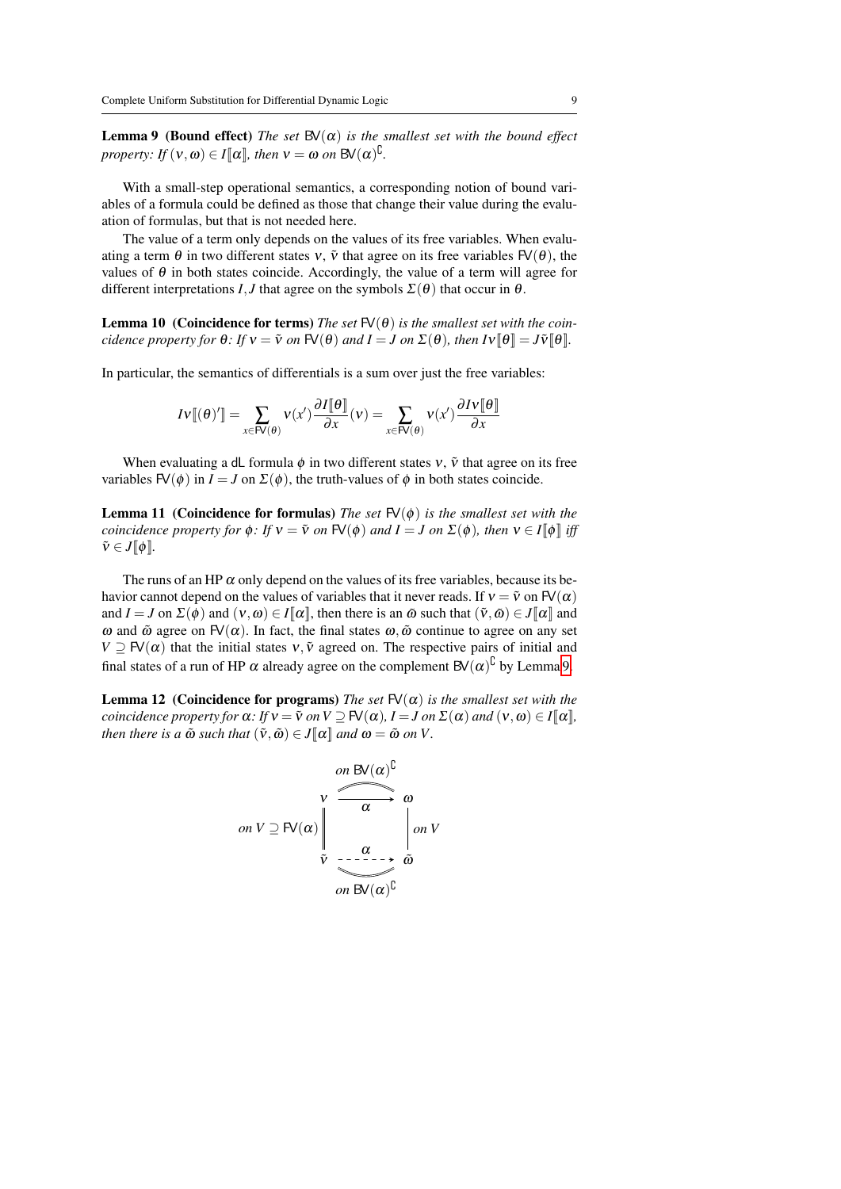**Lemma 9 (Bound effect)** *The set* $\mathsf{BV}(\alpha)$ *is the smallest set with the bound effect property: If* $(\nu,\omega) \in I[\![\alpha]\!]$*, then* $\nu = \omega$ *on* $\mathsf{BV}(\alpha)^\complement$.

With a small-step operational semantics, a corresponding notion of bound variables of a formula could be defined as those that change their value during the evaluation of formulas, but that is not needed here.

The value of a term only depends on the values of its free variables. When evaluating a term $\theta$ in two different states $\nu$, $\tilde{\nu}$ that agree on its free variables $\mathsf{FV}(\theta)$, the values of $\theta$ in both states coincide. Accordingly, the value of a term will agree for different interpretations $I, J$ that agree on the symbols $\Sigma(\theta)$ that occur in $\theta$.

**Lemma 10 (Coincidence for terms)** *The set* $\mathsf{FV}(\theta)$ *is the smallest set with the coincidence property for* $\theta$*: If* $\nu = \tilde{\nu}$ *on* $\mathsf{FV}(\theta)$ *and* $I = J$ *on* $\Sigma(\theta)$*, then* $I\nu[\![\theta]\!] = J\tilde{\nu}[\![\theta]\!]$.

In particular, the semantics of differentials is a sum over just the free variables:

$$I\nu[\![(\theta)']\!] = \sum_{x \in \mathsf{FV}(\theta)} \nu(x') \frac{\partial I[\![\theta]\!]}{\partial x}(\nu) = \sum_{x \in \mathsf{FV}(\theta)} \nu(x') \frac{\partial I\nu[\![\theta]\!]}{\partial x}$$

When evaluating a dL formula $\phi$ in two different states $\nu$, $\tilde{\nu}$ that agree on its free variables $\mathsf{FV}(\phi)$ in $I = J$ on $\Sigma(\phi)$, the truth-values of $\phi$ in both states coincide.

**Lemma 11 (Coincidence for formulas)** *The set* $\mathsf{FV}(\phi)$ *is the smallest set with the coincidence property for* $\phi$*: If* $\nu = \tilde{\nu}$ *on* $\mathsf{FV}(\phi)$ *and* $I = J$ *on* $\Sigma(\phi)$*, then* $\nu \in I[\![\phi]\!]$ *iff* $\tilde{\nu} \in J[\![\phi]\!]$.

The runs of an HP $\alpha$ only depend on the values of its free variables, because its behavior cannot depend on the values of variables that it never reads. If $\nu = \tilde{\nu}$ on $\mathsf{FV}(\alpha)$ and $I = J$ on $\Sigma(\phi)$ and $(\nu,\omega) \in I[\![\alpha]\!]$, then there is an $\tilde{\omega}$ such that $(\tilde{\nu},\tilde{\omega}) \in J[\![\alpha]\!]$ and $\omega$ and $\tilde{\omega}$ agree on $\mathsf{FV}(\alpha)$. In fact, the final states $\omega, \tilde{\omega}$ continue to agree on any set $V \supseteq \mathsf{FV}(\alpha)$ that the initial states $\nu, \tilde{\nu}$ agreed on. The respective pairs of initial and final states of a run of HP $\alpha$ already agree on the complement $\mathsf{BV}(\alpha)^\complement$ by Lemma 9.

**Lemma 12 (Coincidence for programs)** *The set* $\mathsf{FV}(\alpha)$ *is the smallest set with the coincidence property for* $\alpha$*: If* $\nu = \tilde{\nu}$ *on* $V \supseteq \mathsf{FV}(\alpha)$*,* $I = J$ *on* $\Sigma(\alpha)$ *and* $(\nu,\omega) \in I[\![\alpha]\!]$*, then there is a* $\tilde{\omega}$ *such that* $(\tilde{\nu},\tilde{\omega}) \in J[\![\alpha]\!]$ *and* $\omega = \tilde{\omega}$ *on* $V$.

$$\begin{array}{rcl} & \text{on } \mathsf{BV}(\alpha)^\complement & \\ \nu & \xrightarrow{\quad\alpha\quad} & \omega \\ \text{on } V \supseteq \mathsf{FV}(\alpha) \ \Big\| & & \Big|\ \text{on } V \\ \tilde{\nu} & \overset{\alpha}{\dashrightarrow} & \tilde{\omega} \\ & \text{on } \mathsf{BV}(\alpha)^\complement & \end{array}$$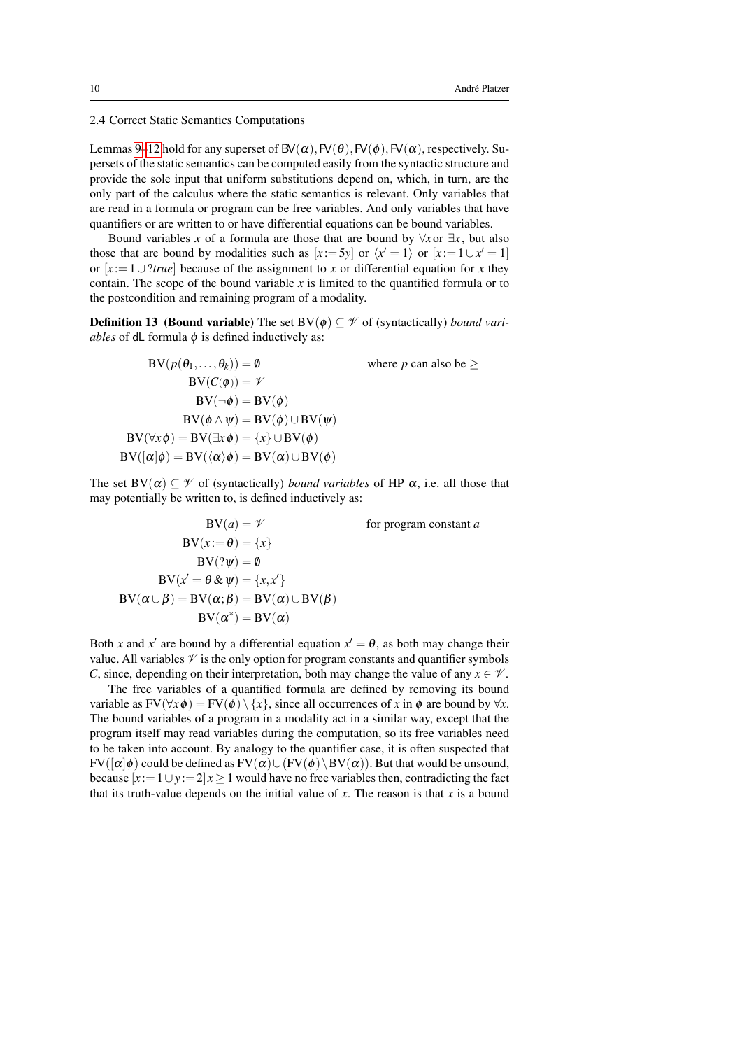## 2.4 Correct Static Semantics Computations

Lemmas 9–12 hold for any superset of $\mathsf{BV}(\alpha), \mathsf{FV}(\theta), \mathsf{FV}(\phi), \mathsf{FV}(\alpha)$, respectively. Supersets of the static semantics can be computed easily from the syntactic structure and provide the sole input that uniform substitutions depend on, which, in turn, are the only part of the calculus where the static semantics is relevant. Only variables that are read in a formula or program can be free variables. And only variables that have quantifiers or are written to or have differential equations can be bound variables.

Bound variables $x$ of a formula are those that are bound by $\forall x$ or $\exists x$, but also those that are bound by modalities such as $[x := 5y]$ or $\langle x' = 1 \rangle$ or $[x := 1 \cup x' = 1]$ or $[x := 1 \cup ?true]$ because of the assignment to $x$ or differential equation for $x$ they contain. The scope of the bound variable $x$ is limited to the quantified formula or to the postcondition and remaining program of a modality.

**Definition 13 (Bound variable)** The set $\mathrm{BV}(\phi) \subseteq \mathscr{V}$ of (syntactically) *bound variables* of dL formula $\phi$ is defined inductively as:

$$
\begin{aligned}
\mathrm{BV}(p(\theta_1,\dots,\theta_k)) &= \emptyset \qquad\qquad \text{where } p \text{ can also be } \geq \\
\mathrm{BV}(C(\phi)) &= \mathscr{V} \\
\mathrm{BV}(\neg\phi) &= \mathrm{BV}(\phi) \\
\mathrm{BV}(\phi \wedge \psi) &= \mathrm{BV}(\phi) \cup \mathrm{BV}(\psi) \\
\mathrm{BV}(\forall x\, \phi) = \mathrm{BV}(\exists x\, \phi) &= \{x\} \cup \mathrm{BV}(\phi) \\
\mathrm{BV}([\alpha]\phi) = \mathrm{BV}(\langle\alpha\rangle\phi) &= \mathrm{BV}(\alpha) \cup \mathrm{BV}(\phi)
\end{aligned}
$$

The set $\mathrm{BV}(\alpha) \subseteq \mathscr{V}$ of (syntactically) *bound variables* of HP $\alpha$, i.e. all those that may potentially be written to, is defined inductively as:

$$
\begin{aligned}
\mathrm{BV}(a) &= \mathscr{V} \qquad\qquad \text{for program constant } a \\
\mathrm{BV}(x := \theta) &= \{x\} \\
\mathrm{BV}(?\psi) &= \emptyset \\
\mathrm{BV}(x' = \theta \,\&\, \psi) &= \{x, x'\} \\
\mathrm{BV}(\alpha \cup \beta) = \mathrm{BV}(\alpha;\beta) &= \mathrm{BV}(\alpha) \cup \mathrm{BV}(\beta) \\
\mathrm{BV}(\alpha^*) &= \mathrm{BV}(\alpha)
\end{aligned}
$$

Both $x$ and $x'$ are bound by a differential equation $x' = \theta$, as both may change their value. All variables $\mathscr{V}$ is the only option for program constants and quantifier symbols $C$, since, depending on their interpretation, both may change the value of any $x \in \mathscr{V}$.

The free variables of a quantified formula are defined by removing its bound variable as $\mathrm{FV}(\forall x\, \phi) = \mathrm{FV}(\phi) \setminus \{x\}$, since all occurrences of $x$ in $\phi$ are bound by $\forall x$. The bound variables of a program in a modality act in a similar way, except that the program itself may read variables during the computation, so its free variables need to be taken into account. By analogy to the quantifier case, it is often suspected that $\mathrm{FV}([\alpha]\phi)$ could be defined as $\mathrm{FV}(\alpha) \cup (\mathrm{FV}(\phi) \setminus \mathrm{BV}(\alpha))$. But that would be unsound, because $[x := 1 \cup y := 2]\, x \geq 1$ would have no free variables then, contradicting the fact that its truth-value depends on the initial value of $x$. The reason is that $x$ is a bound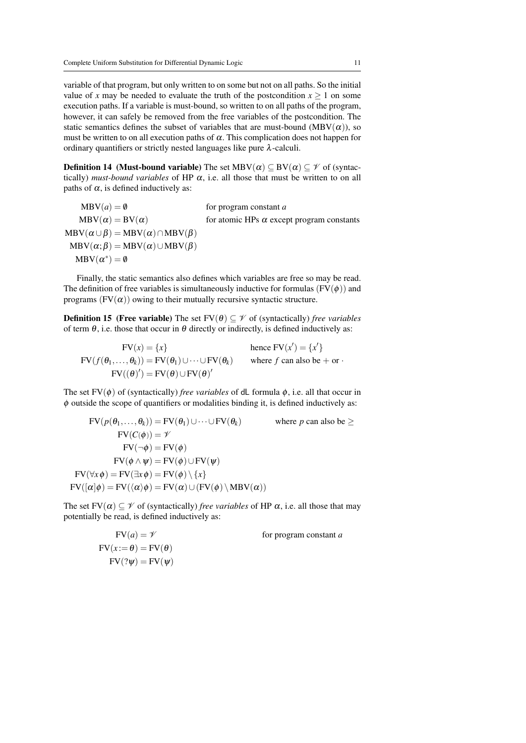variable of that program, but only written to on some but not on all paths. So the initial value of $x$ may be needed to evaluate the truth of the postcondition $x \geq 1$ on some execution paths. If a variable is must-bound, so written to on all paths of the program, however, it can safely be removed from the free variables of the postcondition. The static semantics defines the subset of variables that are must-bound ($\mathrm{MBV}(\alpha)$), so must be written to on all execution paths of $\alpha$. This complication does not happen for ordinary quantifiers or strictly nested languages like pure $\lambda$-calculi.

**Definition 14 (Must-bound variable)** The set $\mathrm{MBV}(\alpha) \subseteq \mathrm{BV}(\alpha) \subseteq \mathscr{V}$ of (syntactically) *must-bound variables* of HP $\alpha$, i.e. all those that must be written to on all paths of $\alpha$, is defined inductively as:

$$
\begin{aligned}
\mathrm{MBV}(a) &= \emptyset && \text{for program constant } a \\
\mathrm{MBV}(\alpha) &= \mathrm{BV}(\alpha) && \text{for atomic HPs } \alpha \text{ except program constants} \\
\mathrm{MBV}(\alpha \cup \beta) &= \mathrm{MBV}(\alpha) \cap \mathrm{MBV}(\beta) \\
\mathrm{MBV}(\alpha;\beta) &= \mathrm{MBV}(\alpha) \cup \mathrm{MBV}(\beta) \\
\mathrm{MBV}(\alpha^*) &= \emptyset
\end{aligned}
$$

Finally, the static semantics also defines which variables are free so may be read. The definition of free variables is simultaneously inductive for formulas ($\mathrm{FV}(\phi)$) and programs ($\mathrm{FV}(\alpha)$) owing to their mutually recursive syntactic structure.

**Definition 15 (Free variable)** The set $\mathrm{FV}(\theta) \subseteq \mathscr{V}$ of (syntactically) *free variables* of term $\theta$, i.e. those that occur in $\theta$ directly or indirectly, is defined inductively as:

$$
\begin{aligned}
\mathrm{FV}(x) &= \{x\} && \text{hence } \mathrm{FV}(x') = \{x'\} \\
\mathrm{FV}(f(\theta_1,\dots,\theta_k)) &= \mathrm{FV}(\theta_1) \cup \dots \cup \mathrm{FV}(\theta_k) && \text{where } f \text{ can also be } + \text{ or } \cdot \\
\mathrm{FV}((\theta)') &= \mathrm{FV}(\theta) \cup \mathrm{FV}(\theta)'
\end{aligned}
$$

The set $\mathrm{FV}(\phi)$ of (syntactically) *free variables* of dL formula $\phi$, i.e. all that occur in $\phi$ outside the scope of quantifiers or modalities binding it, is defined inductively as:

$$
\begin{aligned}
\mathrm{FV}(p(\theta_1,\dots,\theta_k)) &= \mathrm{FV}(\theta_1) \cup \dots \cup \mathrm{FV}(\theta_k) && \text{where } p \text{ can also be } \geq \\
\mathrm{FV}(C(\phi)) &= \mathscr{V} \\
\mathrm{FV}(\neg\phi) &= \mathrm{FV}(\phi) \\
\mathrm{FV}(\phi \wedge \psi) &= \mathrm{FV}(\phi) \cup \mathrm{FV}(\psi) \\
\mathrm{FV}(\forall x\, \phi) = \mathrm{FV}(\exists x\, \phi) &= \mathrm{FV}(\phi) \setminus \{x\} \\
\mathrm{FV}([\alpha]\phi) = \mathrm{FV}(\langle\alpha\rangle\phi) &= \mathrm{FV}(\alpha) \cup (\mathrm{FV}(\phi) \setminus \mathrm{MBV}(\alpha))
\end{aligned}
$$

The set $\mathrm{FV}(\alpha) \subseteq \mathscr{V}$ of (syntactically) *free variables* of HP $\alpha$, i.e. all those that may potentially be read, is defined inductively as:

$$
\begin{aligned}
\mathrm{FV}(a) &= \mathscr{V} && \text{for program constant } a \\
\mathrm{FV}(x := \theta) &= \mathrm{FV}(\theta) \\
\mathrm{FV}(?\psi) &= \mathrm{FV}(\psi)
\end{aligned}
$$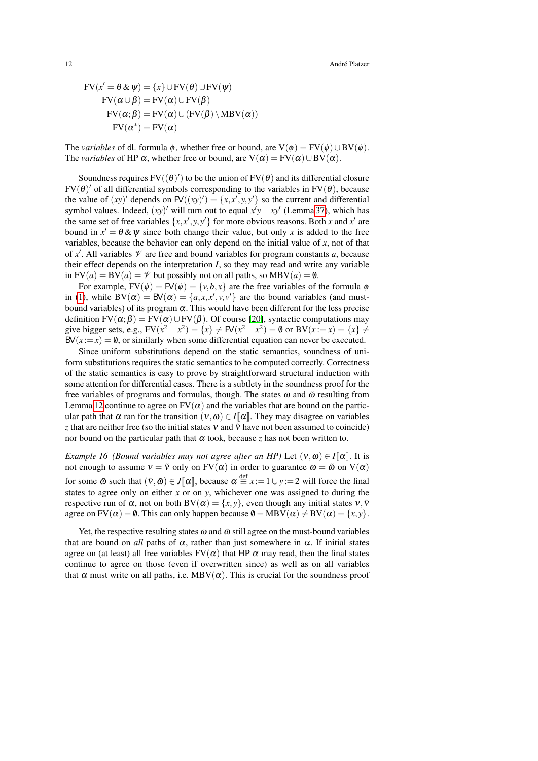$$
\begin{aligned}
\mathrm{FV}(x' = \theta \,\&\, \psi) &= \{x\} \cup \mathrm{FV}(\theta) \cup \mathrm{FV}(\psi)\\
\mathrm{FV}(\alpha \cup \beta) &= \mathrm{FV}(\alpha) \cup \mathrm{FV}(\beta)\\
\mathrm{FV}(\alpha;\beta) &= \mathrm{FV}(\alpha) \cup (\mathrm{FV}(\beta) \setminus \mathrm{MBV}(\alpha))\\
\mathrm{FV}(\alpha^*) &= \mathrm{FV}(\alpha)
\end{aligned}
$$

The *variables* of dL formula $\phi$, whether free or bound, are $\mathrm{V}(\phi) = \mathrm{FV}(\phi) \cup \mathrm{BV}(\phi)$. The *variables* of HP $\alpha$, whether free or bound, are $\mathrm{V}(\alpha) = \mathrm{FV}(\alpha) \cup \mathrm{BV}(\alpha)$.

Soundness requires $\mathrm{FV}((\theta)')$ to be the union of $\mathrm{FV}(\theta)$ and its differential closure $\mathrm{FV}(\theta)'$ of all differential symbols corresponding to the variables in $\mathrm{FV}(\theta)$, because the value of $(xy)'$ depends on $\mathsf{FV}((xy)') = \{x, x', y, y'\}$ so the current and differential symbol values. Indeed, $(xy)'$ will turn out to equal $x'y + xy'$ (Lemma 37), which has the same set of free variables $\{x, x', y, y'\}$ for more obvious reasons. Both $x$ and $x'$ are bound in $x' = \theta \,\&\, \psi$ since both change their value, but only $x$ is added to the free variables, because the behavior can only depend on the initial value of $x$, not of that of $x'$. All variables $\mathscr{V}$ are free and bound variables for program constants $a$, because their effect depends on the interpretation $I$, so they may read and write any variable in $\mathrm{FV}(a) = \mathrm{BV}(a) = \mathscr{V}$ but possibly not on all paths, so $\mathrm{MBV}(a) = \emptyset$.

For example, $\mathrm{FV}(\phi) = \mathsf{FV}(\phi) = \{v, b, x\}$ are the free variables of the formula $\phi$ in (1), while $\mathrm{BV}(\alpha) = \mathsf{BV}(\alpha) = \{a, x, x', v, v'\}$ are the bound variables (and must-bound variables) of its program $\alpha$. This would have been different for the less precise definition $\mathrm{FV}(\alpha;\beta) = \mathrm{FV}(\alpha) \cup \mathrm{FV}(\beta)$. Of course [20], syntactic computations may give bigger sets, e.g., $\mathrm{FV}(x^2 - x^2) = \{x\} \neq \mathsf{FV}(x^2 - x^2) = \emptyset$ or $\mathrm{BV}(x := x) = \{x\} \neq \mathsf{BV}(x := x) = \emptyset$, or similarly when some differential equation can never be executed.

Since uniform substitutions depend on the static semantics, soundness of uniform substitutions requires the static semantics to be computed correctly. Correctness of the static semantics is easy to prove by straightforward structural induction with some attention for differential cases. There is a subtlety in the soundness proof for the free variables of programs and formulas, though. The states $\omega$ and $\tilde{\omega}$ resulting from Lemma 12 continue to agree on $\mathrm{FV}(\alpha)$ and the variables that are bound on the particular path that $\alpha$ ran for the transition $(\nu, \omega) \in I[\![\alpha]\!]$. They may disagree on variables $z$ that are neither free (so the initial states $\nu$ and $\tilde{\nu}$ have not been assumed to coincide) nor bound on the particular path that $\alpha$ took, because $z$ has not been written to.

*Example 16 (Bound variables may not agree after an HP)* Let $(\nu, \omega) \in I[\![\alpha]\!]$. It is not enough to assume $\nu = \tilde{\nu}$ only on $\mathrm{FV}(\alpha)$ in order to guarantee $\omega = \tilde{\omega}$ on $\mathrm{V}(\alpha)$ for some $\tilde{\omega}$ such that $(\tilde{\nu}, \tilde{\omega}) \in J[\![\alpha]\!]$, because $\alpha \overset{\text{def}}{\equiv} x := 1 \cup y := 2$ will force the final states to agree only on either $x$ or on $y$, whichever one was assigned to during the respective run of $\alpha$, not on both $\mathrm{BV}(\alpha) = \{x, y\}$, even though any initial states $\nu, \tilde{\nu}$ agree on $\mathrm{FV}(\alpha) = \emptyset$. This can only happen because $\emptyset = \mathrm{MBV}(\alpha) \neq \mathrm{BV}(\alpha) = \{x, y\}$.

Yet, the respective resulting states $\omega$ and $\tilde{\omega}$ still agree on the must-bound variables that are bound on *all* paths of $\alpha$, rather than just somewhere in $\alpha$. If initial states agree on (at least) all free variables $\mathrm{FV}(\alpha)$ that HP $\alpha$ may read, then the final states continue to agree on those (even if overwritten since) as well as on all variables that $\alpha$ must write on all paths, i.e. $\mathrm{MBV}(\alpha)$. This is crucial for the soundness proof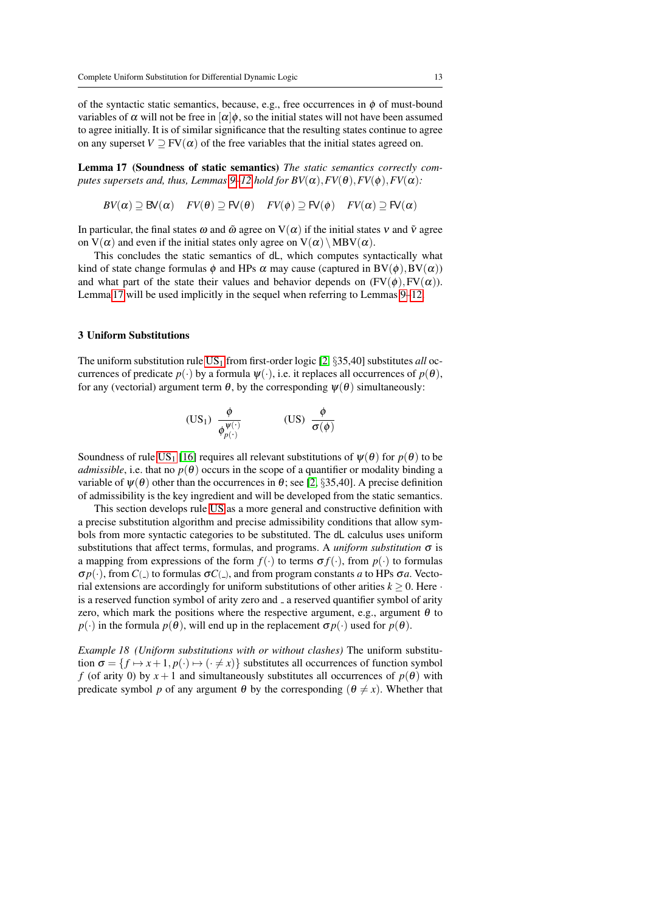of the syntactic static semantics, because, e.g., free occurrences in $\phi$ of must-bound variables of $\alpha$ will not be free in $[\alpha]\phi$, so the initial states will not have been assumed to agree initially. It is of similar significance that the resulting states continue to agree on any superset $V \supseteq \mathrm{FV}(\alpha)$ of the free variables that the initial states agreed on.

**Lemma 17 (Soundness of static semantics)** *The static semantics correctly computes supersets and, thus, Lemmas 9–12 hold for $BV(\alpha), FV(\theta), FV(\phi), FV(\alpha)$:*

$$BV(\alpha) \supseteq \mathsf{BV}(\alpha) \quad FV(\theta) \supseteq \mathsf{FV}(\theta) \quad FV(\phi) \supseteq \mathsf{FV}(\phi) \quad FV(\alpha) \supseteq \mathsf{FV}(\alpha)$$

In particular, the final states $\omega$ and $\tilde{\omega}$ agree on $\mathrm{V}(\alpha)$ if the initial states $\nu$ and $\tilde{\nu}$ agree on $\mathrm{V}(\alpha)$ and even if the initial states only agree on $\mathrm{V}(\alpha) \setminus \mathrm{MBV}(\alpha)$.

This concludes the static semantics of dL, which computes syntactically what kind of state change formulas $\phi$ and HPs $\alpha$ may cause (captured in $\mathrm{BV}(\phi), \mathrm{BV}(\alpha)$) and what part of the state their values and behavior depends on ($\mathrm{FV}(\phi), \mathrm{FV}(\alpha)$). Lemma 17 will be used implicitly in the sequel when referring to Lemmas 9–12.

## 3 Uniform Substitutions

The uniform substitution rule $\mathrm{US}_1$ from first-order logic [2, §35,40] substitutes *all* occurrences of predicate $p(\cdot)$ by a formula $\psi(\cdot)$, i.e. it replaces all occurrences of $p(\theta)$, for any (vectorial) argument term $\theta$, by the corresponding $\psi(\theta)$ simultaneously:

$$(\mathrm{US}_1)\ \frac{\phi}{\phi^{\psi(\cdot)}_{p(\cdot)}} \qquad\qquad (\mathrm{US})\ \frac{\phi}{\sigma(\phi)}$$

Soundness of rule $\mathrm{US}_1$ [16] requires all relevant substitutions of $\psi(\theta)$ for $p(\theta)$ to be *admissible*, i.e. that no $p(\theta)$ occurs in the scope of a quantifier or modality binding a variable of $\psi(\theta)$ other than the occurrences in $\theta$; see [2, §35,40]. A precise definition of admissibility is the key ingredient and will be developed from the static semantics.

This section develops rule US as a more general and constructive definition with a precise substitution algorithm and precise admissibility conditions that allow symbols from more syntactic categories to be substituted. The dL calculus uses uniform substitutions that affect terms, formulas, and programs. A *uniform substitution* $\sigma$ is a mapping from expressions of the form $f(\cdot)$ to terms $\sigma f(\cdot)$, from $p(\cdot)$ to formulas $\sigma p(\cdot)$, from $C(\_)$ to formulas $\sigma C(\_)$, and from program constants $a$ to HPs $\sigma a$. Vectorial extensions are accordingly for uniform substitutions of other arities $k \geq 0$. Here $\cdot$ is a reserved function symbol of arity zero and $\_$ a reserved quantifier symbol of arity zero, which mark the positions where the respective argument, e.g., argument $\theta$ to $p(\cdot)$ in the formula $p(\theta)$, will end up in the replacement $\sigma p(\cdot)$ used for $p(\theta)$.

*Example 18 (Uniform substitutions with or without clashes)* The uniform substitution $\sigma = \{f \mapsto x+1, p(\cdot) \mapsto (\cdot \neq x)\}$ substitutes all occurrences of function symbol $f$ (of arity 0) by $x+1$ and simultaneously substitutes all occurrences of $p(\theta)$ with predicate symbol $p$ of any argument $\theta$ by the corresponding $(\theta \neq x)$. Whether that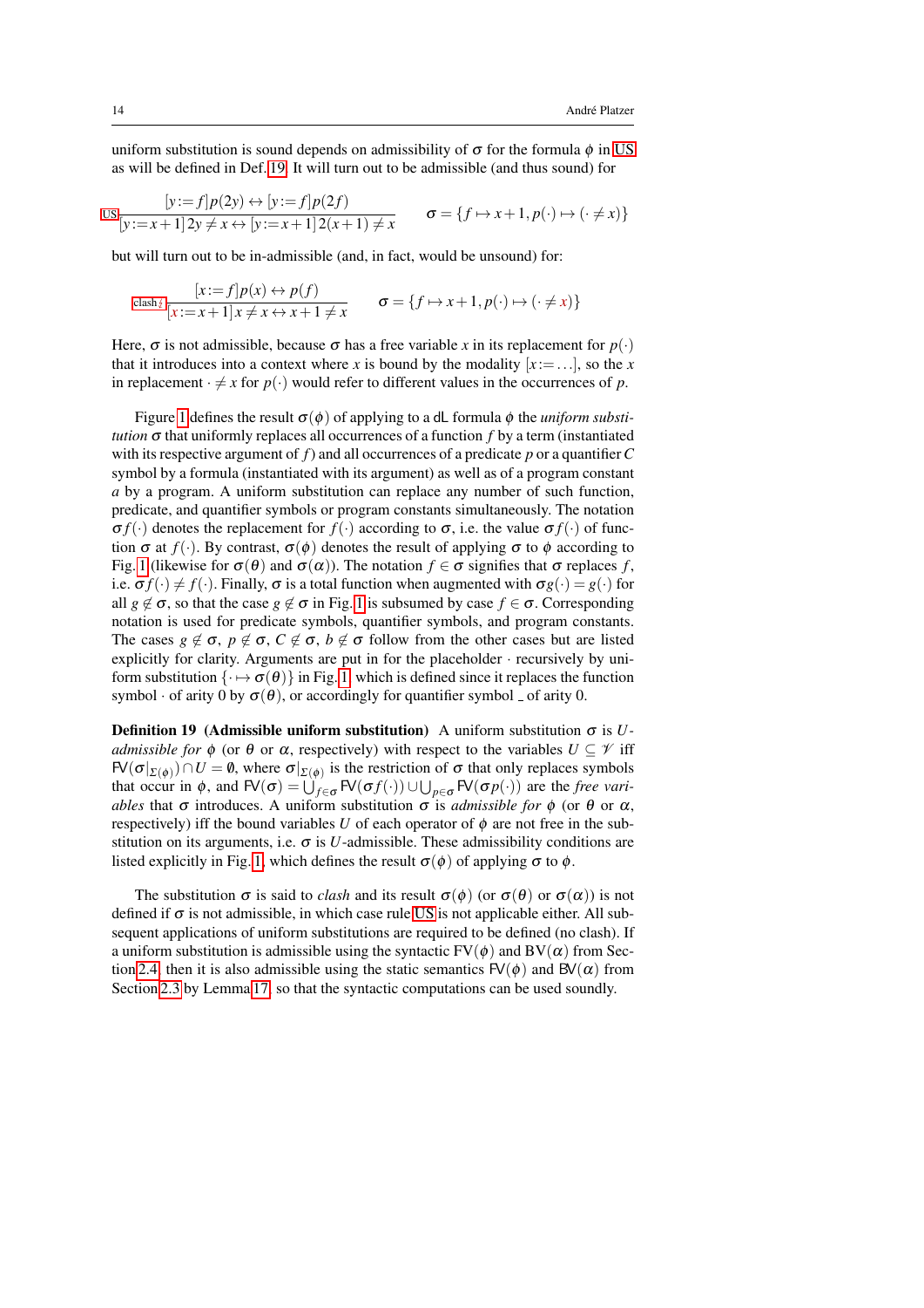uniform substitution is sound depends on admissibility of $\sigma$ for the formula $\phi$ in US as will be defined in Def. 19. It will turn out to be admissible (and thus sound) for

$$\text{US}\ \frac{[y:=f]p(2y) \leftrightarrow [y:=f]p(2f)}{[y:=x+1]\,2y \neq x \leftrightarrow [y:=x+1]\,2(x+1) \neq x} \qquad \sigma = \{f \mapsto x+1, p(\cdot) \mapsto (\cdot \neq x)\}$$

but will turn out to be in-admissible (and, in fact, would be unsound) for:

$$\text{clash}\ \frac{[x:=f]p(x) \leftrightarrow p(f)}{[x:=x+1]x \neq x \leftrightarrow x+1 \neq x} \qquad \sigma = \{f \mapsto x+1, p(\cdot) \mapsto (\cdot \neq x)\}$$

Here, $\sigma$ is not admissible, because $\sigma$ has a free variable $x$ in its replacement for $p(\cdot)$ that it introduces into a context where $x$ is bound by the modality $[x:=\ldots]$, so the $x$ in replacement $\cdot \neq x$ for $p(\cdot)$ would refer to different values in the occurrences of $p$.

Figure 1 defines the result $\sigma(\phi)$ of applying to a dL formula $\phi$ the *uniform substitution* $\sigma$ that uniformly replaces all occurrences of a function $f$ by a term (instantiated with its respective argument of $f$) and all occurrences of a predicate $p$ or a quantifier $C$ symbol by a formula (instantiated with its argument) as well as of a program constant $a$ by a program. A uniform substitution can replace any number of such function, predicate, and quantifier symbols or program constants simultaneously. The notation $\sigma f(\cdot)$ denotes the replacement for $f(\cdot)$ according to $\sigma$, i.e. the value $\sigma f(\cdot)$ of function $\sigma$ at $f(\cdot)$. By contrast, $\sigma(\phi)$ denotes the result of applying $\sigma$ to $\phi$ according to Fig. 1 (likewise for $\sigma(\theta)$ and $\sigma(\alpha)$). The notation $f \in \sigma$ signifies that $\sigma$ replaces $f$, i.e. $\sigma f(\cdot) \neq f(\cdot)$. Finally, $\sigma$ is a total function when augmented with $\sigma g(\cdot) = g(\cdot)$ for all $g \notin \sigma$, so that the case $g \notin \sigma$ in Fig. 1 is subsumed by case $f \in \sigma$. Corresponding notation is used for predicate symbols, quantifier symbols, and program constants. The cases $g \notin \sigma$, $p \notin \sigma$, $C \notin \sigma$, $b \notin \sigma$ follow from the other cases but are listed explicitly for clarity. Arguments are put in for the placeholder $\cdot$ recursively by uniform substitution $\{\cdot \mapsto \sigma(\theta)\}$ in Fig. 1, which is defined since it replaces the function symbol $\cdot$ of arity 0 by $\sigma(\theta)$, or accordingly for quantifier symbol \_ of arity 0.

**Definition 19 (Admissible uniform substitution)** A uniform substitution $\sigma$ is *$U$-admissible for* $\phi$ (or $\theta$ or $\alpha$, respectively) with respect to the variables $U \subseteq \mathscr{V}$ iff $\mathsf{FV}(\sigma|_{\Sigma(\phi)}) \cap U = \emptyset$, where $\sigma|_{\Sigma(\phi)}$ is the restriction of $\sigma$ that only replaces symbols that occur in $\phi$, and $\mathsf{FV}(\sigma) = \bigcup_{f \in \sigma} \mathsf{FV}(\sigma f(\cdot)) \cup \bigcup_{p \in \sigma} \mathsf{FV}(\sigma p(\cdot))$ are the *free variables* that $\sigma$ introduces. A uniform substitution $\sigma$ is *admissible for* $\phi$ (or $\theta$ or $\alpha$, respectively) iff the bound variables $U$ of each operator of $\phi$ are not free in the substitution on its arguments, i.e. $\sigma$ is $U$-admissible. These admissibility conditions are listed explicitly in Fig. 1, which defines the result $\sigma(\phi)$ of applying $\sigma$ to $\phi$.

The substitution $\sigma$ is said to *clash* and its result $\sigma(\phi)$ (or $\sigma(\theta)$ or $\sigma(\alpha)$) is not defined if $\sigma$ is not admissible, in which case rule US is not applicable either. All subsequent applications of uniform substitutions are required to be defined (no clash). If a uniform substitution is admissible using the syntactic $\mathrm{FV}(\phi)$ and $\mathrm{BV}(\alpha)$ from Section 2.4, then it is also admissible using the static semantics $\mathsf{FV}(\phi)$ and $\mathsf{BV}(\alpha)$ from Section 2.3 by Lemma 17, so that the syntactic computations can be used soundly.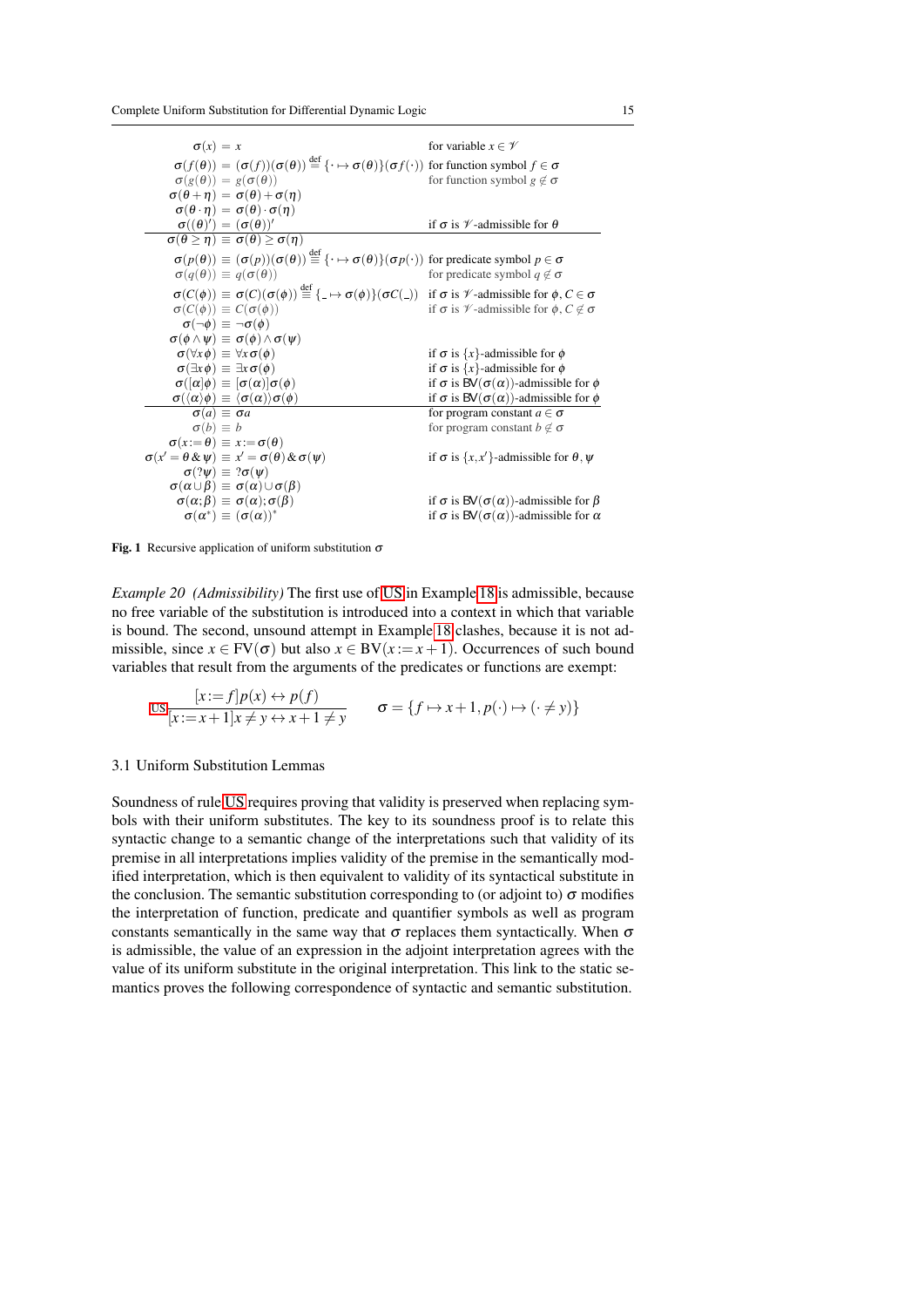$$
\begin{array}{rcll}
\sigma(x) & = & x & \text{for variable } x \in \mathscr{V} \\
\sigma(f(\theta)) & = & (\sigma(f))(\sigma(\theta)) \stackrel{\text{def}}{=} \{\cdot \mapsto \sigma(\theta)\}(\sigma f(\cdot)) & \text{for function symbol } f \in \sigma \\
\sigma(g(\theta)) & = & g(\sigma(\theta)) & \text{for function symbol } g \notin \sigma \\
\sigma(\theta + \eta) & = & \sigma(\theta) + \sigma(\eta) & \\
\sigma(\theta \cdot \eta) & = & \sigma(\theta) \cdot \sigma(\eta) & \\
\sigma((\theta)') & = & (\sigma(\theta))' & \text{if } \sigma \text{ is } \mathscr{V}\text{-admissible for } \theta \\
\hline
\sigma(\theta \geq \eta) & \equiv & \sigma(\theta) \geq \sigma(\eta) & \\
\sigma(p(\theta)) & \equiv & (\sigma(p))(\sigma(\theta)) \stackrel{\text{def}}{=} \{\cdot \mapsto \sigma(\theta)\}(\sigma p(\cdot)) & \text{for predicate symbol } p \in \sigma \\
\sigma(q(\theta)) & \equiv & q(\sigma(\theta)) & \text{for predicate symbol } q \notin \sigma \\
\sigma(C(\phi)) & \equiv & \sigma(C)(\sigma(\phi)) \stackrel{\text{def}}{=} \{\_ \mapsto \sigma(\phi)\}(\sigma C(\_)) & \text{if } \sigma \text{ is } \mathscr{V}\text{-admissible for } \phi, C \in \sigma \\
\sigma(C(\phi)) & \equiv & C(\sigma(\phi)) & \text{if } \sigma \text{ is } \mathscr{V}\text{-admissible for } \phi, C \notin \sigma \\
\sigma(\neg \phi) & \equiv & \neg \sigma(\phi) & \\
\sigma(\phi \wedge \psi) & \equiv & \sigma(\phi) \wedge \sigma(\psi) & \\
\sigma(\forall x\, \phi) & \equiv & \forall x\, \sigma(\phi) & \text{if } \sigma \text{ is } \{x\}\text{-admissible for } \phi \\
\sigma(\exists x\, \phi) & \equiv & \exists x\, \sigma(\phi) & \text{if } \sigma \text{ is } \{x\}\text{-admissible for } \phi \\
\sigma([\alpha]\phi) & \equiv & [\sigma(\alpha)]\sigma(\phi) & \text{if } \sigma \text{ is } \mathrm{BV}(\sigma(\alpha))\text{-admissible for } \phi \\
\sigma(\langle\alpha\rangle\phi) & \equiv & \langle\sigma(\alpha)\rangle\sigma(\phi) & \text{if } \sigma \text{ is } \mathrm{BV}(\sigma(\alpha))\text{-admissible for } \phi \\
\hline
\sigma(a) & \equiv & \sigma a & \text{for program constant } a \in \sigma \\
\sigma(b) & \equiv & b & \text{for program constant } b \notin \sigma \\
\sigma(x := \theta) & \equiv & x := \sigma(\theta) & \\
\sigma(x' = \theta \,\&\, \psi) & \equiv & x' = \sigma(\theta) \,\&\, \sigma(\psi) & \text{if } \sigma \text{ is } \{x, x'\}\text{-admissible for } \theta, \psi \\
\sigma(?\psi) & \equiv & ?\sigma(\psi) & \\
\sigma(\alpha \cup \beta) & \equiv & \sigma(\alpha) \cup \sigma(\beta) & \\
\sigma(\alpha; \beta) & \equiv & \sigma(\alpha); \sigma(\beta) & \text{if } \sigma \text{ is } \mathrm{BV}(\sigma(\alpha))\text{-admissible for } \beta \\
\sigma(\alpha^*) & \equiv & (\sigma(\alpha))^* & \text{if } \sigma \text{ is } \mathrm{BV}(\sigma(\alpha))\text{-admissible for } \alpha
\end{array}
$$

**Fig. 1** Recursive application of uniform substitution $\sigma$

*Example 20 (Admissibility)* The first use of US in Example 18 is admissible, because no free variable of the substitution is introduced into a context in which that variable is bound. The second, unsound attempt in Example 18 clashes, because it is not admissible, since $x \in \mathrm{FV}(\sigma)$ but also $x \in \mathrm{BV}(x := x+1)$. Occurrences of such bound variables that result from the arguments of the predicates or functions are exempt:

$$
\text{US}\ \frac{[x := f]p(x) \leftrightarrow p(f)}{[x := x+1]x \neq y \leftrightarrow x+1 \neq y} \qquad \sigma = \{f \mapsto x+1, p(\cdot) \mapsto (\cdot \neq y)\}
$$

### 3.1 Uniform Substitution Lemmas

Soundness of rule US requires proving that validity is preserved when replacing symbols with their uniform substitutes. The key to its soundness proof is to relate this syntactic change to a semantic change of the interpretations such that validity of its premise in all interpretations implies validity of the premise in the semantically modified interpretation, which is then equivalent to validity of its syntactical substitute in the conclusion. The semantic substitution corresponding to (or adjoint to) $\sigma$ modifies the interpretation of function, predicate and quantifier symbols as well as program constants semantically in the same way that $\sigma$ replaces them syntactically. When $\sigma$ is admissible, the value of an expression in the adjoint interpretation agrees with the value of its uniform substitute in the original interpretation. This link to the static semantics proves the following correspondence of syntactic and semantic substitution.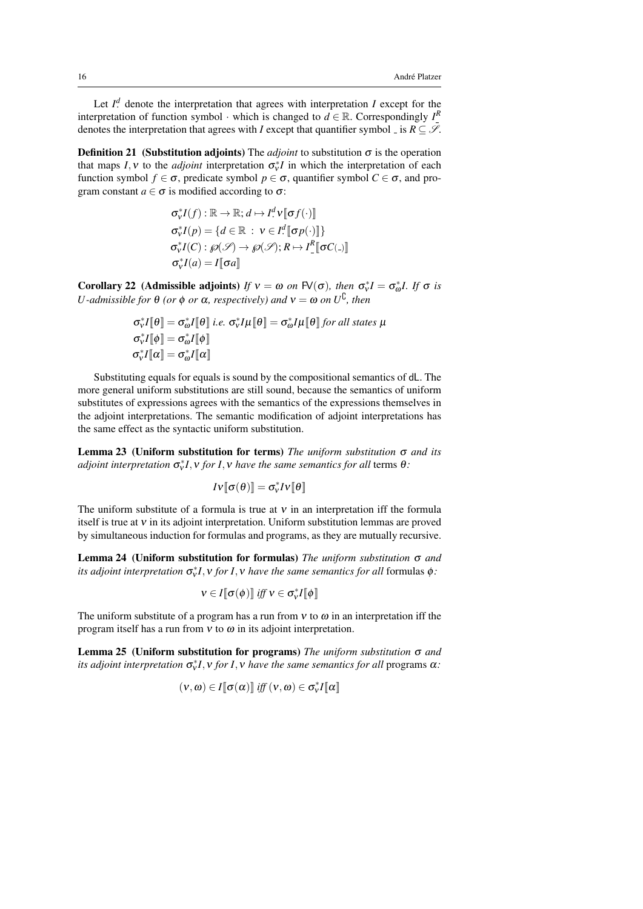Let $I_\cdot^d$ denote the interpretation that agrees with interpretation $I$ except for the interpretation of function symbol $\cdot$ which is changed to $d \in \mathbb{R}$. Correspondingly $I_\_^R$ denotes the interpretation that agrees with $I$ except that quantifier symbol $\_$ is $R \subseteq \mathscr{S}$.

**Definition 21 (Substitution adjoints)** The *adjoint* to substitution $\sigma$ is the operation that maps $I, \nu$ to the *adjoint* interpretation $\sigma_\nu^* I$ in which the interpretation of each function symbol $f \in \sigma$, predicate symbol $p \in \sigma$, quantifier symbol $C \in \sigma$, and program constant $a \in \sigma$ is modified according to $\sigma$:

$$
\begin{aligned}
&\sigma_\nu^* I(f) : \mathbb{R} \to \mathbb{R}; d \mapsto I_\cdot^d \nu[\![\sigma f(\cdot)]\!] \\
&\sigma_\nu^* I(p) = \{d \in \mathbb{R} \,:\, \nu \in I_\cdot^d[\![\sigma p(\cdot)]\!]\} \\
&\sigma_\nu^* I(C) : \wp(\mathscr{S}) \to \wp(\mathscr{S}); R \mapsto I_\_^R[\![\sigma C(\_)]\!] \\
&\sigma_\nu^* I(a) = I[\![\sigma a]\!]
\end{aligned}
$$

**Corollary 22 (Admissible adjoints)** *If $\nu = \omega$ on $\mathsf{FV}(\sigma)$, then $\sigma_\nu^* I = \sigma_\omega^* I$. If $\sigma$ is $U$-admissible for $\theta$ (or $\phi$ or $\alpha$, respectively) and $\nu = \omega$ on $U^\complement$, then*

$$
\begin{aligned}
&\sigma_\nu^* I[\![\theta]\!] = \sigma_\omega^* I[\![\theta]\!] \text{ i.e. } \sigma_\nu^* I\mu[\![\theta]\!] = \sigma_\omega^* I\mu[\![\theta]\!] \text{ for all states } \mu \\
&\sigma_\nu^* I[\![\phi]\!] = \sigma_\omega^* I[\![\phi]\!] \\
&\sigma_\nu^* I[\![\alpha]\!] = \sigma_\omega^* I[\![\alpha]\!]
\end{aligned}
$$

Substituting equals for equals is sound by the compositional semantics of dL. The more general uniform substitutions are still sound, because the semantics of uniform substitutes of expressions agrees with the semantics of the expressions themselves in the adjoint interpretations. The semantic modification of adjoint interpretations has the same effect as the syntactic uniform substitution.

**Lemma 23 (Uniform substitution for terms)** *The uniform substitution $\sigma$ and its adjoint interpretation $\sigma_\nu^* I, \nu$ for $I, \nu$ have the same semantics for all* terms *$\theta$:*

$$
I\nu[\![\sigma(\theta)]\!] = \sigma_\nu^* I\nu[\![\theta]\!]
$$

The uniform substitute of a formula is true at $\nu$ in an interpretation iff the formula itself is true at $\nu$ in its adjoint interpretation. Uniform substitution lemmas are proved by simultaneous induction for formulas and programs, as they are mutually recursive.

**Lemma 24 (Uniform substitution for formulas)** *The uniform substitution $\sigma$ and its adjoint interpretation $\sigma_\nu^* I, \nu$ for $I, \nu$ have the same semantics for all* formulas *$\phi$:*

$$
\nu \in I[\![\sigma(\phi)]\!] \text{ iff } \nu \in \sigma_\nu^* I[\![\phi]\!]
$$

The uniform substitute of a program has a run from $\nu$ to $\omega$ in an interpretation iff the program itself has a run from $\nu$ to $\omega$ in its adjoint interpretation.

**Lemma 25 (Uniform substitution for programs)** *The uniform substitution $\sigma$ and its adjoint interpretation $\sigma_\nu^* I, \nu$ for $I, \nu$ have the same semantics for all* programs *$\alpha$:*

$$
(\nu, \omega) \in I[\![\sigma(\alpha)]\!] \text{ iff } (\nu, \omega) \in \sigma_\nu^* I[\![\alpha]\!]
$$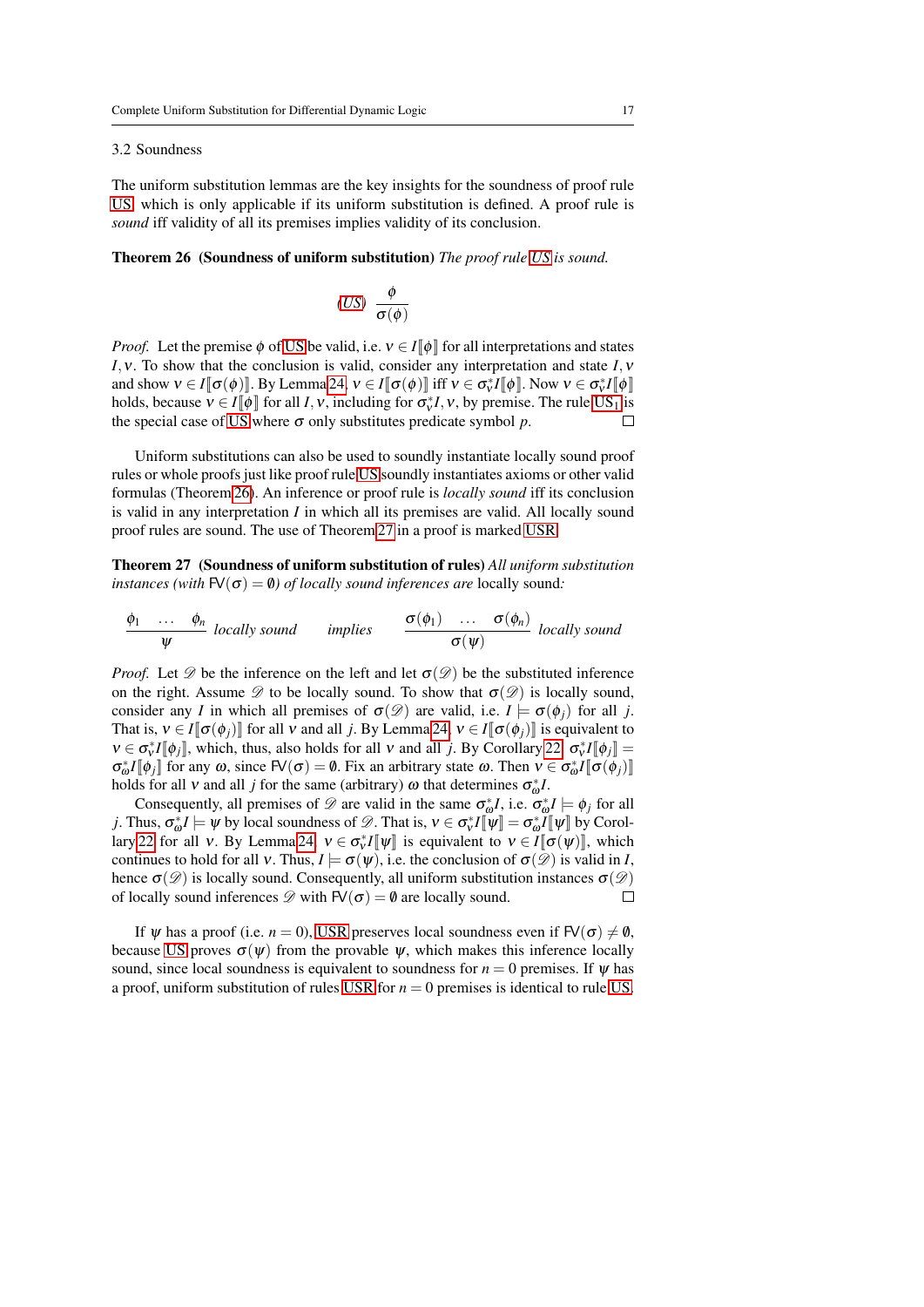### 3.2 Soundness

The uniform substitution lemmas are the key insights for the soundness of proof rule US, which is only applicable if its uniform substitution is defined. A proof rule is *sound* iff validity of all its premises implies validity of its conclusion.

**Theorem 26 (Soundness of uniform substitution)** *The proof rule US is sound.*

$$\text{(US)} \quad \frac{\phi}{\sigma(\phi)}$$

*Proof.* Let the premise $\phi$ of US be valid, i.e. $\nu \in I[\![\phi]\!]$ for all interpretations and states $I, \nu$. To show that the conclusion is valid, consider any interpretation and state $I, \nu$ and show $\nu \in I[\![\sigma(\phi)]\!]$. By Lemma 24, $\nu \in I[\![\sigma(\phi)]\!]$ iff $\nu \in \sigma^*_\nu I[\![\phi]\!]$. Now $\nu \in \sigma^*_\nu I[\![\phi]\!]$ holds, because $\nu \in I[\![\phi]\!]$ for all $I, \nu$, including for $\sigma^*_\nu I, \nu$, by premise. The rule $\text{US}_1$ is the special case of US where $\sigma$ only substitutes predicate symbol $p$. ☐

Uniform substitutions can also be used to soundly instantiate locally sound proof rules or whole proofs just like proof rule US soundly instantiates axioms or other valid formulas (Theorem 26). An inference or proof rule is *locally sound* iff its conclusion is valid in any interpretation $I$ in which all its premises are valid. All locally sound proof rules are sound. The use of Theorem 27 in a proof is marked USR.

**Theorem 27 (Soundness of uniform substitution of rules)** *All uniform substitution instances (with $\mathsf{FV}(\sigma) = \emptyset$) of locally sound inferences are* locally sound*:*

$$\frac{\phi_1 \quad \dots \quad \phi_n}{\psi} \ \textit{locally sound} \qquad \textit{implies} \qquad \frac{\sigma(\phi_1) \quad \dots \quad \sigma(\phi_n)}{\sigma(\psi)} \ \textit{locally sound}$$

*Proof.* Let $\mathscr{D}$ be the inference on the left and let $\sigma(\mathscr{D})$ be the substituted inference on the right. Assume $\mathscr{D}$ to be locally sound. To show that $\sigma(\mathscr{D})$ is locally sound, consider any $I$ in which all premises of $\sigma(\mathscr{D})$ are valid, i.e. $I \models \sigma(\phi_j)$ for all $j$. That is, $\nu \in I[\![\sigma(\phi_j)]\!]$ for all $\nu$ and all $j$. By Lemma 24, $\nu \in I[\![\sigma(\phi_j)]\!]$ is equivalent to $\nu \in \sigma^*_\nu I[\![\phi_j]\!]$, which, thus, also holds for all $\nu$ and all $j$. By Corollary 22, $\sigma^*_\nu I[\![\phi_j]\!] = \sigma^*_\omega I[\![\phi_j]\!]$ for any $\omega$, since $\mathsf{FV}(\sigma) = \emptyset$. Fix an arbitrary state $\omega$. Then $\nu \in \sigma^*_\omega I[\![\sigma(\phi_j)]\!]$ holds for all $\nu$ and all $j$ for the same (arbitrary) $\omega$ that determines $\sigma^*_\omega I$.

Consequently, all premises of $\mathscr{D}$ are valid in the same $\sigma^*_\omega I$, i.e. $\sigma^*_\omega I \models \phi_j$ for all $j$. Thus, $\sigma^*_\omega I \models \psi$ by local soundness of $\mathscr{D}$. That is, $\nu \in \sigma^*_\nu I[\![\psi]\!] = \sigma^*_\omega I[\![\psi]\!]$ by Corollary 22 for all $\nu$. By Lemma 24, $\nu \in \sigma^*_\nu I[\![\psi]\!]$ is equivalent to $\nu \in I[\![\sigma(\psi)]\!]$, which continues to hold for all $\nu$. Thus, $I \models \sigma(\psi)$, i.e. the conclusion of $\sigma(\mathscr{D})$ is valid in $I$, hence $\sigma(\mathscr{D})$ is locally sound. Consequently, all uniform substitution instances $\sigma(\mathscr{D})$ of locally sound inferences $\mathscr{D}$ with $\mathsf{FV}(\sigma) = \emptyset$ are locally sound. ☐

If $\psi$ has a proof (i.e. $n = 0$), USR preserves local soundness even if $\mathsf{FV}(\sigma) \neq \emptyset$, because US proves $\sigma(\psi)$ from the provable $\psi$, which makes this inference locally sound, since local soundness is equivalent to soundness for $n = 0$ premises. If $\psi$ has a proof, uniform substitution of rules USR for $n = 0$ premises is identical to rule US.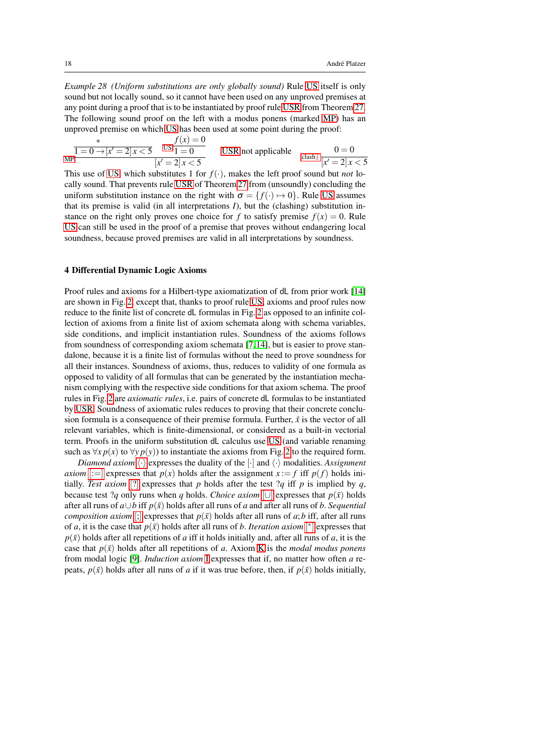*Example 28 (Uniform substitutions are only globally sound)* Rule US itself is only sound but not locally sound, so it cannot have been used on any unproved premises at any point during a proof that is to be instantiated by proof rule USR from Theorem 27. The following sound proof on the left with a modus ponens (marked MP) has an unproved premise on which US has been used at some point during the proof:

$$\text{MP}\dfrac{\dfrac{*}{1=0 \rightarrow [x'=2]x<5} \quad \text{US}\dfrac{f(x)=0}{1=0}}{[x'=2]x<5} \qquad \text{USR not applicable} \qquad \text{clash}\lightning\dfrac{0=0}{[x'=2]x<5}$$

This use of US, which substitutes 1 for $f(\cdot)$, makes the left proof sound but *not* locally sound. That prevents rule USR of Theorem 27 from (unsoundly) concluding the uniform substitution instance on the right with $\sigma = \{f(\cdot) \mapsto 0\}$. Rule US assumes that its premise is valid (in all interpretations $I$), but the (clashing) substitution instance on the right only proves one choice for $f$ to satisfy premise $f(x) = 0$. Rule US can still be used in the proof of a premise that proves without endangering local soundness, because proved premises are valid in all interpretations by soundness.

## 4 Differential Dynamic Logic Axioms

Proof rules and axioms for a Hilbert-type axiomatization of dL from prior work [14] are shown in Fig. 2, except that, thanks to proof rule US, axioms and proof rules now reduce to the finite list of concrete dL formulas in Fig. 2 as opposed to an infinite collection of axioms from a finite list of axiom schemata along with schema variables, side conditions, and implicit instantiation rules. Soundness of the axioms follows from soundness of corresponding axiom schemata [7,14], but is easier to prove standalone, because it is a finite list of formulas without the need to prove soundness for all their instances. Soundness of axioms, thus, reduces to validity of one formula as opposed to validity of all formulas that can be generated by the instantiation mechanism complying with the respective side conditions for that axiom schema. The proof rules in Fig. 2 are *axiomatic rules*, i.e. pairs of concrete dL formulas to be instantiated by USR. Soundness of axiomatic rules reduces to proving that their concrete conclusion formula is a consequence of their premise formula. Further, $\bar{x}$ is the vector of all relevant variables, which is finite-dimensional, or considered as a built-in vectorial term. Proofs in the uniform substitution dL calculus use US (and variable renaming such as $\forall x\, p(x)$ to $\forall y\, p(y)$) to instantiate the axioms from Fig. 2 to the required form.

*Diamond axiom* $\langle\cdot\rangle$ expresses the duality of the $[\cdot]$ and $\langle\cdot\rangle$ modalities. *Assignment axiom* $[:=]$ expresses that $p(x)$ holds after the assignment $x := f$ iff $p(f)$ holds initially. *Test axiom* $[?]$ expresses that $p$ holds after the test $?q$ iff $p$ is implied by $q$, because test $?q$ only runs when $q$ holds. *Choice axiom* $[\cup]$ expresses that $p(\bar{x})$ holds after all runs of $a \cup b$ iff $p(\bar{x})$ holds after all runs of $a$ and after all runs of $b$. *Sequential composition axiom* $[;]$ expresses that $p(\bar{x})$ holds after all runs of $a;b$ iff, after all runs of $a$, it is the case that $p(\bar{x})$ holds after all runs of $b$. *Iteration axiom* $[^*]$ expresses that $p(\bar{x})$ holds after all repetitions of $a$ iff it holds initially and, after all runs of $a$, it is the case that $p(\bar{x})$ holds after all repetitions of $a$. Axiom K is the *modal modus ponens* from modal logic [9]. *Induction axiom* I expresses that if, no matter how often $a$ repeats, $p(\bar{x})$ holds after all runs of $a$ if it was true before, then, if $p(\bar{x})$ holds initially,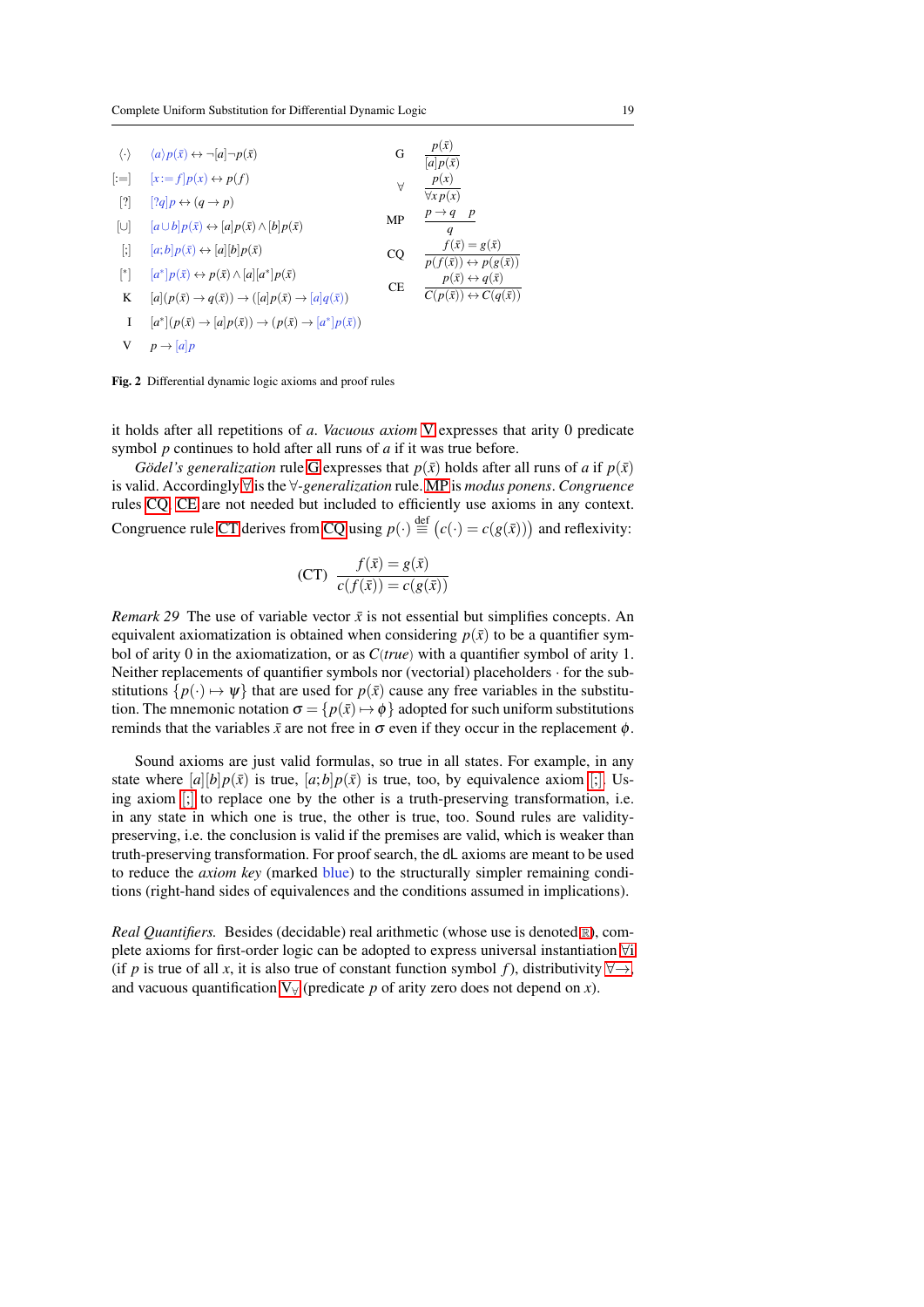| | | | |
|---|---|---|---|
| $\langle\cdot\rangle$ | $\langle a\rangle p(\bar{x}) \leftrightarrow \neg[a]\neg p(\bar{x})$ | G | $\dfrac{p(\bar{x})}{[a]p(\bar{x})}$ |
| $[:=]$ | $[x:=f]p(x) \leftrightarrow p(f)$ | $\forall$ | $\dfrac{p(x)}{\forall x\, p(x)}$ |
| $[?]$ | $[?q]p \leftrightarrow (q \rightarrow p)$ | MP | $\dfrac{p \rightarrow q \quad p}{q}$ |
| $[\cup]$ | $[a \cup b]p(\bar{x}) \leftrightarrow [a]p(\bar{x}) \wedge [b]p(\bar{x})$ | CQ | $\dfrac{f(\bar{x}) = g(\bar{x})}{p(f(\bar{x})) \leftrightarrow p(g(\bar{x}))}$ |
| $[;]$ | $[a;b]p(\bar{x}) \leftrightarrow [a][b]p(\bar{x})$ | CE | $\dfrac{p(\bar{x}) \leftrightarrow q(\bar{x})}{C(p(\bar{x})) \leftrightarrow C(q(\bar{x}))}$ |
| $[^*]$ | $[a^*]p(\bar{x}) \leftrightarrow p(\bar{x}) \wedge [a][a^*]p(\bar{x})$ | | |
| K | $[a](p(\bar{x}) \rightarrow q(\bar{x})) \rightarrow ([a]p(\bar{x}) \rightarrow [a]q(\bar{x}))$ | | |
| I | $[a^*](p(\bar{x}) \rightarrow [a]p(\bar{x})) \rightarrow (p(\bar{x}) \rightarrow [a^*]p(\bar{x}))$ | | |
| V | $p \rightarrow [a]p$ | | |

**Fig. 2** Differential dynamic logic axioms and proof rules

it holds after all repetitions of $a$. *Vacuous axiom* V expresses that arity 0 predicate symbol $p$ continues to hold after all runs of $a$ if it was true before.

*Gödel's generalization* rule G expresses that $p(\bar{x})$ holds after all runs of $a$ if $p(\bar{x})$ is valid. Accordingly $\forall$ is the $\forall$-*generalization* rule. MP is *modus ponens*. *Congruence* rules CQ, CE are not needed but included to efficiently use axioms in any context. Congruence rule CT derives from CQ using $p(\cdot) \stackrel{\text{def}}{\equiv} \big(c(\cdot) = c(g(\bar{x}))\big)$ and reflexivity:

$$\text{(CT)}\quad \frac{f(\bar{x}) = g(\bar{x})}{c(f(\bar{x})) = c(g(\bar{x}))}$$

*Remark 29* The use of variable vector $\bar{x}$ is not essential but simplifies concepts. An equivalent axiomatization is obtained when considering $p(\bar{x})$ to be a quantifier symbol of arity 0 in the axiomatization, or as $C(true)$ with a quantifier symbol of arity 1. Neither replacements of quantifier symbols nor (vectorial) placeholders $\cdot$ for the substitutions $\{p(\cdot) \mapsto \psi\}$ that are used for $p(\bar{x})$ cause any free variables in the substitution. The mnemonic notation $\sigma = \{p(\bar{x}) \mapsto \phi\}$ adopted for such uniform substitutions reminds that the variables $\bar{x}$ are not free in $\sigma$ even if they occur in the replacement $\phi$.

Sound axioms are just valid formulas, so true in all states. For example, in any state where $[a][b]p(\bar{x})$ is true, $[a;b]p(\bar{x})$ is true, too, by equivalence axiom $[;]$. Using axiom $[;]$ to replace one by the other is a truth-preserving transformation, i.e. in any state in which one is true, the other is true, too. Sound rules are validity-preserving, i.e. the conclusion is valid if the premises are valid, which is weaker than truth-preserving transformation. For proof search, the dL axioms are meant to be used to reduce the *axiom key* (marked blue) to the structurally simpler remaining conditions (right-hand sides of equivalences and the conditions assumed in implications).

*Real Quantifiers.* Besides (decidable) real arithmetic (whose use is denoted $\mathbb{R}$), complete axioms for first-order logic can be adopted to express universal instantiation $\forall$i (if $p$ is true of all $x$, it is also true of constant function symbol $f$), distributivity $\forall\rightarrow$, and vacuous quantification $V_\forall$ (predicate $p$ of arity zero does not depend on $x$).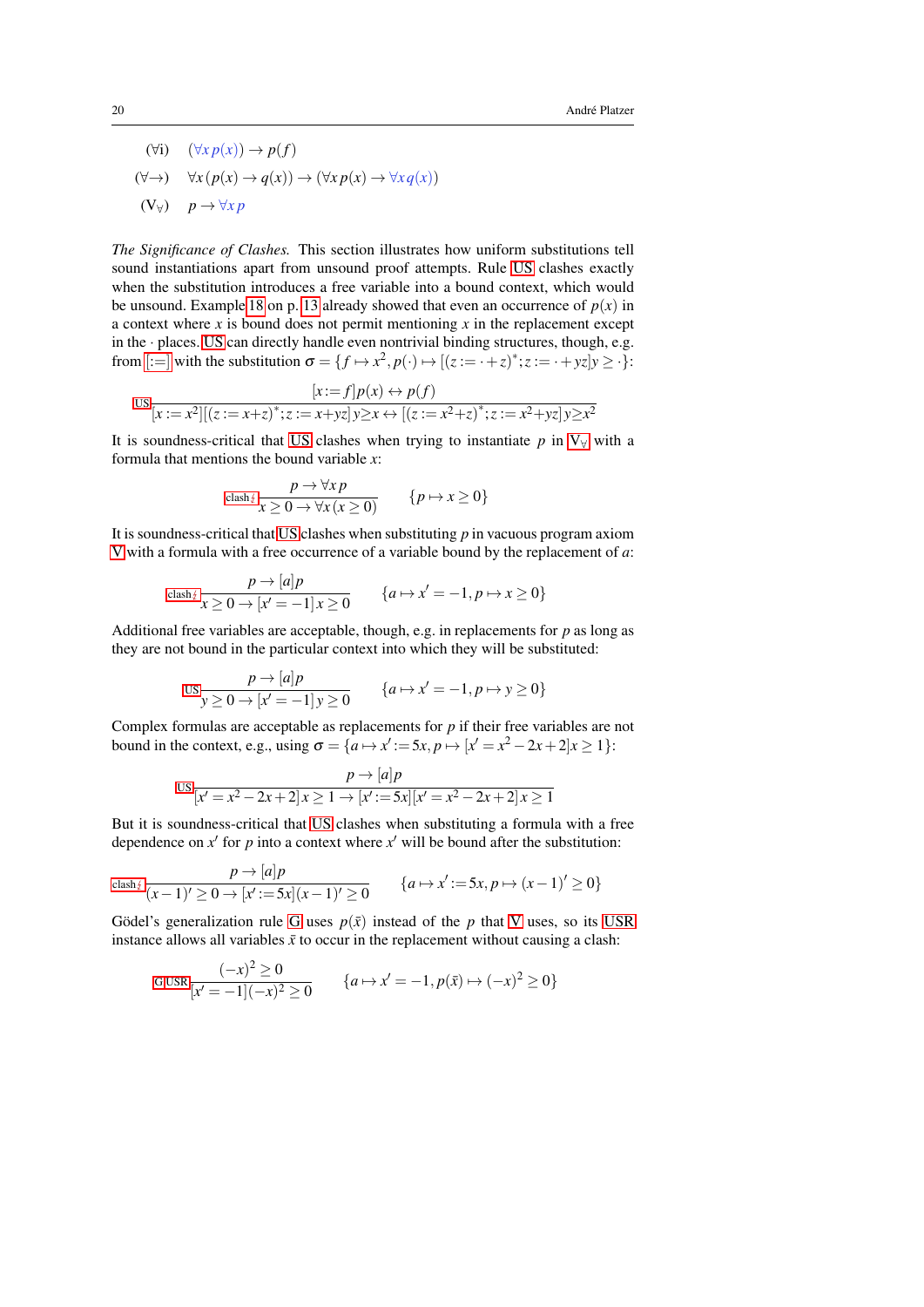($\forall$i) $\quad (\forall x\, p(x)) \rightarrow p(f)$

($\forall\rightarrow$) $\quad \forall x\,(p(x) \rightarrow q(x)) \rightarrow (\forall x\, p(x) \rightarrow \forall x\, q(x))$

($V_\forall$) $\quad p \rightarrow \forall x\, p$

*The Significance of Clashes.* This section illustrates how uniform substitutions tell sound instantiations apart from unsound proof attempts. Rule US clashes exactly when the substitution introduces a free variable into a bound context, which would be unsound. Example 18 on p. 13 already showed that even an occurrence of $p(x)$ in a context where $x$ is bound does not permit mentioning $x$ in the replacement except in the $\cdot$ places. US can directly handle even nontrivial binding structures, though, e.g. from [:=] with the substitution $\sigma = \{f \mapsto x^2, p(\cdot) \mapsto [(z := \cdot + z)^*; z := \cdot + yz]y \geq \cdot\}$:

$$\text{US}\ \frac{[x := f]p(x) \leftrightarrow p(f)}{[x := x^2][(z := x{+}z)^*; z := x{+}yz]\, y{\geq}x \leftrightarrow [(z := x^2{+}z)^*; z := x^2{+}yz]\, y{\geq}x^2}$$

It is soundness-critical that US clashes when trying to instantiate $p$ in $V_\forall$ with a formula that mentions the bound variable $x$:

$$\text{clash}\lightning\ \frac{p \rightarrow \forall x\, p}{x \geq 0 \rightarrow \forall x\,(x \geq 0)} \qquad \{p \mapsto x \geq 0\}$$

It is soundness-critical that US clashes when substituting $p$ in vacuous program axiom V with a formula with a free occurrence of a variable bound by the replacement of $a$:

$$\text{clash}\lightning\ \frac{p \rightarrow [a]p}{x \geq 0 \rightarrow [x' = -1]\, x \geq 0} \qquad \{a \mapsto x' = -1, p \mapsto x \geq 0\}$$

Additional free variables are acceptable, though, e.g. in replacements for $p$ as long as they are not bound in the particular context into which they will be substituted:

$$\text{US}\ \frac{p \rightarrow [a]p}{y \geq 0 \rightarrow [x' = -1]\, y \geq 0} \qquad \{a \mapsto x' = -1, p \mapsto y \geq 0\}$$

Complex formulas are acceptable as replacements for $p$ if their free variables are not bound in the context, e.g., using $\sigma = \{a \mapsto x' := 5x, p \mapsto [x' = x^2 - 2x + 2]x \geq 1\}$:

$$\text{US}\ \frac{p \rightarrow [a]p}{[x' = x^2 - 2x + 2]\, x \geq 1 \rightarrow [x' := 5x][x' = x^2 - 2x + 2]\, x \geq 1}$$

But it is soundness-critical that US clashes when substituting a formula with a free dependence on $x'$ for $p$ into a context where $x'$ will be bound after the substitution:

$$\text{clash}\lightning\ \frac{p \rightarrow [a]p}{(x-1)' \geq 0 \rightarrow [x' := 5x](x-1)' \geq 0} \qquad \{a \mapsto x' := 5x, p \mapsto (x-1)' \geq 0\}$$

Gödel's generalization rule G uses $p(\bar{x})$ instead of the $p$ that V uses, so its USR instance allows all variables $\bar{x}$ to occur in the replacement without causing a clash:

$$\text{G}\,\text{USR}\ \frac{(-x)^2 \geq 0}{[x' = -1](-x)^2 \geq 0} \qquad \{a \mapsto x' = -1, p(\bar{x}) \mapsto (-x)^2 \geq 0\}$$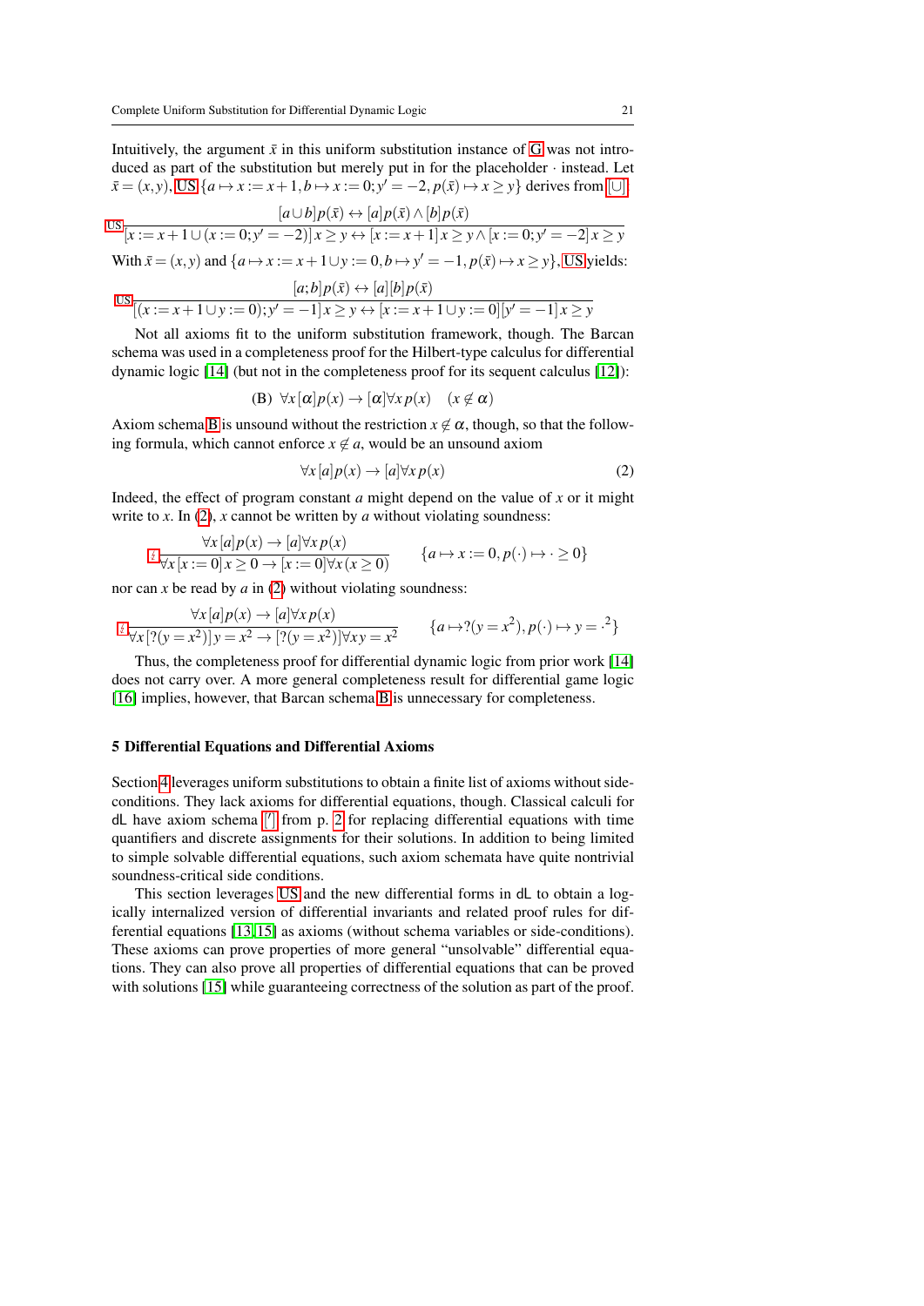Intuitively, the argument $\bar{x}$ in this uniform substitution instance of G was not introduced as part of the substitution but merely put in for the placeholder $\cdot$ instead. Let $\bar{x} = (x,y)$, US $\{a \mapsto x := x+1, b \mapsto x := 0; y' = -2, p(\bar{x}) \mapsto x \geq y\}$ derives from $[\cup]$

$$\text{US}\ \frac{[a \cup b]p(\bar{x}) \leftrightarrow [a]p(\bar{x}) \wedge [b]p(\bar{x})}{[x := x+1 \cup (x := 0; y' = -2)]\, x \geq y \leftrightarrow [x := x+1]\, x \geq y \wedge [x := 0; y' = -2]\, x \geq y}$$

With $\bar{x} = (x,y)$ and $\{a \mapsto x := x+1 \cup y := 0, b \mapsto y' = -1, p(\bar{x}) \mapsto x \geq y\}$, US yields:

$$\text{US}\ \frac{[a;b]p(\bar{x}) \leftrightarrow [a][b]p(\bar{x})}{[(x := x+1 \cup y := 0); y' = -1]\, x \geq y \leftrightarrow [x := x+1 \cup y := 0][y' = -1]\, x \geq y}$$

Not all axioms fit to the uniform substitution framework, though. The Barcan schema was used in a completeness proof for the Hilbert-type calculus for differential dynamic logic [14] (but not in the completeness proof for its sequent calculus [12]):

$$\text{(B)}\ \ \forall x\, [\alpha]p(x) \to [\alpha]\forall x\, p(x) \quad (x \notin \alpha)$$

Axiom schema B is unsound without the restriction $x \notin \alpha$, though, so that the following formula, which cannot enforce $x \notin a$, would be an unsound axiom

$$\forall x\, [a]p(x) \to [a]\forall x\, p(x) \tag{2}$$

Indeed, the effect of program constant $a$ might depend on the value of $x$ or it might write to $x$. In (2), $x$ cannot be written by $a$ without violating soundness:

$$\lightning\ \frac{\forall x\, [a]p(x) \to [a]\forall x\, p(x)}{\forall x\, [x := 0]\, x \geq 0 \to [x := 0]\forall x\, (x \geq 0)} \qquad \{a \mapsto x := 0, p(\cdot) \mapsto \cdot \geq 0\}$$

nor can $x$ be read by $a$ in (2) without violating soundness:

$$\lightning\ \frac{\forall x\, [a]p(x) \to [a]\forall x\, p(x)}{\forall x\, [?(y = x^2)]\, y = x^2 \to [?(y = x^2)]\forall x\, y = x^2} \qquad \{a \mapsto ?(y = x^2), p(\cdot) \mapsto y = \cdot^2\}$$

Thus, the completeness proof for differential dynamic logic from prior work [14] does not carry over. A more general completeness result for differential game logic [16] implies, however, that Barcan schema B is unnecessary for completeness.

## 5 Differential Equations and Differential Axioms

Section 4 leverages uniform substitutions to obtain a finite list of axioms without side-conditions. They lack axioms for differential equations, though. Classical calculi for dL have axiom schema ['] from p. 2 for replacing differential equations with time quantifiers and discrete assignments for their solutions. In addition to being limited to simple solvable differential equations, such axiom schemata have quite nontrivial soundness-critical side conditions.

This section leverages US and the new differential forms in dL to obtain a logically internalized version of differential invariants and related proof rules for differential equations [13,15] as axioms (without schema variables or side-conditions). These axioms can prove properties of more general "unsolvable" differential equations. They can also prove all properties of differential equations that can be proved with solutions [15] while guaranteeing correctness of the solution as part of the proof.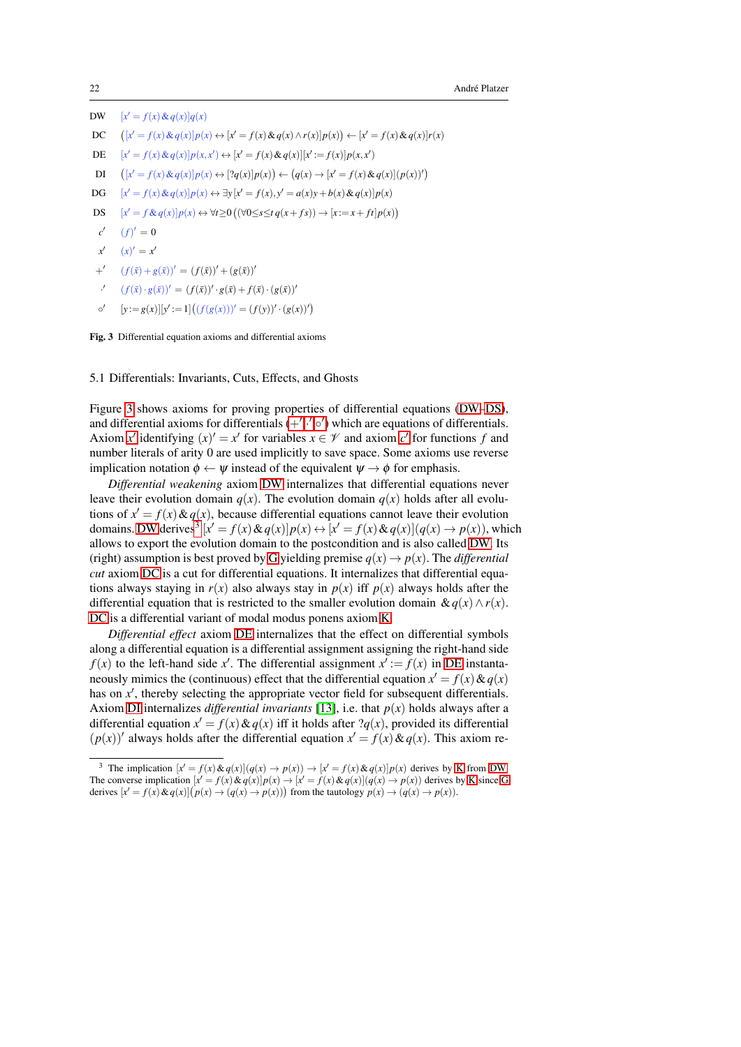| | |
|---|---|
| DW | $[x' = f(x) \& q(x)]q(x)$ |
| DC | $\big([x' = f(x) \& q(x)]p(x) \leftrightarrow [x' = f(x) \& q(x) \land r(x)]p(x)\big) \leftarrow [x' = f(x) \& q(x)]r(x)$ |
| DE | $[x' = f(x) \& q(x)]p(x,x') \leftrightarrow [x' = f(x) \& q(x)][x' := f(x)]p(x,x')$ |
| DI | $\big([x' = f(x) \& q(x)]p(x) \leftrightarrow [?q(x)]p(x)\big) \leftarrow \big(q(x) \to [x' = f(x) \& q(x)](p(x))'\big)$ |
| DG | $[x' = f(x) \& q(x)]p(x) \leftrightarrow \exists y\, [x' = f(x), y' = a(x)y + b(x) \& q(x)]p(x)$ |
| DS | $[x' = f \& q(x)]p(x) \leftrightarrow \forall t{\geq}0\, \big((\forall 0{\leq}s{\leq}t\, q(x+fs)) \to [x := x+ft]p(x)\big)$ |
| $c'$ | $(f)' = 0$ |
| $x'$ | $(x)' = x'$ |
| $+'$ | $(f(\bar{x}) + g(\bar{x}))' = (f(\bar{x}))' + (g(\bar{x}))'$ |
| $\cdot'$ | $(f(\bar{x}) \cdot g(\bar{x}))' = (f(\bar{x}))' \cdot g(\bar{x}) + f(\bar{x}) \cdot (g(\bar{x}))'$ |
| $\circ'$ | $[y := g(x)][y' := 1]\big((f(g(x)))' = (f(y))' \cdot (g(x))'\big)$ |

**Fig. 3** Differential equation axioms and differential axioms

## 5.1 Differentials: Invariants, Cuts, Effects, and Ghosts

Figure 3 shows axioms for proving properties of differential equations (DW–DS), and differential axioms for differentials ($+'$,$\cdot'$,$\circ'$) which are equations of differentials. Axiom $x'$ identifying $(x)' = x'$ for variables $x \in \mathscr{V}$ and axiom $c'$ for functions $f$ and number literals of arity 0 are used implicitly to save space. Some axioms use reverse implication notation $\phi \leftarrow \psi$ instead of the equivalent $\psi \to \phi$ for emphasis.

*Differential weakening* axiom DW internalizes that differential equations never leave their evolution domain $q(x)$. The evolution domain $q(x)$ holds after all evolutions of $x' = f(x) \& q(x)$, because differential equations cannot leave their evolution domains. DW derives[3] $[x' = f(x) \& q(x)]p(x) \leftrightarrow [x' = f(x) \& q(x)](q(x) \to p(x))$, which allows to export the evolution domain to the postcondition and is also called DW. Its (right) assumption is best proved by G yielding premise $q(x) \to p(x)$. The *differential cut* axiom DC is a cut for differential equations. It internalizes that differential equations always staying in $r(x)$ also always stay in $p(x)$ iff $p(x)$ always holds after the differential equation that is restricted to the smaller evolution domain $\& q(x) \land r(x)$. DC is a differential variant of modal modus ponens axiom K.

*Differential effect* axiom DE internalizes that the effect on differential symbols along a differential equation is a differential assignment assigning the right-hand side $f(x)$ to the left-hand side $x'$. The differential assignment $x' := f(x)$ in DE instantaneously mimics the (continuous) effect that the differential equation $x' = f(x) \& q(x)$ has on $x'$, thereby selecting the appropriate vector field for subsequent differentials. Axiom DI internalizes *differential invariants* [13], i.e. that $p(x)$ holds always after a differential equation $x' = f(x) \& q(x)$ iff it holds after $?q(x)$, provided its differential $(p(x))'$ always holds after the differential equation $x' = f(x) \& q(x)$. This axiom re-

[3] The implication $[x' = f(x) \& q(x)](q(x) \to p(x)) \to [x' = f(x) \& q(x)]p(x)$ derives by K from DW. The converse implication $[x' = f(x) \& q(x)]p(x) \to [x' = f(x) \& q(x)](q(x) \to p(x))$ derives by K since G derives $[x' = f(x) \& q(x)]\big(p(x) \to (q(x) \to p(x))\big)$ from the tautology $p(x) \to (q(x) \to p(x))$.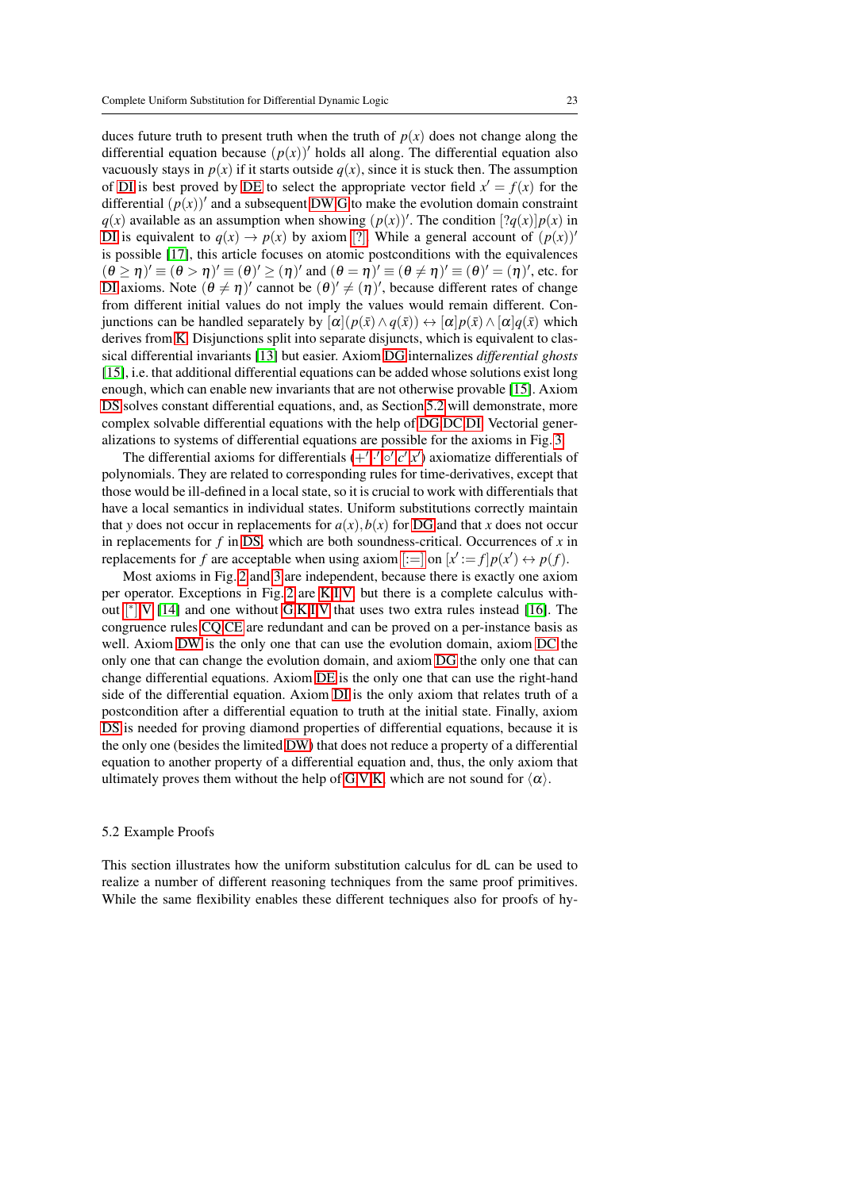duces future truth to present truth when the truth of $p(x)$ does not change along the differential equation because $(p(x))'$ holds all along. The differential equation also vacuously stays in $p(x)$ if it starts outside $q(x)$, since it is stuck then. The assumption of DI is best proved by DE to select the appropriate vector field $x' = f(x)$ for the differential $(p(x))'$ and a subsequent DW,G to make the evolution domain constraint $q(x)$ available as an assumption when showing $(p(x))'$. The condition $[?q(x)]p(x)$ in DI is equivalent to $q(x) \rightarrow p(x)$ by axiom [?]. While a general account of $(p(x))'$ is possible [17], this article focuses on atomic postconditions with the equivalences $(\theta \geq \eta)' \equiv (\theta > \eta)' \equiv (\theta)' \geq (\eta)'$ and $(\theta = \eta)' \equiv (\theta \neq \eta)' \equiv (\theta)' = (\eta)'$, etc. for DI axioms. Note $(\theta \neq \eta)'$ cannot be $(\theta)' \neq (\eta)'$, because different rates of change from different initial values do not imply the values would remain different. Conjunctions can be handled separately by $[\alpha](p(\bar{x}) \wedge q(\bar{x})) \leftrightarrow [\alpha]p(\bar{x}) \wedge [\alpha]q(\bar{x})$ which derives from K. Disjunctions split into separate disjuncts, which is equivalent to classical differential invariants [13] but easier. Axiom DG internalizes *differential ghosts* [15], i.e. that additional differential equations can be added whose solutions exist long enough, which can enable new invariants that are not otherwise provable [15]. Axiom DS solves constant differential equations, and, as Section 5.2 will demonstrate, more complex solvable differential equations with the help of DG,DC,DI. Vectorial generalizations to systems of differential equations are possible for the axioms in Fig. 3.

The differential axioms for differentials ($+'$,$\cdot'$,$\circ'$,$c'$,$x'$) axiomatize differentials of polynomials. They are related to corresponding rules for time-derivatives, except that those would be ill-defined in a local state, so it is crucial to work with differentials that have a local semantics in individual states. Uniform substitutions correctly maintain that $y$ does not occur in replacements for $a(x), b(x)$ for DG and that $x$ does not occur in replacements for $f$ in DS, which are both soundness-critical. Occurrences of $x$ in replacements for $f$ are acceptable when using axiom [:=] on $[x' := f]p(x') \leftrightarrow p(f)$.

Most axioms in Fig. 2 and 3 are independent, because there is exactly one axiom per operator. Exceptions in Fig. 2 are K,I,V, but there is a complete calculus without [*],V [14] and one without G,K,I,V that uses two extra rules instead [16]. The congruence rules CQ,CE are redundant and can be proved on a per-instance basis as well. Axiom DW is the only one that can use the evolution domain, axiom DC the only one that can change the evolution domain, and axiom DG the only one that can change differential equations. Axiom DE is the only one that can use the right-hand side of the differential equation. Axiom DI is the only axiom that relates truth of a postcondition after a differential equation to truth at the initial state. Finally, axiom DS is needed for proving diamond properties of differential equations, because it is the only one (besides the limited DW) that does not reduce a property of a differential equation to another property of a differential equation and, thus, the only axiom that ultimately proves them without the help of G,V,K, which are not sound for $\langle\alpha\rangle$.

## 5.2 Example Proofs

This section illustrates how the uniform substitution calculus for dL can be used to realize a number of different reasoning techniques from the same proof primitives. While the same flexibility enables these different techniques also for proofs of hy-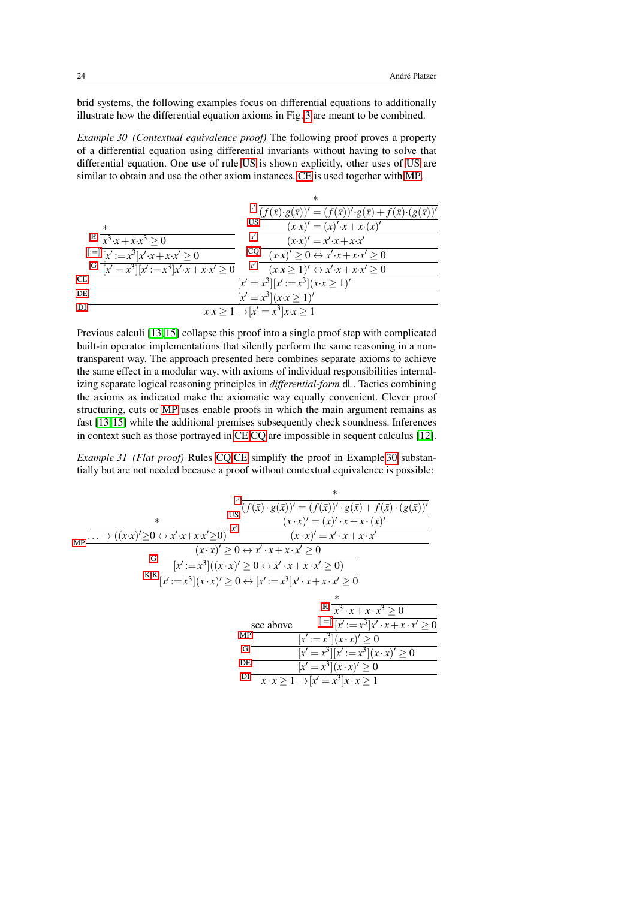brid systems, the following examples focus on differential equations to additionally illustrate how the differential equation axioms in Fig. 3 are meant to be combined.

*Example 30 (Contextual equivalence proof)* The following proof proves a property of a differential equation using differential invariants without having to solve that differential equation. One use of rule US is shown explicitly, other uses of US are similar to obtain and use the other axiom instances. CE is used together with MP.

$$
\dfrac{
\dfrac{
\dfrac{
\dfrac{\dfrac{*}{x^3\cdot x + x\cdot x^3 \geq 0}\;\mathbb{R}}{[x':=x^3]x'\cdot x + x\cdot x' \geq 0}\;[:=]
}{[x'=x^3][x':=x^3]x'\cdot x + x\cdot x' \geq 0}\;\mathrm{G}
\quad
\dfrac{\dfrac{\dfrac{\dfrac{\dfrac{*}{(f(\bar{x})\cdot g(\bar{x}))' = (f(\bar{x}))'\cdot g(\bar{x}) + f(\bar{x})\cdot (g(\bar{x}))'}\;\cdot'}{(x\cdot x)' = (x)'\cdot x + x\cdot (x)'}\;\mathrm{US}}{(x\cdot x)' = x'\cdot x + x\cdot x'}\;x'}{(x\cdot x)' \geq 0 \leftrightarrow x'\cdot x + x\cdot x' \geq 0}\;\mathrm{CQ}}{(x\cdot x \geq 1)' \leftrightarrow x'\cdot x + x\cdot x' \geq 0}\;\geq'
}{[x'=x^3][x':=x^3](x\cdot x \geq 1)'}\;\mathrm{CE}
}{[x'=x^3](x\cdot x \geq 1)'}\;\mathrm{DE}
}{x\cdot x \geq 1 \rightarrow [x'=x^3]x\cdot x \geq 1}\;\mathrm{DI}
$$

Previous calculi [13,15] collapse this proof into a single proof step with complicated built-in operator implementations that silently perform the same reasoning in a non-transparent way. The approach presented here combines separate axioms to achieve the same effect in a modular way, with axioms of individual responsibilities internalizing separate logical reasoning principles in *differential-form* dL. Tactics combining the axioms as indicated make the axiomatic way equally convenient. Clever proof structuring, cuts or MP uses enable proofs in which the main argument remains as fast [13,15] while the additional premises subsequently check soundness. Inferences in context such as those portrayed in CE,CQ are impossible in sequent calculus [12].

*Example 31 (Flat proof)* Rules CQ,CE simplify the proof in Example 30 substantially but are not needed because a proof without contextual equivalence is possible:

$$
\dfrac{
\dfrac{
\dfrac{
\dfrac{*}{\ldots \rightarrow ((x\cdot x)' \geq 0 \leftrightarrow x'\cdot x + x\cdot x' \geq 0)}
\quad
\dfrac{\dfrac{\dfrac{*}{(f(\bar{x})\cdot g(\bar{x}))' = (f(\bar{x}))'\cdot g(\bar{x}) + f(\bar{x})\cdot (g(\bar{x}))'}\;\cdot'}{(x\cdot x)' = (x)'\cdot x + x\cdot (x)'}\;\mathrm{US}}{(x\cdot x)' = x'\cdot x + x\cdot x'}\;x'
}{(x\cdot x)' \geq 0 \leftrightarrow x'\cdot x + x\cdot x' \geq 0}\;\mathrm{MP}
}{[x':=x^3]((x\cdot x)' \geq 0 \leftrightarrow x'\cdot x + x\cdot x' \geq 0)}\;\mathrm{G}
}{[x':=x^3](x\cdot x)' \geq 0 \leftrightarrow [x':=x^3]x'\cdot x + x\cdot x' \geq 0}\;\mathrm{K|K}
$$

$$
\dfrac{
\dfrac{
\dfrac{
\dfrac{\text{see above} \quad \dfrac{\dfrac{*}{x^3\cdot x + x\cdot x^3 \geq 0}\;\mathbb{R}}{[x':=x^3]x'\cdot x + x\cdot x' \geq 0}\;[:=]}{[x':=x^3](x\cdot x)' \geq 0}\;\mathrm{MP}
}{[x'=x^3][x':=x^3](x\cdot x)' \geq 0}\;\mathrm{G}
}{[x'=x^3](x\cdot x)' \geq 0}\;\mathrm{DE}
}{x\cdot x \geq 1 \rightarrow [x'=x^3]x\cdot x \geq 1}\;\mathrm{DI}
$$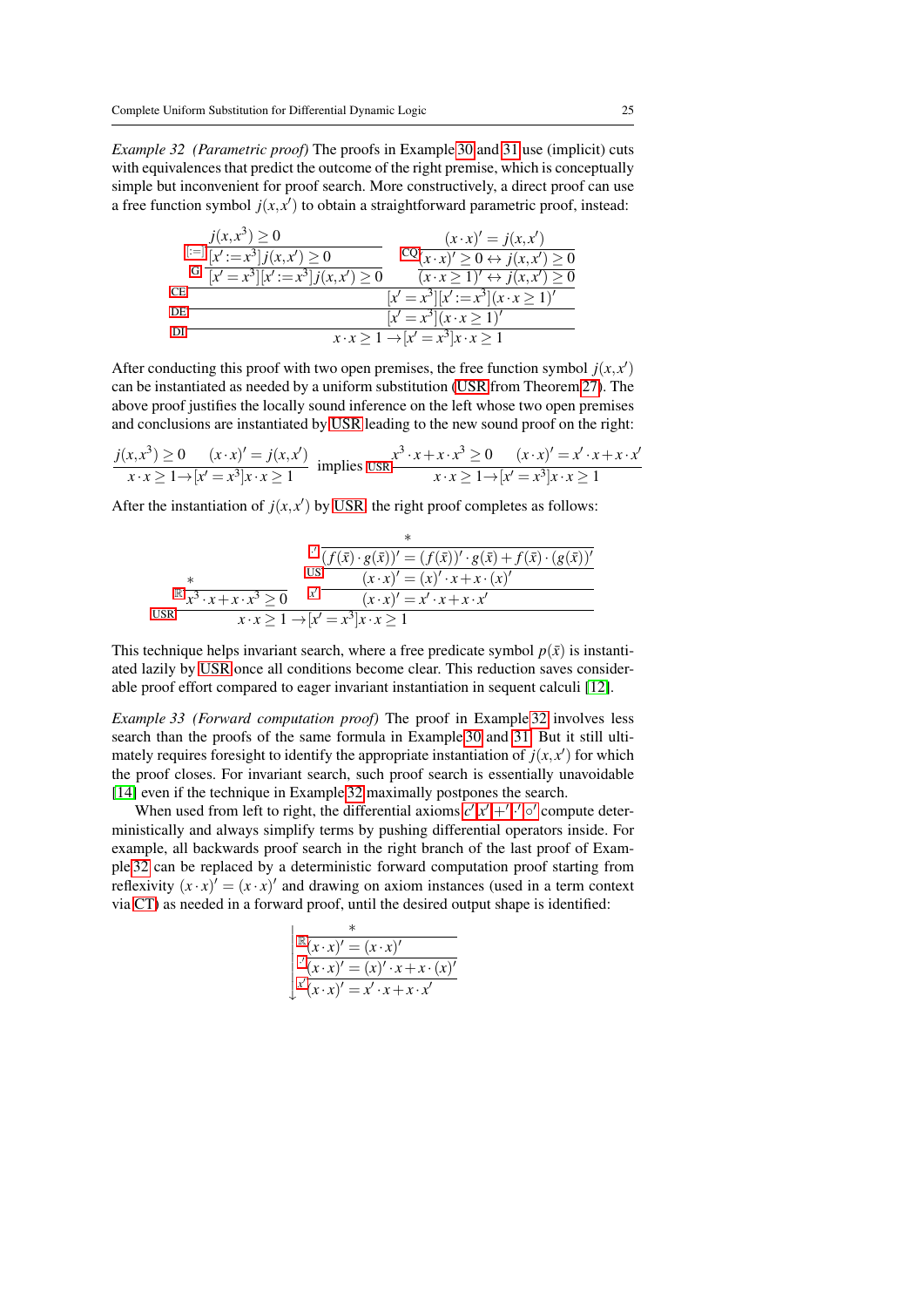*Example 32 (Parametric proof)* The proofs in Example 30 and 31 use (implicit) cuts with equivalences that predict the outcome of the right premise, which is conceptually simple but inconvenient for proof search. More constructively, a direct proof can use a free function symbol $j(x,x')$ to obtain a straightforward parametric proof, instead:

$$
\dfrac{\dfrac{\dfrac{j(x,x^3) \geq 0}{[x' := x^3]j(x,x') \geq 0}\,[:=]}{[x' = x^3][x' := x^3]j(x,x') \geq 0}\,\text{G} \qquad \dfrac{\dfrac{(x \cdot x)' = j(x,x')}{(x \cdot x)' \geq 0 \leftrightarrow j(x,x') \geq 0}\,\text{CQ}}{(x \cdot x \geq 1)' \leftrightarrow j(x,x') \geq 0}}{\dfrac{[x' = x^3][x' := x^3](x \cdot x \geq 1)'}{\dfrac{[x' = x^3](x \cdot x \geq 1)'}{x \cdot x \geq 1 \rightarrow [x' = x^3]x \cdot x \geq 1}\,\text{DI}}\,\text{DE}}\,\text{CE}
$$

After conducting this proof with two open premises, the free function symbol $j(x,x')$ can be instantiated as needed by a uniform substitution (USR from Theorem 27). The above proof justifies the locally sound inference on the left whose two open premises and conclusions are instantiated by USR leading to the new sound proof on the right:

$$
\dfrac{j(x,x^3) \geq 0 \qquad (x \cdot x)' = j(x,x')}{x \cdot x \geq 1 \rightarrow [x' = x^3]x \cdot x \geq 1} \quad \text{implies} \quad \text{USR}\,\dfrac{x^3 \cdot x + x \cdot x^3 \geq 0 \qquad (x \cdot x)' = x' \cdot x + x \cdot x'}{x \cdot x \geq 1 \rightarrow [x' = x^3]x \cdot x \geq 1}
$$

After the instantiation of $j(x,x')$ by USR, the right proof completes as follows:

$$
\dfrac{\dfrac{*}{x^3 \cdot x + x \cdot x^3 \geq 0}\,\mathbb{R} \qquad \dfrac{\dfrac{\dfrac{*}{(f(\bar{x}) \cdot g(\bar{x}))' = (f(\bar{x}))' \cdot g(\bar{x}) + f(\bar{x}) \cdot (g(\bar{x}))'}\,\cdot'}{(x \cdot x)' = (x)' \cdot x + x \cdot (x)'}\,\text{US}}{(x \cdot x)' = x' \cdot x + x \cdot x'}\,x'}{x \cdot x \geq 1 \rightarrow [x' = x^3]x \cdot x \geq 1}\,\text{USR}
$$

This technique helps invariant search, where a free predicate symbol $p(\bar{x})$ is instantiated lazily by USR once all conditions become clear. This reduction saves considerable proof effort compared to eager invariant instantiation in sequent calculi [12].

*Example 33 (Forward computation proof)* The proof in Example 32 involves less search than the proofs of the same formula in Example 30 and 31. But it still ultimately requires foresight to identify the appropriate instantiation of $j(x,x')$ for which the proof closes. For invariant search, such proof search is essentially unavoidable [14] even if the technique in Example 32 maximally postpones the search.

When used from left to right, the differential axioms $c'$,$x'$,$+'$,$\cdot'$,$\circ'$ compute deterministically and always simplify terms by pushing differential operators inside. For example, all backwards proof search in the right branch of the last proof of Example 32 can be replaced by a deterministic forward computation proof starting from reflexivity $(x \cdot x)' = (x \cdot x)'$ and drawing on axiom instances (used in a term context via CT) as needed in a forward proof, until the desired output shape is identified:

$$
\begin{array}{l}
\dfrac{*}{(x \cdot x)' = (x \cdot x)'}\,\mathbb{R} \\
\hline
(x \cdot x)' = (x)' \cdot x + x \cdot (x)' \quad \cdot' \\
\hline
(x \cdot x)' = x' \cdot x + x \cdot x' \quad x' \\
\downarrow
\end{array}
$$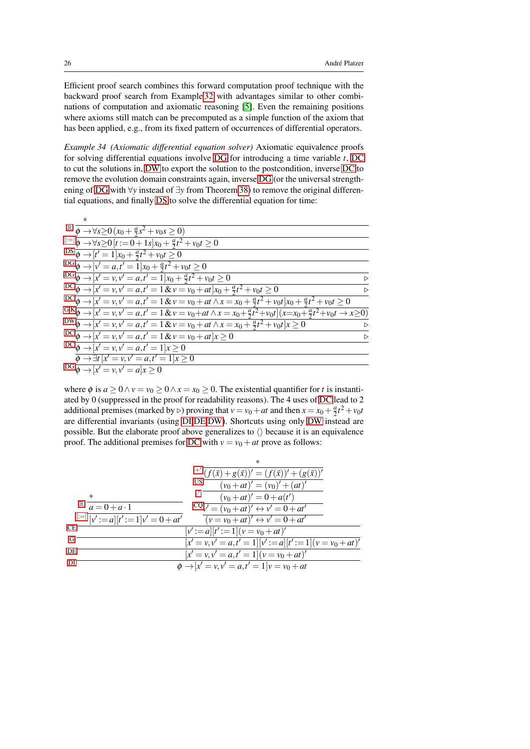Efficient proof search combines this forward computation proof technique with the backward proof search from Example 32 with advantages similar to other combinations of computation and axiomatic reasoning [5]. Even the remaining positions where axioms still match can be precomputed as a simple function of the axiom that has been applied, e.g., from its fixed pattern of occurrences of differential operators.

*Example 34 (Axiomatic differential equation solver)* Axiomatic equivalence proofs for solving differential equations involve DG for introducing a time variable $t$, DC to cut the solutions in, DW to export the solution to the postcondition, inverse DC to remove the evolution domain constraints again, inverse DG (or the universal strengthening of DG with $\forall y$ instead of $\exists y$ from Theorem 38) to remove the original differential equations, and finally DS to solve the differential equation for time:

$$
\dfrac{
\dfrac{
\dfrac{
\dfrac{
\dfrac{
\dfrac{
\dfrac{
\dfrac{
\dfrac{
\dfrac{
\dfrac{
\dfrac{
\dfrac{*}{\phi \rightarrow \forall s{\geq}0\,(x_0+\frac{a}{2}s^2+v_0 s \geq 0)}\ \mathbb{R}
}{\phi \rightarrow \forall s{\geq}0\,[t:=0+1s]x_0+\frac{a}{2}t^2+v_0 t \geq 0}\ [:=]
}{\phi \rightarrow [t'=1]x_0+\frac{a}{2}t^2+v_0 t \geq 0}\ \text{DS}
}{\phi \rightarrow [v'=a,t'=1]x_0+\frac{a}{2}t^2+v_0 t \geq 0}\ \text{DG}
}{\phi \rightarrow [x'=v,v'=a,t'=1]x_0+\frac{a}{2}t^2+v_0 t \geq 0 \quad \triangleright}\ \text{DG}
}{\phi \rightarrow [x'=v,v'=a,t'=1\,\&\,v=v_0+at]x_0+\frac{a}{2}t^2+v_0 t \geq 0 \quad \triangleright}\ \text{DC}
}{\phi \rightarrow [x'=v,v'=a,t'=1\,\&\,v=v_0+at \land x=x_0+\frac{a}{2}t^2+v_0 t]x_0+\frac{a}{2}t^2+v_0 t \geq 0}\ \text{DC}
}{\phi \rightarrow [x'=v,v'=a,t'=1\,\&\,v=v_0+at \land x=x_0+\frac{a}{2}t^2+v_0 t](x=x_0+\frac{a}{2}t^2+v_0 t \rightarrow x\geq 0)}\ \text{G,K}
}{\phi \rightarrow [x'=v,v'=a,t'=1\,\&\,v=v_0+at \land x=x_0+\frac{a}{2}t^2+v_0 t]x \geq 0 \quad \triangleright}\ \text{DW}
}{\phi \rightarrow [x'=v,v'=a,t'=1\,\&\,v=v_0+at]x \geq 0 \quad \triangleright}\ \text{DC}
}{\phi \rightarrow [x'=v,v'=a,t'=1]x \geq 0}\ \text{DC}
}{\phi \rightarrow \exists t\,[x'=v,v'=a,t'=1]x \geq 0}
}{\phi \rightarrow [x'=v,v'=a]x \geq 0}\ \text{DG}
$$

where $\phi$ is $a \geq 0 \land v = v_0 \geq 0 \land x = x_0 \geq 0$. The existential quantifier for $t$ is instantiated by 0 (suppressed in the proof for readability reasons). The 4 uses of DC lead to 2 additional premises (marked by $\triangleright$) proving that $v = v_0 + at$ and then $x = x_0 + \frac{a}{2}t^2 + v_0 t$ are differential invariants (using DI,DE,DW). Shortcuts using only DW instead are possible. But the elaborate proof above generalizes to $\langle\rangle$ because it is an equivalence proof. The additional premises for DC with $v = v_0 + at$ prove as follows:

$$
\dfrac{
\dfrac{
\dfrac{
\dfrac{
\dfrac{*}{a = 0 + a \cdot 1}\ \mathbb{R}
}{[v':=a][t':=1]v' = 0 + at'}\ [:=]
\qquad
\dfrac{
\dfrac{
\dfrac{
\dfrac{*}{(f(\bar{x})+g(\bar{x}))' = (f(\bar{x}))' + (g(\bar{x}))'}\ +'
}{(v_0+at)' = (v_0)' + (at)'}\ \text{US}
}{(v_0+at)' = 0 + a(t')}\ '
}{\dfrac{v' = (v_0+at)' \leftrightarrow v' = 0 + at'}{(v = v_0+at)' \leftrightarrow v' = 0 + at'}}\ \text{CQ}
}{[v':=a][t':=1](v = v_0+at)'}\ \text{CE}
}{[x'=v,v'=a,t'=1][v':=a][t':=1](v = v_0+at)'}\ \text{G}
}{\dfrac{[x'=v,v'=a,t'=1](v = v_0+at)'}{\phi \rightarrow [x'=v,v'=a,t'=1]v = v_0+at}\ \text{DI}}\ \text{DE}
$$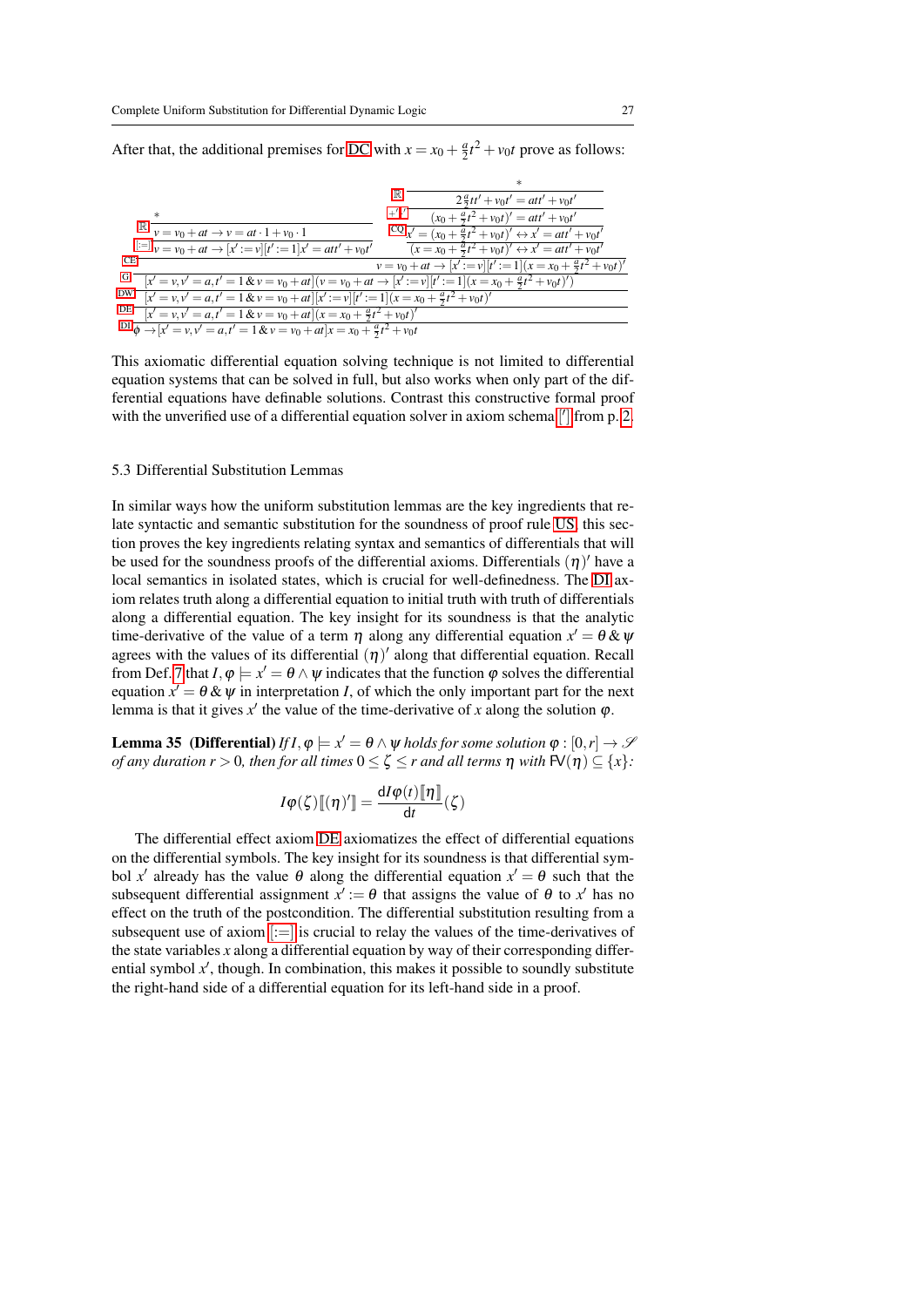After that, the additional premises for DC with $x = x_0 + \frac{a}{2}t^2 + v_0 t$ prove as follows:

$$
\dfrac{
  \dfrac{
    \dfrac{
      \dfrac{*}{v = v_0 + at \to v = at \cdot 1 + v_0 \cdot 1}\,\mathbb{R}
    }{
      v = v_0 + at \to [x' := v][t' := 1]x' = att' + v_0 t'
    }\,[:=]
    \qquad
    \dfrac{
      \dfrac{
        \dfrac{*}{2\frac{a}{2}tt' + v_0 t' = att' + v_0 t'}\,\mathbb{R}
      }{
        (x_0 + \frac{a}{2}t^2 + v_0 t)' = att' + v_0 t'
      }\,+',\cdot'
    }{
      \dfrac{
        x' = (x_0 + \frac{a}{2}t^2 + v_0 t)' \leftrightarrow x' = att' + v_0 t'
      }{
        (x = x_0 + \frac{a}{2}t^2 + v_0 t)' \leftrightarrow x' = att' + v_0 t'
      }
    }\,\mathrm{CQ}
  }{
    \dfrac{
      \dfrac{
        \dfrac{
          v = v_0 + at \to [x' := v][t' := 1](x = x_0 + \frac{a}{2}t^2 + v_0 t)'
        }{
          [x' = v, v' = a, t' = 1 \,\&\, v = v_0 + at](v = v_0 + at \to [x' := v][t' := 1](x = x_0 + \frac{a}{2}t^2 + v_0 t)')
        }\,\mathrm{G}
      }{
        [x' = v, v' = a, t' = 1 \,\&\, v = v_0 + at][x' := v][t' := 1](x = x_0 + \frac{a}{2}t^2 + v_0 t)'
      }\,\mathrm{DW}
    }{
      [x' = v, v' = a, t' = 1 \,\&\, v = v_0 + at](x = x_0 + \frac{a}{2}t^2 + v_0 t)'
    }\,\mathrm{DE}
  }\,\mathrm{CE}
}{
  \phi \to [x' = v, v' = a, t' = 1 \,\&\, v = v_0 + at]x = x_0 + \frac{a}{2}t^2 + v_0 t
}\,\mathrm{DI}
$$

This axiomatic differential equation solving technique is not limited to differential equation systems that can be solved in full, but also works when only part of the differential equations have definable solutions. Contrast this constructive formal proof with the unverified use of a differential equation solver in axiom schema ['] from p. 2.

### 5.3 Differential Substitution Lemmas

In similar ways how the uniform substitution lemmas are the key ingredients that relate syntactic and semantic substitution for the soundness of proof rule US, this section proves the key ingredients relating syntax and semantics of differentials that will be used for the soundness proofs of the differential axioms. Differentials $(\eta)'$ have a local semantics in isolated states, which is crucial for well-definedness. The DI axiom relates truth along a differential equation to initial truth with truth of differentials along a differential equation. The key insight for its soundness is that the analytic time-derivative of the value of a term $\eta$ along any differential equation $x' = \theta \,\&\, \psi$ agrees with the values of its differential $(\eta)'$ along that differential equation. Recall from Def. 7 that $I, \varphi \models x' = \theta \wedge \psi$ indicates that the function $\varphi$ solves the differential equation $x' = \theta \,\&\, \psi$ in interpretation $I$, of which the only important part for the next lemma is that it gives $x'$ the value of the time-derivative of $x$ along the solution $\varphi$.

**Lemma 35 (Differential)** *If $I, \varphi \models x' = \theta \wedge \psi$ holds for some solution $\varphi : [0, r] \to \mathscr{S}$ of any duration $r > 0$, then for all times $0 \le \zeta \le r$ and all terms $\eta$ with $\mathsf{FV}(\eta) \subseteq \{x\}$:*

$$I\varphi(\zeta)[\![(\eta)']\!] = \frac{\mathrm{d}I\varphi(t)[\![\eta]\!]}{\mathrm{d}t}(\zeta)$$

The differential effect axiom DE axiomatizes the effect of differential equations on the differential symbols. The key insight for its soundness is that differential symbol $x'$ already has the value $\theta$ along the differential equation $x' = \theta$ such that the subsequent differential assignment $x' := \theta$ that assigns the value of $\theta$ to $x'$ has no effect on the truth of the postcondition. The differential substitution resulting from a subsequent use of axiom [:=] is crucial to relay the values of the time-derivatives of the state variables $x$ along a differential equation by way of their corresponding differential symbol $x'$, though. In combination, this makes it possible to soundly substitute the right-hand side of a differential equation for its left-hand side in a proof.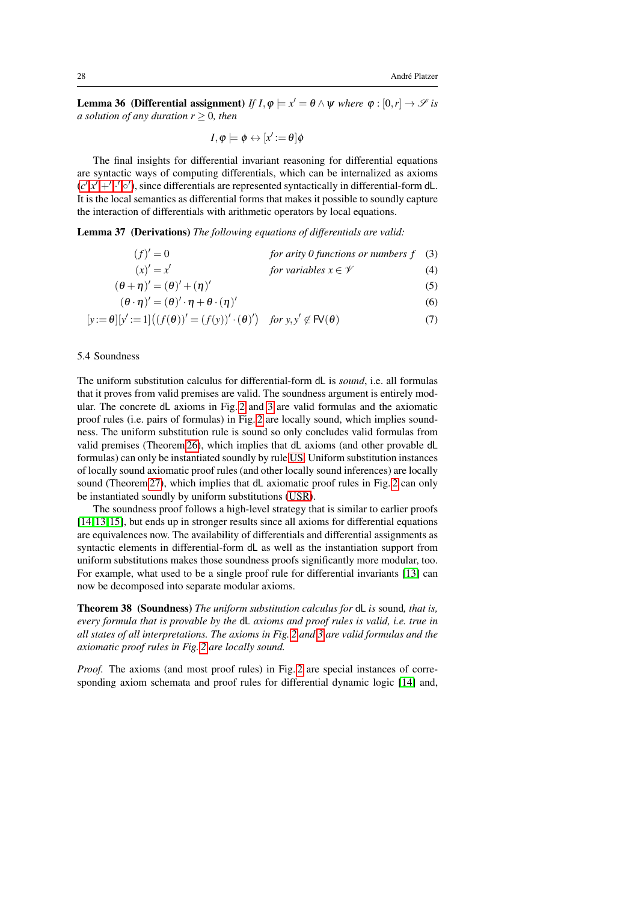**Lemma 36 (Differential assignment)** *If $I, \varphi \models x' = \theta \land \psi$ where $\varphi : [0,r] \to \mathscr{S}$ is a solution of any duration $r \geq 0$, then*

$$I, \varphi \models \phi \leftrightarrow [x' := \theta]\phi$$

The final insights for differential invariant reasoning for differential equations are syntactic ways of computing differentials, which can be internalized as axioms ($c'$,$x'$,$+'$,$\cdot'$,$\circ'$), since differentials are represented syntactically in differential-form dL. It is the local semantics as differential forms that makes it possible to soundly capture the interaction of differentials with arithmetic operators by local equations.

**Lemma 37 (Derivations)** *The following equations of differentials are valid:*

$$(f)' = 0 \qquad \textit{for arity 0 functions or numbers } f \tag{3}$$

$$(x)' = x' \qquad \textit{for variables } x \in \mathscr{V} \tag{4}$$

$$(\theta + \eta)' = (\theta)' + (\eta)' \tag{5}$$

$$(\theta \cdot \eta)' = (\theta)' \cdot \eta + \theta \cdot (\eta)' \tag{6}$$

$$[y := \theta][y' := 1]\big((f(\theta))' = (f(y))' \cdot (\theta)'\big) \quad \textit{for } y, y' \notin \mathsf{FV}(\theta) \tag{7}$$

### 5.4 Soundness

The uniform substitution calculus for differential-form dL is *sound*, i.e. all formulas that it proves from valid premises are valid. The soundness argument is entirely modular. The concrete dL axioms in Fig. 2 and 3 are valid formulas and the axiomatic proof rules (i.e. pairs of formulas) in Fig. 2 are locally sound, which implies soundness. The uniform substitution rule is sound so only concludes valid formulas from valid premises (Theorem 26), which implies that dL axioms (and other provable dL formulas) can only be instantiated soundly by rule US. Uniform substitution instances of locally sound axiomatic proof rules (and other locally sound inferences) are locally sound (Theorem 27), which implies that dL axiomatic proof rules in Fig. 2 can only be instantiated soundly by uniform substitutions (USR).

The soundness proof follows a high-level strategy that is similar to earlier proofs [14,13,15], but ends up in stronger results since all axioms for differential equations are equivalences now. The availability of differentials and differential assignments as syntactic elements in differential-form dL as well as the instantiation support from uniform substitutions makes those soundness proofs significantly more modular, too. For example, what used to be a single proof rule for differential invariants [13] can now be decomposed into separate modular axioms.

**Theorem 38 (Soundness)** *The uniform substitution calculus for* dL *is* sound*, that is, every formula that is provable by the* dL *axioms and proof rules is valid, i.e. true in all states of all interpretations. The axioms in Fig. 2 and 3 are valid formulas and the axiomatic proof rules in Fig. 2 are locally sound.*

*Proof.* The axioms (and most proof rules) in Fig. 2 are special instances of corresponding axiom schemata and proof rules for differential dynamic logic [14] and,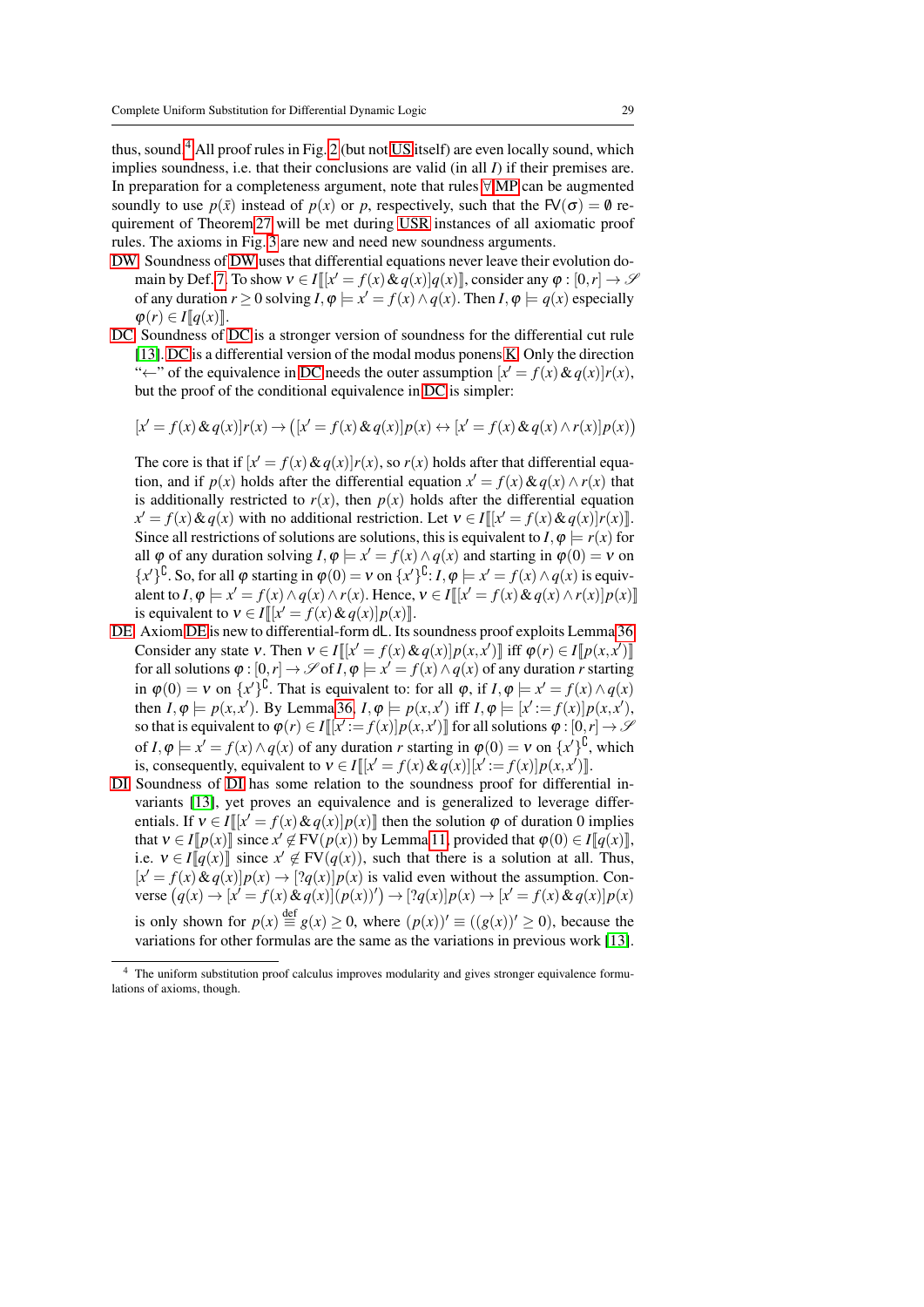thus, sound.[4] All proof rules in Fig. 2 (but not US itself) are even locally sound, which implies soundness, i.e. that their conclusions are valid (in all $I$) if their premises are. In preparation for a completeness argument, note that rules $\forall$,MP can be augmented soundly to use $p(\bar{x})$ instead of $p(x)$ or $p$, respectively, such that the $\mathsf{FV}(\sigma) = \emptyset$ requirement of Theorem 27 will be met during USR instances of all axiomatic proof rules. The axioms in Fig. 3 are new and need new soundness arguments.

DW Soundness of DW uses that differential equations never leave their evolution domain by Def. 7. To show $\nu \in I[\![[x' = f(x) \,\&\, q(x)]q(x)]\!]$, consider any $\varphi : [0,r] \to \mathscr{S}$ of any duration $r \geq 0$ solving $I, \varphi \models x' = f(x) \wedge q(x)$. Then $I, \varphi \models q(x)$ especially $\varphi(r) \in I[\![q(x)]\!]$.

DC Soundness of DC is a stronger version of soundness for the differential cut rule [13]. DC is a differential version of the modal modus ponens K. Only the direction "$\leftarrow$" of the equivalence in DC needs the outer assumption $[x' = f(x) \,\&\, q(x)]r(x)$, but the proof of the conditional equivalence in DC is simpler:

$$[x' = f(x) \,\&\, q(x)]r(x) \to \big([x' = f(x) \,\&\, q(x)]p(x) \leftrightarrow [x' = f(x) \,\&\, q(x) \wedge r(x)]p(x)\big)$$

The core is that if $[x' = f(x) \,\&\, q(x)]r(x)$, so $r(x)$ holds after that differential equation, and if $p(x)$ holds after the differential equation $x' = f(x) \,\&\, q(x) \wedge r(x)$ that is additionally restricted to $r(x)$, then $p(x)$ holds after the differential equation $x' = f(x) \,\&\, q(x)$ with no additional restriction. Let $\nu \in I[\![[x' = f(x) \,\&\, q(x)]r(x)]\!]$. Since all restrictions of solutions are solutions, this is equivalent to $I, \varphi \models r(x)$ for all $\varphi$ of any duration solving $I, \varphi \models x' = f(x) \wedge q(x)$ and starting in $\varphi(0) = \nu$ on $\{x'\}^\complement$. So, for all $\varphi$ starting in $\varphi(0) = \nu$ on $\{x'\}^\complement$: $I, \varphi \models x' = f(x) \wedge q(x)$ is equivalent to $I, \varphi \models x' = f(x) \wedge q(x) \wedge r(x)$. Hence, $\nu \in I[\![[x' = f(x) \,\&\, q(x) \wedge r(x)]p(x)]\!]$ is equivalent to $\nu \in I[\![[x' = f(x) \,\&\, q(x)]p(x)]\!]$.

DE Axiom DE is new to differential-form dL. Its soundness proof exploits Lemma 36. Consider any state $\nu$. Then $\nu \in I[\![[x' = f(x) \,\&\, q(x)]p(x,x')]\!]$ iff $\varphi(r) \in I[\![p(x,x')]\!]$ for all solutions $\varphi : [0,r] \to \mathscr{S}$ of $I, \varphi \models x' = f(x) \wedge q(x)$ of any duration $r$ starting in $\varphi(0) = \nu$ on $\{x'\}^\complement$. That is equivalent to: for all $\varphi$, if $I, \varphi \models x' = f(x) \wedge q(x)$ then $I, \varphi \models p(x,x')$. By Lemma 36, $I, \varphi \models p(x,x')$ iff $I, \varphi \models [x' := f(x)]p(x,x')$, so that is equivalent to $\varphi(r) \in I[\![[x' := f(x)]p(x,x')]\!]$ for all solutions $\varphi : [0,r] \to \mathscr{S}$ of $I, \varphi \models x' = f(x) \wedge q(x)$ of any duration $r$ starting in $\varphi(0) = \nu$ on $\{x'\}^\complement$, which is, consequently, equivalent to $\nu \in I[\![[x' = f(x) \,\&\, q(x)][x' := f(x)]p(x,x')]\!]$.

DI Soundness of DI has some relation to the soundness proof for differential invariants [13], yet proves an equivalence and is generalized to leverage differentials. If $\nu \in I[\![[x' = f(x) \,\&\, q(x)]p(x)]\!]$ then the solution $\varphi$ of duration 0 implies that $\nu \in I[\![p(x)]\!]$ since $x' \notin \mathrm{FV}(p(x))$ by Lemma 11, provided that $\varphi(0) \in I[\![q(x)]\!]$, i.e. $\nu \in I[\![q(x)]\!]$ since $x' \notin \mathrm{FV}(q(x))$, such that there is a solution at all. Thus, $[x' = f(x) \,\&\, q(x)]p(x) \to [?q(x)]p(x)$ is valid even without the assumption. Converse $\big(q(x) \to [x' = f(x) \,\&\, q(x)](p(x))'\big) \to [?q(x)]p(x) \to [x' = f(x) \,\&\, q(x)]p(x)$ is only shown for $p(x) \stackrel{\text{def}}{\equiv} g(x) \geq 0$, where $(p(x))' \equiv ((g(x))' \geq 0)$, because the variations for other formulas are the same as the variations in previous work [13].

[4] The uniform substitution proof calculus improves modularity and gives stronger equivalence formulations of axioms, though.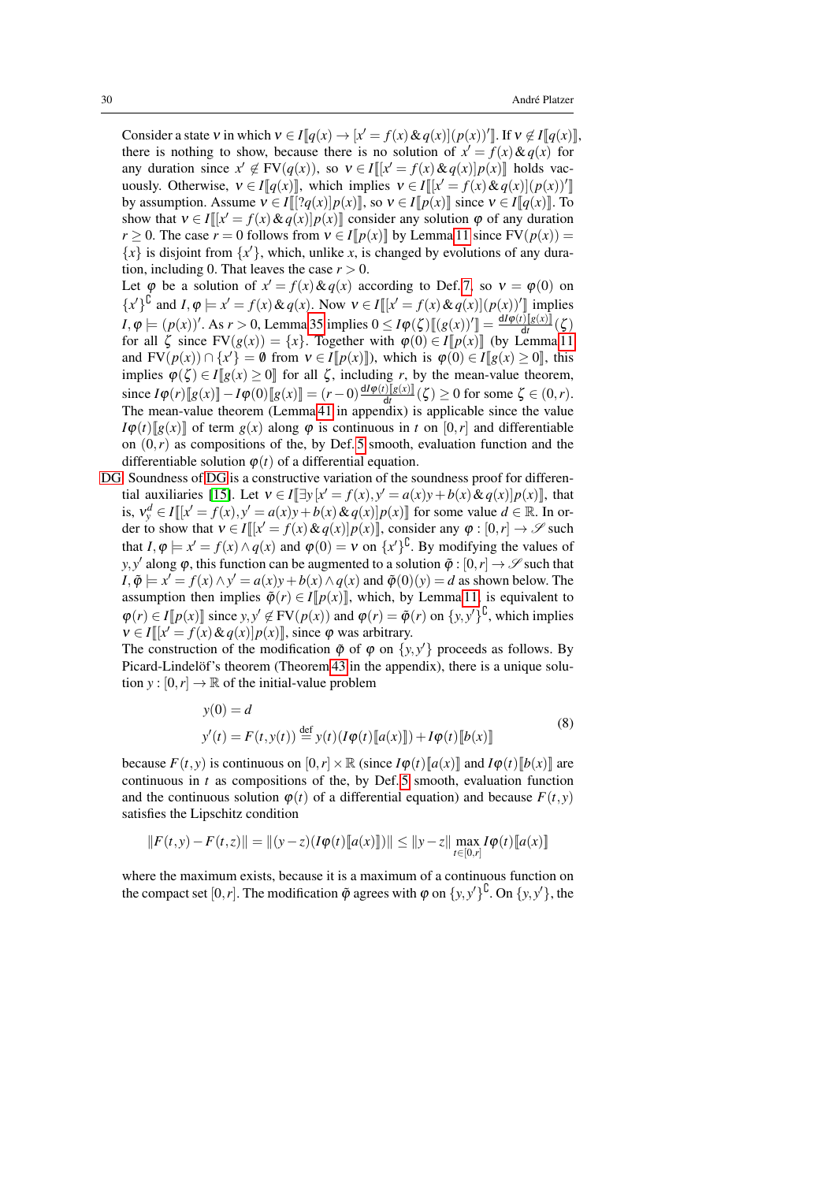Consider a state $\nu$ in which $\nu \in I[\![q(x) \to [x' = f(x) \,\&\, q(x)](p(x))']\!]$. If $\nu \notin I[\![q(x)]\!]$, there is nothing to show, because there is no solution of $x' = f(x) \,\&\, q(x)$ for any duration since $x' \notin \mathrm{FV}(q(x))$, so $\nu \in I[\![[x' = f(x) \,\&\, q(x)]p(x)]\!]$ holds vacuously. Otherwise, $\nu \in I[\![q(x)]\!]$, which implies $\nu \in I[\![[x' = f(x) \,\&\, q(x)](p(x))']\!]$ by assumption. Assume $\nu \in I[\![[?q(x)]p(x)]\!]$, so $\nu \in I[\![p(x)]\!]$ since $\nu \in I[\![q(x)]\!]$. To show that $\nu \in I[\![[x' = f(x) \,\&\, q(x)]p(x)]\!]$ consider any solution $\varphi$ of any duration $r \geq 0$. The case $r = 0$ follows from $\nu \in I[\![p(x)]\!]$ by Lemma 11 since $\mathrm{FV}(p(x)) = \{x\}$ is disjoint from $\{x'\}$, which, unlike $x$, is changed by evolutions of any duration, including 0. That leaves the case $r > 0$.

Let $\varphi$ be a solution of $x' = f(x) \,\&\, q(x)$ according to Def. 7, so $\nu = \varphi(0)$ on $\{x'\}^\complement$ and $I, \varphi \models x' = f(x) \,\&\, q(x)$. Now $\nu \in I[\![[x' = f(x) \,\&\, q(x)](p(x))']\!]$ implies $I, \varphi \models (p(x))'$. As $r > 0$, Lemma 35 implies $0 \leq I\varphi(\zeta)[\![(g(x))']\!] = \frac{\mathrm{d}I\varphi(t)[\![g(x)]\!]}{\mathrm{d}t}(\zeta)$ for all $\zeta$ since $\mathrm{FV}(g(x)) = \{x\}$. Together with $\varphi(0) \in I[\![p(x)]\!]$ (by Lemma 11 and $\mathrm{FV}(p(x)) \cap \{x'\} = \emptyset$ from $\nu \in I[\![p(x)]\!]$), which is $\varphi(0) \in I[\![g(x) \geq 0]\!]$, this implies $\varphi(\zeta) \in I[\![g(x) \geq 0]\!]$ for all $\zeta$, including $r$, by the mean-value theorem, since $I\varphi(r)[\![g(x)]\!] - I\varphi(0)[\![g(x)]\!] = (r-0)\frac{\mathrm{d}I\varphi(t)[\![g(x)]\!]}{\mathrm{d}t}(\zeta) \geq 0$ for some $\zeta \in (0,r)$. The mean-value theorem (Lemma 41 in appendix) is applicable since the value $I\varphi(t)[\![g(x)]\!]$ of term $g(x)$ along $\varphi$ is continuous in $t$ on $[0,r]$ and differentiable on $(0,r)$ as compositions of the, by Def. 5 smooth, evaluation function and the differentiable solution $\varphi(t)$ of a differential equation.

DG Soundness of DG is a constructive variation of the soundness proof for differential auxiliaries [15]. Let $\nu \in I[\![\exists y\, [x' = f(x), y' = a(x)y + b(x) \,\&\, q(x)]p(x)]\!]$, that is, $\nu_y^d \in I[\![[x' = f(x), y' = a(x)y + b(x) \,\&\, q(x)]p(x)]\!]$ for some value $d \in \mathbb{R}$. In order to show that $\nu \in I[\![[x' = f(x) \,\&\, q(x)]p(x)]\!]$, consider any $\varphi : [0,r] \to \mathscr{S}$ such that $I, \varphi \models x' = f(x) \wedge q(x)$ and $\varphi(0) = \nu$ on $\{x'\}^\complement$. By modifying the values of $y, y'$ along $\varphi$, this function can be augmented to a solution $\tilde{\varphi} : [0,r] \to \mathscr{S}$ such that $I, \tilde{\varphi} \models x' = f(x) \wedge y' = a(x)y + b(x) \wedge q(x)$ and $\tilde{\varphi}(0)(y) = d$ as shown below. The assumption then implies $\tilde{\varphi}(r) \in I[\![p(x)]\!]$, which, by Lemma 11, is equivalent to $\varphi(r) \in I[\![p(x)]\!]$ since $y, y' \notin \mathrm{FV}(p(x))$ and $\varphi(r) = \tilde{\varphi}(r)$ on $\{y, y'\}^\complement$, which implies $\nu \in I[\![[x' = f(x) \,\&\, q(x)]p(x)]\!]$, since $\varphi$ was arbitrary.

The construction of the modification $\tilde{\varphi}$ of $\varphi$ on $\{y, y'\}$ proceeds as follows. By Picard-Lindelöf's theorem (Theorem 43 in the appendix), there is a unique solution $y : [0,r] \to \mathbb{R}$ of the initial-value problem

$$
\begin{aligned}
& y(0) = d \\
& y'(t) = F(t, y(t)) \stackrel{\text{def}}{=} y(t)(I\varphi(t)[\![a(x)]\!]) + I\varphi(t)[\![b(x)]\!]
\end{aligned}
\tag{8}
$$

because $F(t,y)$ is continuous on $[0,r] \times \mathbb{R}$ (since $I\varphi(t)[\![a(x)]\!]$ and $I\varphi(t)[\![b(x)]\!]$ are continuous in $t$ as compositions of the, by Def. 5 smooth, evaluation function and the continuous solution $\varphi(t)$ of a differential equation) and because $F(t,y)$ satisfies the Lipschitz condition

$$
\|F(t,y) - F(t,z)\| = \|(y - z)(I\varphi(t)[\![a(x)]\!])\| \leq \|y - z\| \max_{t \in [0,r]} I\varphi(t)[\![a(x)]\!]
$$

where the maximum exists, because it is a maximum of a continuous function on the compact set $[0,r]$. The modification $\tilde{\varphi}$ agrees with $\varphi$ on $\{y, y'\}^\complement$. On $\{y, y'\}$, the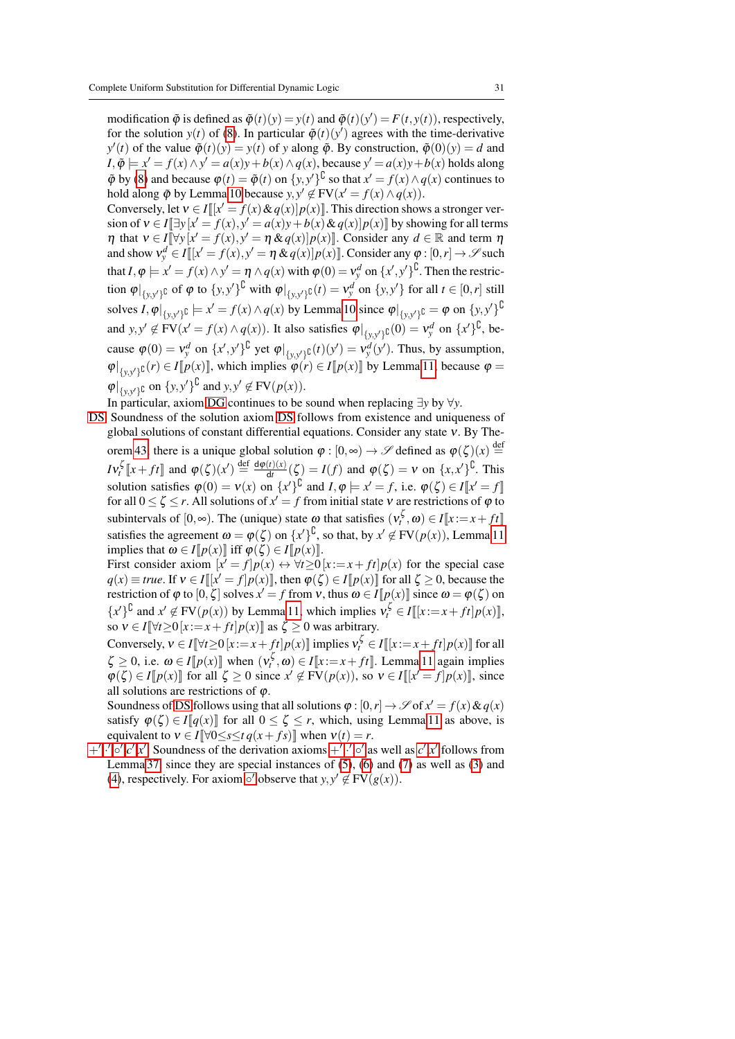modification $\tilde{\varphi}$ is defined as $\tilde{\varphi}(t)(y) = y(t)$ and $\tilde{\varphi}(t)(y') = F(t, y(t))$, respectively, for the solution $y(t)$ of (8). In particular $\tilde{\varphi}(t)(y')$ agrees with the time-derivative $y'(t)$ of the value $\tilde{\varphi}(t)(y) = y(t)$ of $y$ along $\tilde{\varphi}$. By construction, $\tilde{\varphi}(0)(y) = d$ and $I, \tilde{\varphi} \models x' = f(x) \wedge y' = a(x)y + b(x) \wedge q(x)$, because $y' = a(x)y + b(x)$ holds along $\tilde{\varphi}$ by (8) and because $\varphi(t) = \tilde{\varphi}(t)$ on $\{y, y'\}^\complement$ so that $x' = f(x) \wedge q(x)$ continues to hold along $\tilde{\varphi}$ by Lemma 10 because $y, y' \notin \mathrm{FV}(x' = f(x) \wedge q(x))$.

Conversely, let $\nu \in I[\![[x' = f(x) \,\&\, q(x)]p(x)]\!]$. This direction shows a stronger version of $\nu \in I[\![\exists y\,[x' = f(x), y' = a(x)y + b(x) \,\&\, q(x)]p(x)]\!]$ by showing for all terms $\eta$ that $\nu \in I[\![\forall y\,[x' = f(x), y' = \eta \,\&\, q(x)]p(x)]\!]$. Consider any $d \in \mathbb{R}$ and term $\eta$ and show $\nu_y^d \in I[\![[x' = f(x), y' = \eta \,\&\, q(x)]p(x)]\!]$. Consider any $\varphi : [0, r] \to \mathscr{S}$ such that $I, \varphi \models x' = f(x) \wedge y' = \eta \wedge q(x)$ with $\varphi(0) = \nu_y^d$ on $\{x', y'\}^\complement$. Then the restriction $\varphi|_{\{y,y'\}^\complement}$ of $\varphi$ to $\{y, y'\}^\complement$ with $\varphi|_{\{y,y'\}^\complement}(t) = \nu_y^d$ on $\{y, y'\}$ for all $t \in [0, r]$ still solves $I, \varphi|_{\{y,y'\}^\complement} \models x' = f(x) \wedge q(x)$ by Lemma 10 since $\varphi|_{\{y,y'\}^\complement} = \varphi$ on $\{y, y'\}^\complement$ and $y, y' \notin \mathrm{FV}(x' = f(x) \wedge q(x))$. It also satisfies $\varphi|_{\{y,y'\}^\complement}(0) = \nu_y^d$ on $\{x'\}^\complement$, because $\varphi(0) = \nu_y^d$ on $\{x', y'\}^\complement$ yet $\varphi|_{\{y,y'\}^\complement}(t)(y') = \nu_y^d(y')$. Thus, by assumption, $\varphi|_{\{y,y'\}^\complement}(r) \in I[\![p(x)]\!]$, which implies $\varphi(r) \in I[\![p(x)]\!]$ by Lemma 11, because $\varphi = \varphi|_{\{y,y'\}^\complement}$ on $\{y, y'\}^\complement$ and $y, y' \notin \mathrm{FV}(p(x))$.

In particular, axiom DG continues to be sound when replacing $\exists y$ by $\forall y$.

DS Soundness of the solution axiom DS follows from existence and uniqueness of global solutions of constant differential equations. Consider any state $\nu$. By Theorem 43, there is a unique global solution $\varphi : [0, \infty) \to \mathscr{S}$ defined as $\varphi(\zeta)(x) \stackrel{\text{def}}{=} I\nu_t^\zeta[\![x + ft]\!]$ and $\varphi(\zeta)(x') \stackrel{\text{def}}{=} \frac{\mathrm{d}\varphi(t)(x)}{\mathrm{d}t}(\zeta) = I(f)$ and $\varphi(\zeta) = \nu$ on $\{x, x'\}^\complement$. This solution satisfies $\varphi(0) = \nu(x)$ on $\{x'\}^\complement$ and $I, \varphi \models x' = f$, i.e. $\varphi(\zeta) \in I[\![x' = f]\!]$ for all $0 \leq \zeta \leq r$. All solutions of $x' = f$ from initial state $\nu$ are restrictions of $\varphi$ to subintervals of $[0, \infty)$. The (unique) state $\omega$ that satisfies $(\nu_t^\zeta, \omega) \in I[\![x := x + ft]\!]$ satisfies the agreement $\omega = \varphi(\zeta)$ on $\{x'\}^\complement$, so that, by $x' \notin \mathrm{FV}(p(x))$, Lemma 11 implies that $\omega \in I[\![p(x)]\!]$ iff $\varphi(\zeta) \in I[\![p(x)]\!]$.

First consider axiom $[x' = f]p(x) \leftrightarrow \forall t{\geq}0\,[x := x + ft]p(x)$ for the special case $q(x) \equiv \mathit{true}$. If $\nu \in I[\![[x' = f]p(x)]\!]$, then $\varphi(\zeta) \in I[\![p(x)]\!]$ for all $\zeta \geq 0$, because the restriction of $\varphi$ to $[0, \zeta]$ solves $x' = f$ from $\nu$, thus $\omega \in I[\![p(x)]\!]$ since $\omega = \varphi(\zeta)$ on $\{x'\}^\complement$ and $x' \notin \mathrm{FV}(p(x))$ by Lemma 11, which implies $\nu_t^\zeta \in I[\![[x := x + ft]p(x)]\!]$, so $\nu \in I[\![\forall t{\geq}0\,[x := x + ft]p(x)]\!]$ as $\zeta \geq 0$ was arbitrary.

Conversely, $\nu \in I[\![\forall t{\geq}0\,[x := x + ft]p(x)]\!]$ implies $\nu_t^\zeta \in I[\![[x := x + ft]p(x)]\!]$ for all $\zeta \geq 0$, i.e. $\omega \in I[\![p(x)]\!]$ when $(\nu_t^\zeta, \omega) \in I[\![x := x + ft]\!]$. Lemma 11 again implies $\varphi(\zeta) \in I[\![p(x)]\!]$ for all $\zeta \geq 0$ since $x' \notin \mathrm{FV}(p(x))$, so $\nu \in I[\![[x' = f]p(x)]\!]$, since all solutions are restrictions of $\varphi$.

Soundness of DS follows using that all solutions $\varphi : [0, r] \to \mathscr{S}$ of $x' = f(x) \,\&\, q(x)$ satisfy $\varphi(\zeta) \in I[\![q(x)]\!]$ for all $0 \leq \zeta \leq r$, which, using Lemma 11 as above, is equivalent to $\nu \in I[\![\forall 0{\leq}s{\leq}t\, q(x + fs)]\!]$ when $\nu(t) = r$.

$+'$,$\cdot'$,$\circ'$,$c'$,$x'$ Soundness of the derivation axioms $+'$,$\cdot'$,$\circ'$ as well as $c'$,$x'$ follows from Lemma 37, since they are special instances of (5), (6) and (7) as well as (3) and (4), respectively. For axiom $\circ'$ observe that $y, y' \notin \mathrm{FV}(g(x))$.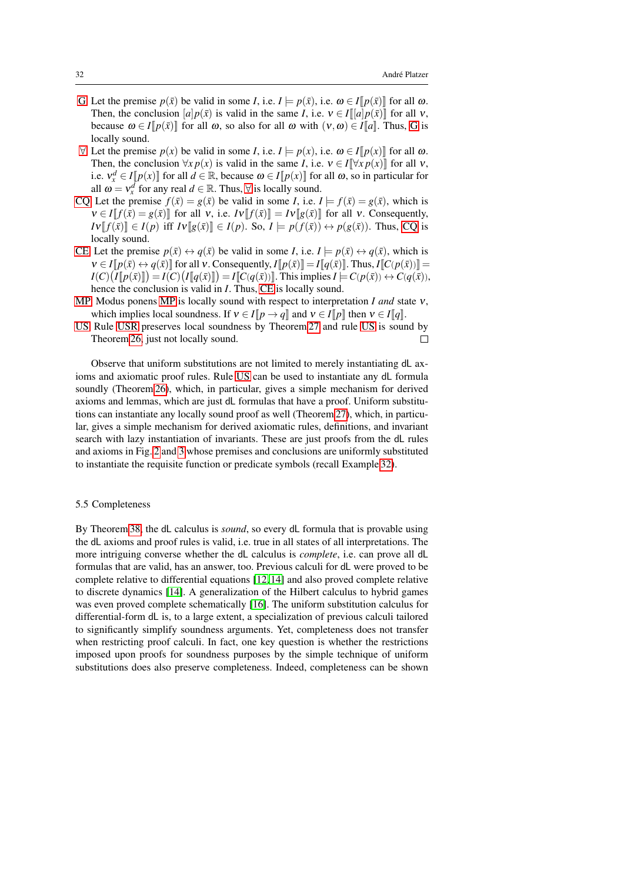G Let the premise $p(\bar{x})$ be valid in some $I$, i.e. $I \models p(\bar{x})$, i.e. $\omega \in I[\![p(\bar{x})]\!]$ for all $\omega$. Then, the conclusion $[a]p(\bar{x})$ is valid in the same $I$, i.e. $\nu \in I[\![[a]p(\bar{x})]\!]$ for all $\nu$, because $\omega \in I[\![p(\bar{x})]\!]$ for all $\omega$, so also for all $\omega$ with $(\nu, \omega) \in I[\![a]\!]$. Thus, G is locally sound.

$\forall$ Let the premise $p(x)$ be valid in some $I$, i.e. $I \models p(x)$, i.e. $\omega \in I[\![p(x)]\!]$ for all $\omega$. Then, the conclusion $\forall x\, p(x)$ is valid in the same $I$, i.e. $\nu \in I[\![\forall x\, p(x)]\!]$ for all $\nu$, i.e. $\nu_x^d \in I[\![p(x)]\!]$ for all $d \in \mathbb{R}$, because $\omega \in I[\![p(x)]\!]$ for all $\omega$, so in particular for all $\omega = \nu_x^d$ for any real $d \in \mathbb{R}$. Thus, $\forall$ is locally sound.

CQ Let the premise $f(\bar{x}) = g(\bar{x})$ be valid in some $I$, i.e. $I \models f(\bar{x}) = g(\bar{x})$, which is $\nu \in I[\![f(\bar{x}) = g(\bar{x})]\!]$ for all $\nu$, i.e. $I\nu[\![f(\bar{x})]\!] = I\nu[\![g(\bar{x})]\!]$ for all $\nu$. Consequently, $I\nu[\![f(\bar{x})]\!] \in I(p)$ iff $I\nu[\![g(\bar{x})]\!] \in I(p)$. So, $I \models p(f(\bar{x})) \leftrightarrow p(g(\bar{x}))$. Thus, CQ is locally sound.

CE Let the premise $p(\bar{x}) \leftrightarrow q(\bar{x})$ be valid in some $I$, i.e. $I \models p(\bar{x}) \leftrightarrow q(\bar{x})$, which is $\nu \in I[\![p(\bar{x}) \leftrightarrow q(\bar{x})]\!]$ for all $\nu$. Consequently, $I[\![p(\bar{x})]\!] = I[\![q(\bar{x})]\!]$. Thus, $I[\![C(p(\bar{x}))]\!] = I(C)\big(I[\![p(\bar{x})]\!]\big) = I(C)\big(I[\![q(\bar{x})]\!]\big) = I[\![C(q(\bar{x}))]\!]$. This implies $I \models C(p(\bar{x})) \leftrightarrow C(q(\bar{x}))$, hence the conclusion is valid in $I$. Thus, CE is locally sound.

MP Modus ponens MP is locally sound with respect to interpretation $I$ *and* state $\nu$, which implies local soundness. If $\nu \in I[\![p \to q]\!]$ and $\nu \in I[\![p]\!]$ then $\nu \in I[\![q]\!]$.

US Rule USR preserves local soundness by Theorem 27 and rule US is sound by Theorem 26, just not locally sound. □

Observe that uniform substitutions are not limited to merely instantiating dL axioms and axiomatic proof rules. Rule US can be used to instantiate any dL formula soundly (Theorem 26), which, in particular, gives a simple mechanism for derived axioms and lemmas, which are just dL formulas that have a proof. Uniform substitutions can instantiate any locally sound proof as well (Theorem 27), which, in particular, gives a simple mechanism for derived axiomatic rules, definitions, and invariant search with lazy instantiation of invariants. These are just proofs from the dL rules and axioms in Fig. 2 and 3 whose premises and conclusions are uniformly substituted to instantiate the requisite function or predicate symbols (recall Example 32).

## 5.5 Completeness

By Theorem 38, the dL calculus is *sound*, so every dL formula that is provable using the dL axioms and proof rules is valid, i.e. true in all states of all interpretations. The more intriguing converse whether the dL calculus is *complete*, i.e. can prove all dL formulas that are valid, has an answer, too. Previous calculi for dL were proved to be complete relative to differential equations [12,14] and also proved complete relative to discrete dynamics [14]. A generalization of the Hilbert calculus to hybrid games was even proved complete schematically [16]. The uniform substitution calculus for differential-form dL is, to a large extent, a specialization of previous calculi tailored to significantly simplify soundness arguments. Yet, completeness does not transfer when restricting proof calculi. In fact, one key question is whether the restrictions imposed upon proofs for soundness purposes by the simple technique of uniform substitutions does also preserve completeness. Indeed, completeness can be shown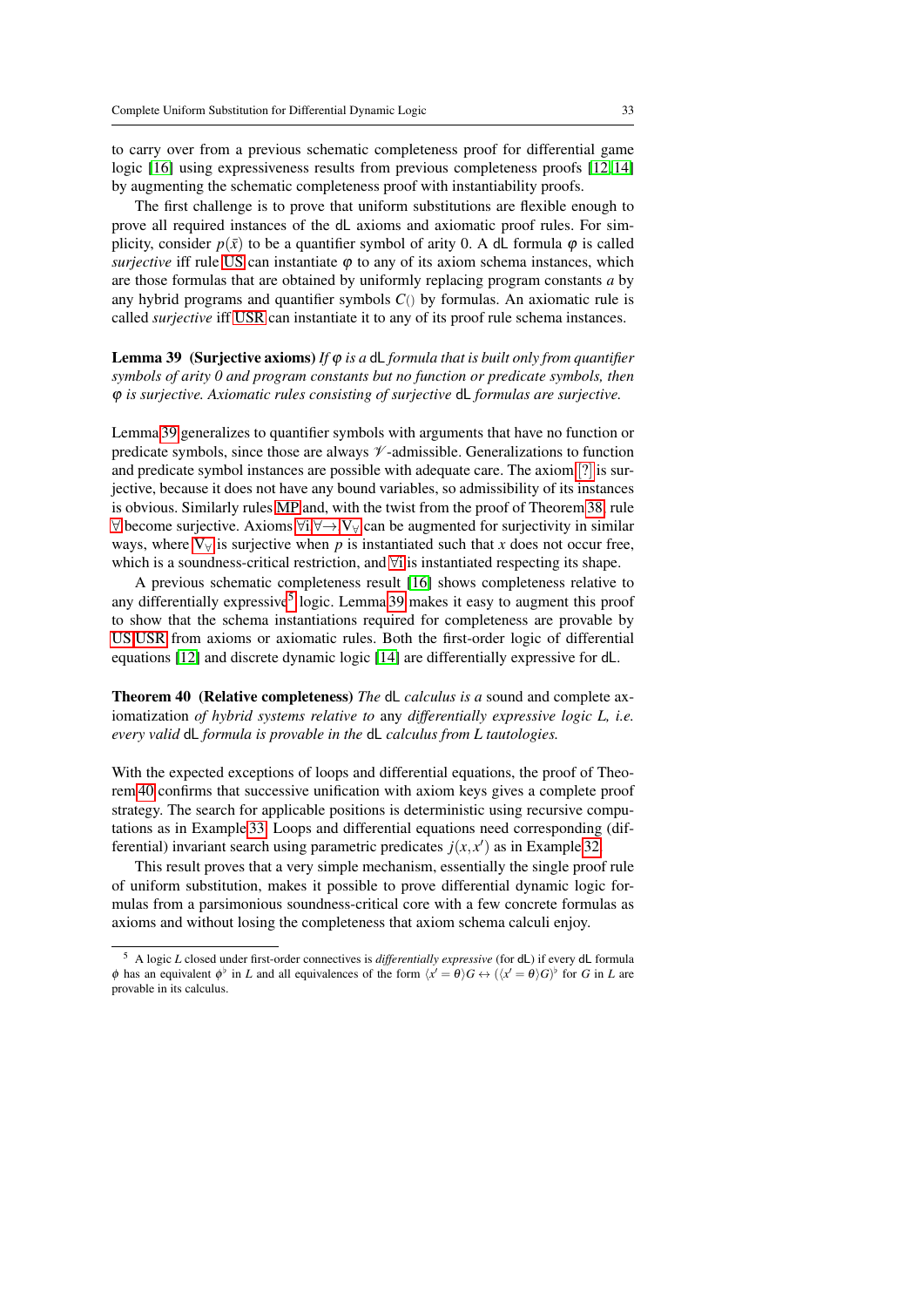to carry over from a previous schematic completeness proof for differential game logic [16] using expressiveness results from previous completeness proofs [12, 14] by augmenting the schematic completeness proof with instantiability proofs.

The first challenge is to prove that uniform substitutions are flexible enough to prove all required instances of the dL axioms and axiomatic proof rules. For simplicity, consider $p(\bar{x})$ to be a quantifier symbol of arity 0. A dL formula $\varphi$ is called *surjective* iff rule US can instantiate $\varphi$ to any of its axiom schema instances, which are those formulas that are obtained by uniformly replacing program constants $a$ by any hybrid programs and quantifier symbols $C()$ by formulas. An axiomatic rule is called *surjective* iff USR can instantiate it to any of its proof rule schema instances.

**Lemma 39 (Surjective axioms)** *If $\varphi$ is a* dL *formula that is built only from quantifier symbols of arity 0 and program constants but no function or predicate symbols, then $\varphi$ is surjective. Axiomatic rules consisting of surjective* dL *formulas are surjective.*

Lemma 39 generalizes to quantifier symbols with arguments that have no function or predicate symbols, since those are always $\mathscr{V}$-admissible. Generalizations to function and predicate symbol instances are possible with adequate care. The axiom [?] is surjective, because it does not have any bound variables, so admissibility of its instances is obvious. Similarly rules MP and, with the twist from the proof of Theorem 38, rule $\forall$ become surjective. Axioms $\forall$i, $\forall\rightarrow$, $\mathrm{V}_\forall$ can be augmented for surjectivity in similar ways, where $\mathrm{V}_\forall$ is surjective when $p$ is instantiated such that $x$ does not occur free, which is a soundness-critical restriction, and $\forall$i is instantiated respecting its shape.

A previous schematic completeness result [16] shows completeness relative to any differentially expressive[5] logic. Lemma 39 makes it easy to augment this proof to show that the schema instantiations required for completeness are provable by US, USR from axioms or axiomatic rules. Both the first-order logic of differential equations [12] and discrete dynamic logic [14] are differentially expressive for dL.

**Theorem 40 (Relative completeness)** *The* dL *calculus is a* sound and complete axiomatization *of hybrid systems relative to* any *differentially expressive logic L, i.e. every valid* dL *formula is provable in the* dL *calculus from L tautologies.*

With the expected exceptions of loops and differential equations, the proof of Theorem 40 confirms that successive unification with axiom keys gives a complete proof strategy. The search for applicable positions is deterministic using recursive computations as in Example 33. Loops and differential equations need corresponding (differential) invariant search using parametric predicates $j(x,x')$ as in Example 32.

This result proves that a very simple mechanism, essentially the single proof rule of uniform substitution, makes it possible to prove differential dynamic logic formulas from a parsimonious soundness-critical core with a few concrete formulas as axioms and without losing the completeness that axiom schema calculi enjoy.

---

[5] A logic $L$ closed under first-order connectives is *differentially expressive* (for dL) if every dL formula $\phi$ has an equivalent $\phi^\flat$ in $L$ and all equivalences of the form $\langle x' = \theta \rangle G \leftrightarrow (\langle x' = \theta \rangle G)^\flat$ for $G$ in $L$ are provable in its calculus.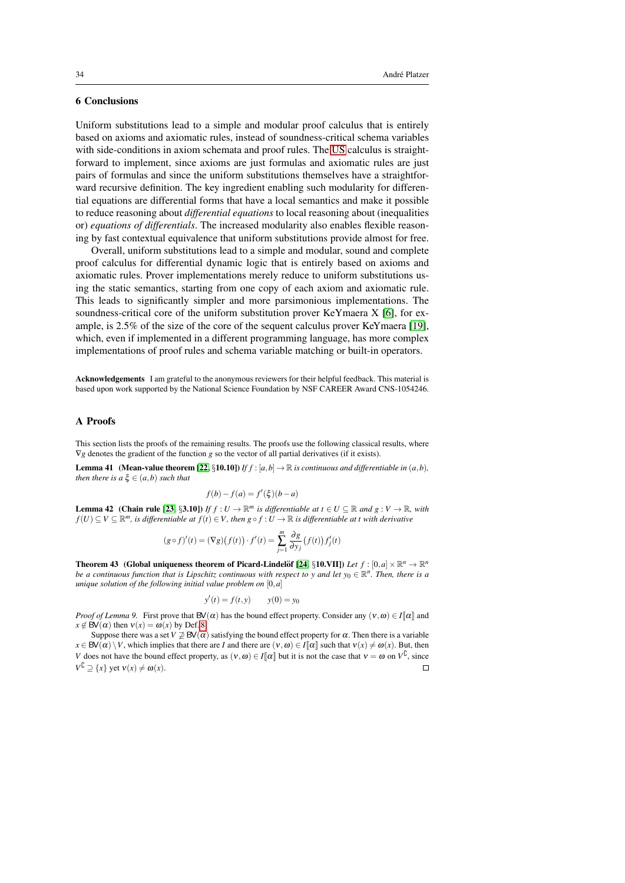## 6 Conclusions

Uniform substitutions lead to a simple and modular proof calculus that is entirely based on axioms and axiomatic rules, instead of soundness-critical schema variables with side-conditions in axiom schemata and proof rules. The US calculus is straightforward to implement, since axioms are just formulas and axiomatic rules are just pairs of formulas and since the uniform substitutions themselves have a straightforward recursive definition. The key ingredient enabling such modularity for differential equations are differential forms that have a local semantics and make it possible to reduce reasoning about *differential equations* to local reasoning about (inequalities or) *equations of differentials*. The increased modularity also enables flexible reasoning by fast contextual equivalence that uniform substitutions provide almost for free.

Overall, uniform substitutions lead to a simple and modular, sound and complete proof calculus for differential dynamic logic that is entirely based on axioms and axiomatic rules. Prover implementations merely reduce to uniform substitutions using the static semantics, starting from one copy of each axiom and axiomatic rule. This leads to significantly simpler and more parsimonious implementations. The soundness-critical core of the uniform substitution prover KeYmaera X [6], for example, is 2.5% of the size of the core of the sequent calculus prover KeYmaera [19], which, even if implemented in a different programming language, has more complex implementations of proof rules and schema variable matching or built-in operators.

**Acknowledgements** I am grateful to the anonymous reviewers for their helpful feedback. This material is based upon work supported by the National Science Foundation by NSF CAREER Award CNS-1054246.

## A Proofs

This section lists the proofs of the remaining results. The proofs use the following classical results, where $\nabla g$ denotes the gradient of the function $g$ so the vector of all partial derivatives (if it exists).

**Lemma 41 (Mean-value theorem [22, §10.10])** *If $f : [a,b] \to \mathbb{R}$ is continuous and differentiable in $(a,b)$, then there is a $\xi \in (a,b)$ such that*

$$f(b) - f(a) = f'(\xi)(b-a)$$

**Lemma 42 (Chain rule [23, §3.10])** *If $f : U \to \mathbb{R}^m$ is differentiable at $t \in U \subseteq \mathbb{R}$ and $g : V \to \mathbb{R}$, with $f(U) \subseteq V \subseteq \mathbb{R}^m$, is differentiable at $f(t) \in V$, then $g \circ f : U \to \mathbb{R}$ is differentiable at $t$ with derivative*

$$(g \circ f)'(t) = (\nabla g)\big(f(t)\big) \cdot f'(t) = \sum_{j=1}^{m} \frac{\partial g}{\partial y_j}\big(f(t)\big) f_j'(t)$$

**Theorem 43 (Global uniqueness theorem of Picard-Lindelöf [24, §10.VII])** *Let $f : [0,a] \times \mathbb{R}^n \to \mathbb{R}^n$ be a continuous function that is Lipschitz continuous with respect to $y$ and let $y_0 \in \mathbb{R}^n$. Then, there is a unique solution of the following initial value problem on $[0,a]$*

$$y'(t) = f(t,y) \qquad y(0) = y_0$$

*Proof of Lemma 9.* First prove that $\mathsf{BV}(\alpha)$ has the bound effect property. Consider any $(\nu,\omega) \in I[\![\alpha]\!]$ and $x \notin \mathsf{BV}(\alpha)$ then $\nu(x) = \omega(x)$ by Def. 8.

Suppose there was a set $V \not\supseteq \mathsf{BV}(\alpha)$ satisfying the bound effect property for $\alpha$. Then there is a variable $x \in \mathsf{BV}(\alpha) \setminus V$, which implies that there are $I$ and there are $(\nu,\omega) \in I[\![\alpha]\!]$ such that $\nu(x) \neq \omega(x)$. But, then $V$ does not have the bound effect property, as $(\nu,\omega) \in I[\![\alpha]\!]$ but it is not the case that $\nu = \omega$ on $V^\complement$, since $V^\complement \supseteq \{x\}$ yet $\nu(x) \neq \omega(x)$. ◻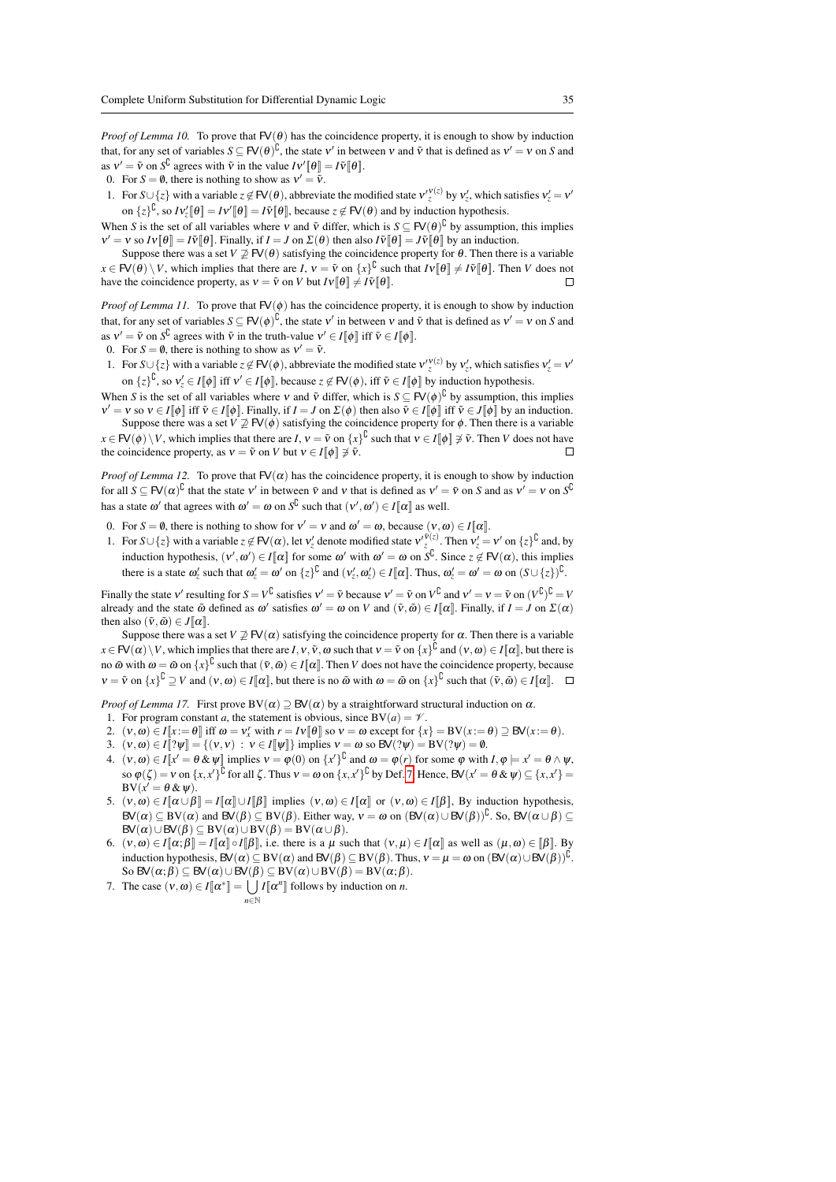*Proof of Lemma 10.* To prove that $\mathsf{FV}(\theta)$ has the coincidence property, it is enough to show by induction that, for any set of variables $S \subseteq \mathsf{FV}(\theta)^\complement$, the state $\nu'$ in between $\nu$ and $\tilde{\nu}$ that is defined as $\nu' = \nu$ on $S$ and as $\nu' = \tilde{\nu}$ on $S^\complement$ agrees with $\tilde{\nu}$ in the value $I\nu'[\![\theta]\!] = I\tilde{\nu}[\![\theta]\!]$.

0. For $S = \emptyset$, there is nothing to show as $\nu' = \tilde{\nu}$.
1. For $S \cup \{z\}$ with a variable $z \notin \mathsf{FV}(\theta)$, abbreviate the modified state $\nu'^{\nu(z)}_z$ by $\nu'_z$, which satisfies $\nu'_z = \nu'$ on $\{z\}^\complement$, so $I\nu'_z[\![\theta]\!] = I\nu'[\![\theta]\!] = I\tilde{\nu}[\![\theta]\!]$, because $z \notin \mathsf{FV}(\theta)$ and by induction hypothesis.

When $S$ is the set of all variables where $\nu$ and $\tilde{\nu}$ differ, which is $S \subseteq \mathsf{FV}(\theta)^\complement$ by assumption, this implies $\nu' = \nu$ so $I\nu[\![\theta]\!] = I\tilde{\nu}[\![\theta]\!]$. Finally, if $I = J$ on $\Sigma(\theta)$ then also $I\tilde{\nu}[\![\theta]\!] = J\tilde{\nu}[\![\theta]\!]$ by an induction.

Suppose there was a set $V \not\supseteq \mathsf{FV}(\theta)$ satisfying the coincidence property for $\theta$. Then there is a variable $x \in \mathsf{FV}(\theta) \setminus V$, which implies that there are $I$, $\nu = \tilde{\nu}$ on $\{x\}^\complement$ such that $I\nu[\![\theta]\!] \neq I\tilde{\nu}[\![\theta]\!]$. Then $V$ does not have the coincidence property, as $\nu = \tilde{\nu}$ on $V$ but $I\nu[\![\theta]\!] \neq I\tilde{\nu}[\![\theta]\!]$. □

*Proof of Lemma 11.* To prove that $\mathsf{FV}(\phi)$ has the coincidence property, it is enough to show by induction that, for any set of variables $S \subseteq \mathsf{FV}(\phi)^\complement$, the state $\nu'$ in between $\nu$ and $\tilde{\nu}$ that is defined as $\nu' = \nu$ on $S$ and as $\nu' = \tilde{\nu}$ on $S^\complement$ agrees with $\tilde{\nu}$ in the truth-value $\nu' \in I[\![\phi]\!]$ iff $\tilde{\nu} \in I[\![\phi]\!]$.

0. For $S = \emptyset$, there is nothing to show as $\nu' = \tilde{\nu}$.
1. For $S \cup \{z\}$ with a variable $z \notin \mathsf{FV}(\phi)$, abbreviate the modified state $\nu'^{\nu(z)}_z$ by $\nu'_z$, which satisfies $\nu'_z = \nu'$ on $\{z\}^\complement$, so $\nu'_z \in I[\![\phi]\!]$ iff $\nu' \in I[\![\phi]\!]$, because $z \notin \mathsf{FV}(\phi)$, iff $\tilde{\nu} \in I[\![\phi]\!]$ by induction hypothesis.

When $S$ is the set of all variables where $\nu$ and $\tilde{\nu}$ differ, which is $S \subseteq \mathsf{FV}(\phi)^\complement$ by assumption, this implies $\nu' = \nu$ so $\nu \in I[\![\phi]\!]$ iff $\tilde{\nu} \in I[\![\phi]\!]$. Finally, if $I = J$ on $\Sigma(\phi)$ then also $\tilde{\nu} \in I[\![\phi]\!]$ iff $\tilde{\nu} \in J[\![\phi]\!]$ by an induction.

Suppose there was a set $V \not\supseteq \mathsf{FV}(\phi)$ satisfying the coincidence property for $\phi$. Then there is a variable $x \in \mathsf{FV}(\phi) \setminus V$, which implies that there are $I$, $\nu = \tilde{\nu}$ on $\{x\}^\complement$ such that $\nu \in I[\![\phi]\!] \not\ni \tilde{\nu}$. Then $V$ does not have the coincidence property, as $\nu = \tilde{\nu}$ on $V$ but $\nu \in I[\![\phi]\!] \not\ni \tilde{\nu}$. □

*Proof of Lemma 12.* To prove that $\mathsf{FV}(\alpha)$ has the coincidence property, it is enough to show by induction for all $S \subseteq \mathsf{FV}(\alpha)^\complement$ that the state $\nu'$ in between $\tilde{\nu}$ and $\nu$ that is defined as $\nu' = \tilde{\nu}$ on $S$ and as $\nu' = \nu$ on $S^\complement$ has a state $\omega'$ that agrees with $\omega' = \omega$ on $S^\complement$ such that $(\nu', \omega') \in I[\![\alpha]\!]$ as well.

0. For $S = \emptyset$, there is nothing to show for $\nu' = \nu$ and $\omega' = \omega$, because $(\nu, \omega) \in I[\![\alpha]\!]$.
1. For $S \cup \{z\}$ with a variable $z \notin \mathsf{FV}(\alpha)$, let $\nu'_z$ denote modified state $\nu'^{\tilde{\nu}(z)}_z$. Then $\nu'_z = \nu'$ on $\{z\}^\complement$ and, by induction hypothesis, $(\nu', \omega') \in I[\![\alpha]\!]$ for some $\omega'$ with $\omega' = \omega$ on $S^\complement$. Since $z \notin \mathsf{FV}(\alpha)$, this implies there is a state $\omega'_z$ such that $\omega'_z = \omega'$ on $\{z\}^\complement$ and $(\nu'_z, \omega'_z) \in I[\![\alpha]\!]$. Thus, $\omega'_z = \omega' = \omega$ on $(S \cup \{z\})^\complement$.

Finally the state $\nu'$ resulting for $S = V^\complement$ satisfies $\nu' = \tilde{\nu}$ because $\nu' = \tilde{\nu}$ on $V^\complement$ and $\nu' = \nu = \tilde{\nu}$ on $(V^\complement)^\complement = V$ already and the state $\tilde{\omega}$ defined as $\omega'$ satisfies $\omega' = \omega$ on $V$ and $(\tilde{\nu}, \tilde{\omega}) \in I[\![\alpha]\!]$. Finally, if $I = J$ on $\Sigma(\alpha)$ then also $(\tilde{\nu}, \tilde{\omega}) \in J[\![\alpha]\!]$.

Suppose there was a set $V \not\supseteq \mathsf{FV}(\alpha)$ satisfying the coincidence property for $\alpha$. Then there is a variable $x \in \mathsf{FV}(\alpha) \setminus V$, which implies that there are $I, \nu, \tilde{\nu}, \omega$ such that $\nu = \tilde{\nu}$ on $\{x\}^\complement$ and $(\nu, \omega) \in I[\![\alpha]\!]$, but there is no $\tilde{\omega}$ with $\omega = \tilde{\omega}$ on $\{x\}^\complement$ such that $(\tilde{\nu}, \tilde{\omega}) \in I[\![\alpha]\!]$. Then $V$ does not have the coincidence property, because $\nu = \tilde{\nu}$ on $\{x\}^\complement \supseteq V$ and $(\nu, \omega) \in I[\![\alpha]\!]$, but there is no $\tilde{\omega}$ with $\omega = \tilde{\omega}$ on $\{x\}^\complement$ such that $(\tilde{\nu}, \tilde{\omega}) \in I[\![\alpha]\!]$. □

*Proof of Lemma 17.* First prove $\mathrm{BV}(\alpha) \supseteq \mathsf{BV}(\alpha)$ by a straightforward structural induction on $\alpha$.

1. For program constant $a$, the statement is obvious, since $\mathrm{BV}(a) = \mathscr{V}$.
2. $(\nu, \omega) \in I[\![x := \theta]\!]$ iff $\omega = \nu_x^r$ with $r = I\nu[\![\theta]\!]$ so $\nu = \omega$ except for $\{x\} = \mathrm{BV}(x := \theta) \supseteq \mathsf{BV}(x := \theta)$.
3. $(\nu, \omega) \in I[\![?\psi]\!] = \{(\nu, \nu) : \nu \in I[\![\psi]\!]\}$ implies $\nu = \omega$ so $\mathsf{BV}(?\psi) = \mathrm{BV}(?\psi) = \emptyset$.
4. $(\nu, \omega) \in I[\![x' = \theta \,\&\, \psi]\!]$ implies $\nu = \varphi(0)$ on $\{x'\}^\complement$ and $\omega = \varphi(r)$ for some $\varphi$ with $I, \varphi \models x' = \theta \wedge \psi$, so $\varphi(\zeta) = \nu$ on $\{x, x'\}^\complement$ for all $\zeta$. Thus $\nu = \omega$ on $\{x, x'\}^\complement$ by Def. 7. Hence, $\mathsf{BV}(x' = \theta \,\&\, \psi) \subseteq \{x, x'\} = \mathrm{BV}(x' = \theta \,\&\, \psi)$.
5. $(\nu, \omega) \in I[\![\alpha \cup \beta]\!] = I[\![\alpha]\!] \cup I[\![\beta]\!]$ implies $(\nu, \omega) \in I[\![\alpha]\!]$ or $(\nu, \omega) \in I[\![\beta]\!]$, By induction hypothesis, $\mathsf{BV}(\alpha) \subseteq \mathrm{BV}(\alpha)$ and $\mathsf{BV}(\beta) \subseteq \mathrm{BV}(\beta)$. Either way, $\nu = \omega$ on $(\mathsf{BV}(\alpha) \cup \mathsf{BV}(\beta))^\complement$. So, $\mathsf{BV}(\alpha \cup \beta) \subseteq \mathsf{BV}(\alpha) \cup \mathsf{BV}(\beta) \subseteq \mathrm{BV}(\alpha) \cup \mathrm{BV}(\beta) = \mathrm{BV}(\alpha \cup \beta)$.
6. $(\nu, \omega) \in I[\![\alpha; \beta]\!] = I[\![\alpha]\!] \circ I[\![\beta]\!]$, i.e. there is a $\mu$ such that $(\nu, \mu) \in I[\![\alpha]\!]$ as well as $(\mu, \omega) \in [\![\beta]\!]$. By induction hypothesis, $\mathsf{BV}(\alpha) \subseteq \mathrm{BV}(\alpha)$ and $\mathsf{BV}(\beta) \subseteq \mathrm{BV}(\beta)$. Thus, $\nu = \mu = \omega$ on $(\mathsf{BV}(\alpha) \cup \mathsf{BV}(\beta))^\complement$. So $\mathsf{BV}(\alpha; \beta) \subseteq \mathsf{BV}(\alpha) \cup \mathsf{BV}(\beta) \subseteq \mathrm{BV}(\alpha) \cup \mathrm{BV}(\beta) = \mathrm{BV}(\alpha; \beta)$.
7. The case $(\nu, \omega) \in I[\![\alpha^*]\!] = \bigcup_{n \in \mathbb{N}} I[\![\alpha^n]\!]$ follows by induction on $n$.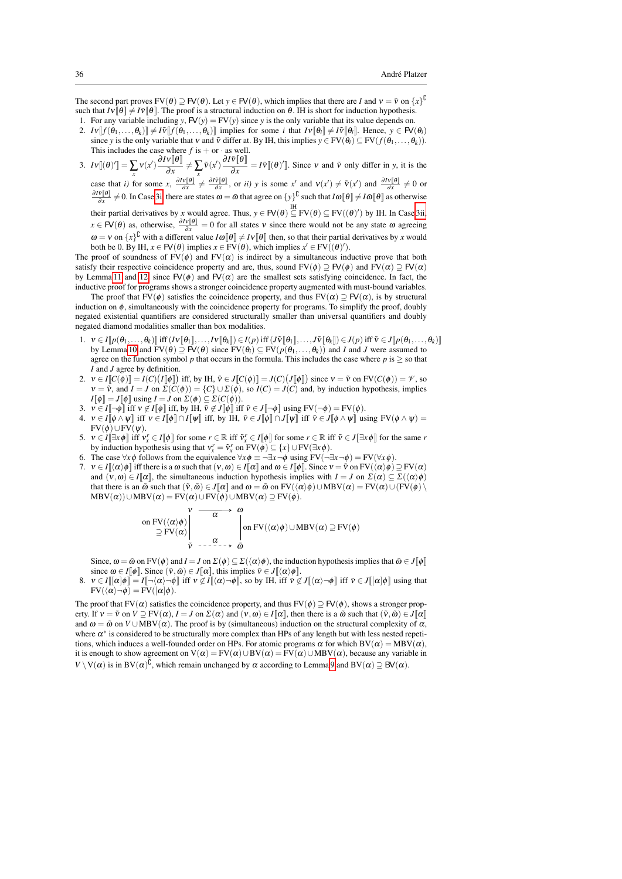The second part proves $\mathrm{FV}(\theta) \supseteq \mathsf{FV}(\theta)$. Let $y \in \mathsf{FV}(\theta)$, which implies that there are $I$ and $\nu = \tilde{\nu}$ on $\{x\}^\complement$ such that $I\nu[\![\theta]\!] \neq I\tilde{\nu}[\![\theta]\!]$. The proof is a structural induction on $\theta$. IH is short for induction hypothesis.

1. For any variable including $y$, $\mathsf{FV}(y) = \mathrm{FV}(y)$ since $y$ is the only variable that its value depends on.
2. $I\nu[\![f(\theta_1,\dots,\theta_k)]\!] \neq I\tilde{\nu}[\![f(\theta_1,\dots,\theta_k)]\!]$ implies for some $i$ that $I\nu[\![\theta_i]\!] \neq I\tilde{\nu}[\![\theta_i]\!]$. Hence, $y \in \mathsf{FV}(\theta_i)$ since $y$ is the only variable that $\nu$ and $\tilde{\nu}$ differ at. By IH, this implies $y \in \mathrm{FV}(\theta_i) \subseteq \mathrm{FV}(f(\theta_1,\dots,\theta_k))$. This includes the case where $f$ is $+$ or $\cdot$ as well.
3. $I\nu[\![(\theta)']\!] = \sum_x \nu(x') \dfrac{\partial I\nu[\![\theta]\!]}{\partial x} \neq \sum_x \tilde{\nu}(x') \dfrac{\partial I\tilde{\nu}[\![\theta]\!]}{\partial x} = I\tilde{\nu}[\![(\theta)']\!]$. Since $\nu$ and $\tilde{\nu}$ only differ in $y$, it is the case that *i)* for some $x$, $\frac{\partial I\nu[\![\theta]\!]}{\partial x} \neq \frac{\partial I\tilde{\nu}[\![\theta]\!]}{\partial x}$, or *ii)* $y$ is some $x'$ and $\nu(x') \neq \tilde{\nu}(x')$ and $\frac{\partial I\nu[\![\theta]\!]}{\partial x} \neq 0$ or $\frac{\partial I\tilde{\nu}[\![\theta]\!]}{\partial x} \neq 0$. In Case 3i there are states $\omega = \tilde{\omega}$ that agree on $\{y\}^\complement$ such that $I\omega[\![\theta]\!] \neq I\tilde{\omega}[\![\theta]\!]$ as otherwise their partial derivatives by $x$ would agree. Thus, $y \in \mathsf{FV}(\theta) \overset{\mathrm{IH}}{\subseteq} \mathrm{FV}(\theta) \subseteq \mathrm{FV}((\theta)')$ by IH. In Case 3ii, $x \in \mathsf{FV}(\theta)$ as, otherwise, $\frac{\partial I\nu[\![\theta]\!]}{\partial x} = 0$ for all states $\nu$ since there would not be any state $\omega$ agreeing $\omega = \nu$ on $\{x\}^\complement$ with a different value $I\omega[\![\theta]\!] \neq I\nu[\![\theta]\!]$ then, so that their partial derivatives by $x$ would both be 0. By IH, $x \in \mathsf{FV}(\theta)$ implies $x \in \mathrm{FV}(\theta)$, which implies $x' \in \mathrm{FV}((\theta)')$.

The proof of soundness of $\mathrm{FV}(\phi)$ and $\mathrm{FV}(\alpha)$ is indirect by a simultaneous inductive prove that both satisfy their respective coincidence property and are, thus, sound $\mathrm{FV}(\phi) \supseteq \mathsf{FV}(\phi)$ and $\mathrm{FV}(\alpha) \supseteq \mathsf{FV}(\alpha)$ by Lemma 11 and 12, since $\mathsf{FV}(\phi)$ and $\mathsf{FV}(\alpha)$ are the smallest sets satisfying coincidence. In fact, the inductive proof for programs shows a stronger coincidence property augmented with must-bound variables.

The proof that $\mathrm{FV}(\phi)$ satisfies the coincidence property, and thus $\mathrm{FV}(\alpha) \supseteq \mathsf{FV}(\alpha)$, is by structural induction on $\phi$, simultaneously with the coincidence property for programs. To simplify the proof, doubly negated existential quantifiers are considered structurally smaller than universal quantifiers and doubly negated diamond modalities smaller than box modalities.

1. $\nu \in I[\![p(\theta_1,\dots,\theta_k)]\!]$ iff $(I\nu[\![\theta_1]\!],\dots,I\nu[\![\theta_k]\!]) \in I(p)$ iff $(J\tilde{\nu}[\![\theta_1]\!],\dots,J\tilde{\nu}[\![\theta_k]\!]) \in J(p)$ iff $\tilde{\nu} \in J[\![p(\theta_1,\dots,\theta_k)]\!]$ by Lemma 10 and $\mathrm{FV}(\theta) \supseteq \mathsf{FV}(\theta)$ since $\mathrm{FV}(\theta_i) \subseteq \mathrm{FV}(p(\theta_1,\dots,\theta_k))$ and $I$ and $J$ were assumed to agree on the function symbol $p$ that occurs in the formula. This includes the case where $p$ is $\geq$ so that $I$ and $J$ agree by definition.
2. $\nu \in I[\![C(\phi)]\!] = I(C)\big(I[\![\phi]\!]\big)$ iff, by IH, $\tilde{\nu} \in J[\![C(\phi)]\!] = J(C)\big(J[\![\phi]\!]\big)$ since $\nu = \tilde{\nu}$ on $\mathrm{FV}(C(\phi)) = \mathscr{V}$, so $\nu = \tilde{\nu}$, and $I = J$ on $\Sigma(C(\phi)) = \{C\} \cup \Sigma(\phi)$, so $I(C) = J(C)$ and, by induction hypothesis, implies $I[\![\phi]\!] = J[\![\phi]\!]$ using $I = J$ on $\Sigma(\phi) \subseteq \Sigma(C(\phi))$.
3. $\nu \in I[\![\neg\phi]\!]$ iff $\nu \notin I[\![\phi]\!]$ iff, by IH, $\tilde{\nu} \notin J[\![\phi]\!]$ iff $\tilde{\nu} \in J[\![\neg\phi]\!]$ using $\mathrm{FV}(\neg\phi) = \mathrm{FV}(\phi)$.
4. $\nu \in I[\![\phi \wedge \psi]\!]$ iff $\nu \in I[\![\phi]\!] \cap I[\![\psi]\!]$ iff, by IH, $\tilde{\nu} \in J[\![\phi]\!] \cap J[\![\psi]\!]$ iff $\tilde{\nu} \in J[\![\phi \wedge \psi]\!]$ using $\mathrm{FV}(\phi \wedge \psi) = \mathrm{FV}(\phi) \cup \mathrm{FV}(\psi)$.
5. $\nu \in I[\![\exists x\,\phi]\!]$ iff $\nu_x^r \in I[\![\phi]\!]$ for some $r \in \mathbb{R}$ iff $\tilde{\nu}_x^r \in I[\![\phi]\!]$ for some $r \in \mathbb{R}$ iff $\tilde{\nu} \in J[\![\exists x\,\phi]\!]$ for the same $r$ by induction hypothesis using that $\nu_x^r = \tilde{\nu}_x^r$ on $\mathrm{FV}(\phi) \subseteq \{x\} \cup \mathrm{FV}(\exists x\,\phi)$.
6. The case $\forall x\,\phi$ follows from the equivalence $\forall x\,\phi \equiv \neg\exists x\,\neg\phi$ using $\mathrm{FV}(\neg\exists x\,\neg\phi) = \mathrm{FV}(\forall x\,\phi)$.
7. $\nu \in I[\![\langle\alpha\rangle\phi]\!]$ iff there is a $\omega$ such that $(\nu,\omega) \in I[\![\alpha]\!]$ and $\omega \in I[\![\phi]\!]$. Since $\nu = \tilde{\nu}$ on $\mathrm{FV}(\langle\alpha\rangle\phi) \supseteq \mathrm{FV}(\alpha)$ and $(\nu,\omega) \in I[\![\alpha]\!]$, the simultaneous induction hypothesis implies with $I = J$ on $\Sigma(\alpha) \subseteq \Sigma(\langle\alpha\rangle\phi)$ that there is an $\tilde{\omega}$ such that $(\tilde{\nu},\tilde{\omega}) \in J[\![\alpha]\!]$ and $\omega = \tilde{\omega}$ on $\mathrm{FV}(\langle\alpha\rangle\phi) \cup \mathrm{MBV}(\alpha) = \mathrm{FV}(\alpha) \cup (\mathrm{FV}(\phi) \setminus \mathrm{MBV}(\alpha)) \cup \mathrm{MBV}(\alpha) = \mathrm{FV}(\alpha) \cup \mathrm{FV}(\phi) \cup \mathrm{MBV}(\alpha) \supseteq \mathrm{FV}(\phi)$.

$$
\begin{array}{ccc}
\nu & \xrightarrow{\ \alpha\ } & \omega \\
\text{on } \mathrm{FV}(\langle\alpha\rangle\phi) \supseteq \mathrm{FV}(\alpha) \Big| & & \Big| \text{on } \mathrm{FV}(\langle\alpha\rangle\phi) \cup \mathrm{MBV}(\alpha) \supseteq \mathrm{FV}(\phi) \\
\tilde{\nu} & \overset{\alpha}{\dashrightarrow} & \tilde{\omega}
\end{array}
$$

   Since, $\omega = \tilde{\omega}$ on $\mathrm{FV}(\phi)$ and $I = J$ on $\Sigma(\phi) \subseteq \Sigma(\langle\alpha\rangle\phi)$, the induction hypothesis implies that $\tilde{\omega} \in J[\![\phi]\!]$ since $\omega \in I[\![\phi]\!]$. Since $(\tilde{\nu},\tilde{\omega}) \in J[\![\alpha]\!]$, this implies $\tilde{\nu} \in J[\![\langle\alpha\rangle\phi]\!]$.
8. $\nu \in I[\![[\alpha]\phi]\!] = I[\![\neg\langle\alpha\rangle\neg\phi]\!]$ iff $\nu \notin I[\![\langle\alpha\rangle\neg\phi]\!]$, so by IH, iff $\tilde{\nu} \notin J[\![\langle\alpha\rangle\neg\phi]\!]$ iff $\tilde{\nu} \in J[\![[\alpha]\phi]\!]$ using that $\mathrm{FV}(\langle\alpha\rangle\neg\phi) = \mathrm{FV}([\alpha]\phi)$.

The proof that $\mathrm{FV}(\alpha)$ satisfies the coincidence property, and thus $\mathrm{FV}(\phi) \supseteq \mathsf{FV}(\phi)$, shows a stronger property. If $\nu = \tilde{\nu}$ on $V \supseteq \mathrm{FV}(\alpha)$, $I = J$ on $\Sigma(\alpha)$ and $(\nu,\omega) \in I[\![\alpha]\!]$, then there is a $\tilde{\omega}$ such that $(\tilde{\nu},\tilde{\omega}) \in J[\![\alpha]\!]$ and $\omega = \tilde{\omega}$ on $V \cup \mathrm{MBV}(\alpha)$. The proof is by (simultaneous) induction on the structural complexity of $\alpha$, where $\alpha^*$ is considered to be structurally more complex than HPs of any length but with less nested repetitions, which induces a well-founded order on HPs. For atomic programs $\alpha$ for which $\mathrm{BV}(\alpha) = \mathrm{MBV}(\alpha)$, it is enough to show agreement on $\mathrm{V}(\alpha) = \mathrm{FV}(\alpha) \cup \mathrm{BV}(\alpha) = \mathrm{FV}(\alpha) \cup \mathrm{MBV}(\alpha)$, because any variable in $V \setminus \mathrm{V}(\alpha)$ is in $\mathrm{BV}(\alpha)^\complement$, which remain unchanged by $\alpha$ according to Lemma 9 and $\mathrm{BV}(\alpha) \supseteq \mathsf{BV}(\alpha)$.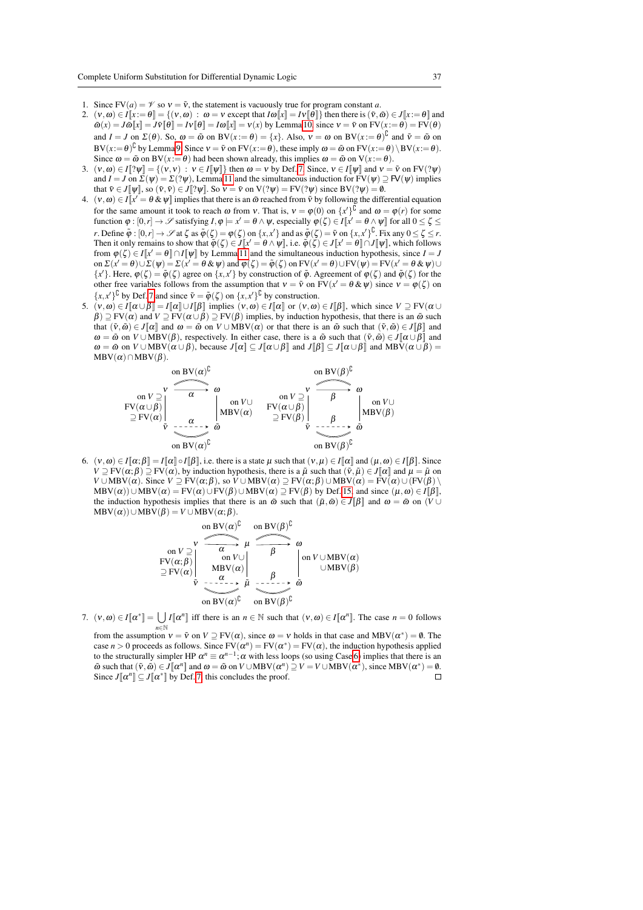1. Since $\mathrm{FV}(a) = \mathscr{V}$ so $\nu = \tilde{\nu}$, the statement is vacuously true for program constant $a$.
2. $(\nu,\omega) \in I[\![x:=\theta]\!] = \{(\nu,\omega) \,:\, \omega = \nu$ except that $I\omega[\![x]\!] = I\nu[\![\theta]\!]\}$ then there is $(\tilde{\nu},\tilde{\omega}) \in J[\![x:=\theta]\!]$ and $\tilde{\omega}(x) = J\tilde{\omega}[\![x]\!] = J\tilde{\nu}[\![\theta]\!] = I\nu[\![\theta]\!] = I\omega[\![x]\!] = \nu(x)$ by Lemma 10, since $\nu = \tilde{\nu}$ on $\mathrm{FV}(x:=\theta) = \mathrm{FV}(\theta)$ and $I = J$ on $\Sigma(\theta)$. So, $\omega = \tilde{\omega}$ on $\mathrm{BV}(x:=\theta) = \{x\}$. Also, $\nu = \omega$ on $\mathrm{BV}(x:=\theta)^{\complement}$ and $\tilde{\nu} = \tilde{\omega}$ on $\mathrm{BV}(x:=\theta)^{\complement}$ by Lemma 9. Since $\nu = \tilde{\nu}$ on $\mathrm{FV}(x:=\theta)$, these imply $\omega = \tilde{\omega}$ on $\mathrm{FV}(x:=\theta) \setminus \mathrm{BV}(x:=\theta)$. Since $\omega = \tilde{\omega}$ on $\mathrm{BV}(x:=\theta)$ had been shown already, this implies $\omega = \tilde{\omega}$ on $\mathrm{V}(x:=\theta)$.
3. $(\nu,\omega) \in I[\![?\psi]\!] = \{(\nu,\nu) \,:\, \nu \in I[\![\psi]\!]\}$ then $\omega = \nu$ by Def. 7. Since, $\nu \in I[\![\psi]\!]$ and $\nu = \tilde{\nu}$ on $\mathrm{FV}(?\psi)$ and $I = J$ on $\Sigma(\psi) = \Sigma(?\psi)$, Lemma 11 and the simultaneous induction for $\mathrm{FV}(\psi) \supseteq \mathrm{FV}(\psi)$ implies that $\tilde{\nu} \in J[\![\psi]\!]$, so $(\tilde{\nu},\tilde{\nu}) \in J[\![?\psi]\!]$. So $\nu = \tilde{\nu}$ on $\mathrm{V}(?\psi) = \mathrm{FV}(?\psi)$ since $\mathrm{BV}(?\psi) = \emptyset$.
4. $(\nu,\omega) \in I[\![x' = \theta \,\&\, \psi]\!]$ implies that there is an $\tilde{\omega}$ reached from $\tilde{\nu}$ by following the differential equation for the same amount it took to reach $\omega$ from $\nu$. That is, $\nu = \varphi(0)$ on $\{x'\}^{\complement}$ and $\omega = \varphi(r)$ for some function $\varphi : [0,r] \to \mathscr{S}$ satisfying $I, \varphi \models x' = \theta \wedge \psi$, especially $\varphi(\zeta) \in I[\![x' = \theta \wedge \psi]\!]$ for all $0 \le \zeta \le r$. Define $\tilde{\varphi} : [0,r] \to \mathscr{S}$ at $\zeta$ as $\tilde{\varphi}(\zeta) = \varphi(\zeta)$ on $\{x,x'\}$ and as $\tilde{\varphi}(\zeta) = \tilde{\nu}$ on $\{x,x'\}^{\complement}$. Fix any $0 \le \zeta \le r$. Then it only remains to show that $\tilde{\varphi}(\zeta) \in J[\![x' = \theta \wedge \psi]\!]$, i.e. $\tilde{\varphi}(\zeta) \in J[\![x' = \theta]\!] \cap J[\![\psi]\!]$, which follows from $\varphi(\zeta) \in I[\![x' = \theta]\!] \cap I[\![\psi]\!]$ by Lemma 11 and the simultaneous induction hypothesis, since $I = J$ on $\Sigma(x' = \theta) \cup \Sigma(\psi) = \Sigma(x' = \theta \,\&\, \psi)$ and $\varphi(\zeta) = \tilde{\varphi}(\zeta)$ on $\mathrm{FV}(x' = \theta) \cup \mathrm{FV}(\psi) = \mathrm{FV}(x' = \theta \,\&\, \psi) \cup \{x'\}$. Here, $\varphi(\zeta) = \tilde{\varphi}(\zeta)$ agree on $\{x,x'\}$ by construction of $\tilde{\varphi}$. Agreement of $\varphi(\zeta)$ and $\tilde{\varphi}(\zeta)$ for the other free variables follows from the assumption that $\nu = \tilde{\nu}$ on $\mathrm{FV}(x' = \theta \,\&\, \psi)$ since $\nu = \varphi(\zeta)$ on $\{x,x'\}^{\complement}$ by Def. 7 and since $\tilde{\nu} = \tilde{\varphi}(\zeta)$ on $\{x,x'\}^{\complement}$ by construction.
5. $(\nu,\omega) \in I[\![\alpha \cup \beta]\!] = I[\![\alpha]\!] \cup I[\![\beta]\!]$ implies $(\nu,\omega) \in I[\![\alpha]\!]$ or $(\nu,\omega) \in I[\![\beta]\!]$, which since $V \supseteq \mathrm{FV}(\alpha \cup \beta) \supseteq \mathrm{FV}(\alpha)$ and $V \supseteq \mathrm{FV}(\alpha \cup \beta) \supseteq \mathrm{FV}(\beta)$ implies, by induction hypothesis, that there is an $\tilde{\omega}$ such that $(\tilde{\nu},\tilde{\omega}) \in J[\![\alpha]\!]$ and $\omega = \tilde{\omega}$ on $V \cup \mathrm{MBV}(\alpha)$ or that there is an $\tilde{\omega}$ such that $(\tilde{\nu},\tilde{\omega}) \in J[\![\beta]\!]$ and $\omega = \tilde{\omega}$ on $V \cup \mathrm{MBV}(\beta)$, respectively. In either case, there is a $\tilde{\omega}$ such that $(\tilde{\nu},\tilde{\omega}) \in J[\![\alpha \cup \beta]\!]$ and $\omega = \tilde{\omega}$ on $V \cup \mathrm{MBV}(\alpha \cup \beta)$, because $J[\![\alpha]\!] \subseteq J[\![\alpha \cup \beta]\!]$ and $J[\![\beta]\!] \subseteq J[\![\alpha \cup \beta]\!]$ and $\mathrm{MBV}(\alpha \cup \beta) = \mathrm{MBV}(\alpha) \cap \mathrm{MBV}(\beta)$.

$$\begin{array}{ccc}
\nu & \xrightarrow[\text{on } \mathrm{BV}(\alpha)^{\complement}]{\alpha} & \omega \\
\text{on } V \supseteq \mathrm{FV}(\alpha\cup\beta) \supseteq \mathrm{FV}(\alpha) & & \text{on } V \cup \mathrm{MBV}(\alpha) \\
\tilde{\nu} & \xrightarrow[\text{on } \mathrm{BV}(\alpha)^{\complement}]{\alpha} & \tilde{\omega}
\end{array}
\qquad
\begin{array}{ccc}
\nu & \xrightarrow[\text{on } \mathrm{BV}(\beta)^{\complement}]{\beta} & \omega \\
\text{on } V \supseteq \mathrm{FV}(\alpha\cup\beta) \supseteq \mathrm{FV}(\beta) & & \text{on } V \cup \mathrm{MBV}(\beta) \\
\tilde{\nu} & \xrightarrow[\text{on } \mathrm{BV}(\beta)^{\complement}]{\beta} & \tilde{\omega}
\end{array}$$

6. $(\nu,\omega) \in I[\![\alpha;\beta]\!] = I[\![\alpha]\!] \circ I[\![\beta]\!]$, i.e. there is a state $\mu$ such that $(\nu,\mu) \in I[\![\alpha]\!]$ and $(\mu,\omega) \in I[\![\beta]\!]$. Since $V \supseteq \mathrm{FV}(\alpha;\beta) \supseteq \mathrm{FV}(\alpha)$, by induction hypothesis, there is a $\tilde{\mu}$ such that $(\tilde{\nu},\tilde{\mu}) \in J[\![\alpha]\!]$ and $\mu = \tilde{\mu}$ on $V \cup \mathrm{MBV}(\alpha)$. Since $V \supseteq \mathrm{FV}(\alpha;\beta)$, so $V \cup \mathrm{MBV}(\alpha) \supseteq \mathrm{FV}(\alpha;\beta) \cup \mathrm{MBV}(\alpha) = \mathrm{FV}(\alpha) \cup (\mathrm{FV}(\beta) \setminus \mathrm{MBV}(\alpha)) \cup \mathrm{MBV}(\alpha) = \mathrm{FV}(\alpha) \cup \mathrm{FV}(\beta) \cup \mathrm{MBV}(\alpha) \supseteq \mathrm{FV}(\beta)$ by Def. 15 and since $(\mu,\omega) \in I[\![\beta]\!]$, the induction hypothesis implies that there is an $\tilde{\omega}$ such that $(\tilde{\mu},\tilde{\omega}) \in J[\![\beta]\!]$ and $\omega = \tilde{\omega}$ on $(V \cup \mathrm{MBV}(\alpha)) \cup \mathrm{MBV}(\beta) = V \cup \mathrm{MBV}(\alpha;\beta)$.

$$\begin{array}{ccccc}
\nu & \xrightarrow[\text{on } \mathrm{BV}(\alpha)^{\complement}]{\alpha} & \mu & \xrightarrow[\text{on } \mathrm{BV}(\beta)^{\complement}]{\beta} & \omega \\
\text{on } V \supseteq \mathrm{FV}(\alpha;\beta) \supseteq \mathrm{FV}(\alpha) & & \text{on } V \cup \mathrm{MBV}(\alpha) & & \text{on } V \cup \mathrm{MBV}(\alpha) \cup \mathrm{MBV}(\beta) \\
\tilde{\nu} & \xrightarrow[\text{on } \mathrm{BV}(\alpha)^{\complement}]{\alpha} & \tilde{\mu} & \xrightarrow[\text{on } \mathrm{BV}(\beta)^{\complement}]{\beta} & \tilde{\omega}
\end{array}$$

7. $(\nu,\omega) \in I[\![\alpha^*]\!] = \bigcup_{n\in\mathbb{N}} I[\![\alpha^n]\!]$ iff there is an $n \in \mathbb{N}$ such that $(\nu,\omega) \in I[\![\alpha^n]\!]$. The case $n = 0$ follows from the assumption $\nu = \tilde{\nu}$ on $V \supseteq \mathrm{FV}(\alpha)$, since $\omega = \nu$ holds in that case and $\mathrm{MBV}(\alpha^*) = \emptyset$. The case $n > 0$ proceeds as follows. Since $\mathrm{FV}(\alpha^n) = \mathrm{FV}(\alpha^*) = \mathrm{FV}(\alpha)$, the induction hypothesis applied to the structurally simpler HP $\alpha^n \equiv \alpha^{n-1};\alpha$ with less loops (so using Case 6) implies that there is an $\tilde{\omega}$ such that $(\tilde{\nu},\tilde{\omega}) \in J[\![\alpha^n]\!]$ and $\omega = \tilde{\omega}$ on $V \cup \mathrm{MBV}(\alpha^n) \supseteq V = V \cup \mathrm{MBV}(\alpha^*)$, since $\mathrm{MBV}(\alpha^*) = \emptyset$. Since $J[\![\alpha^n]\!] \subseteq J[\![\alpha^*]\!]$ by Def. 7, this concludes the proof. ∎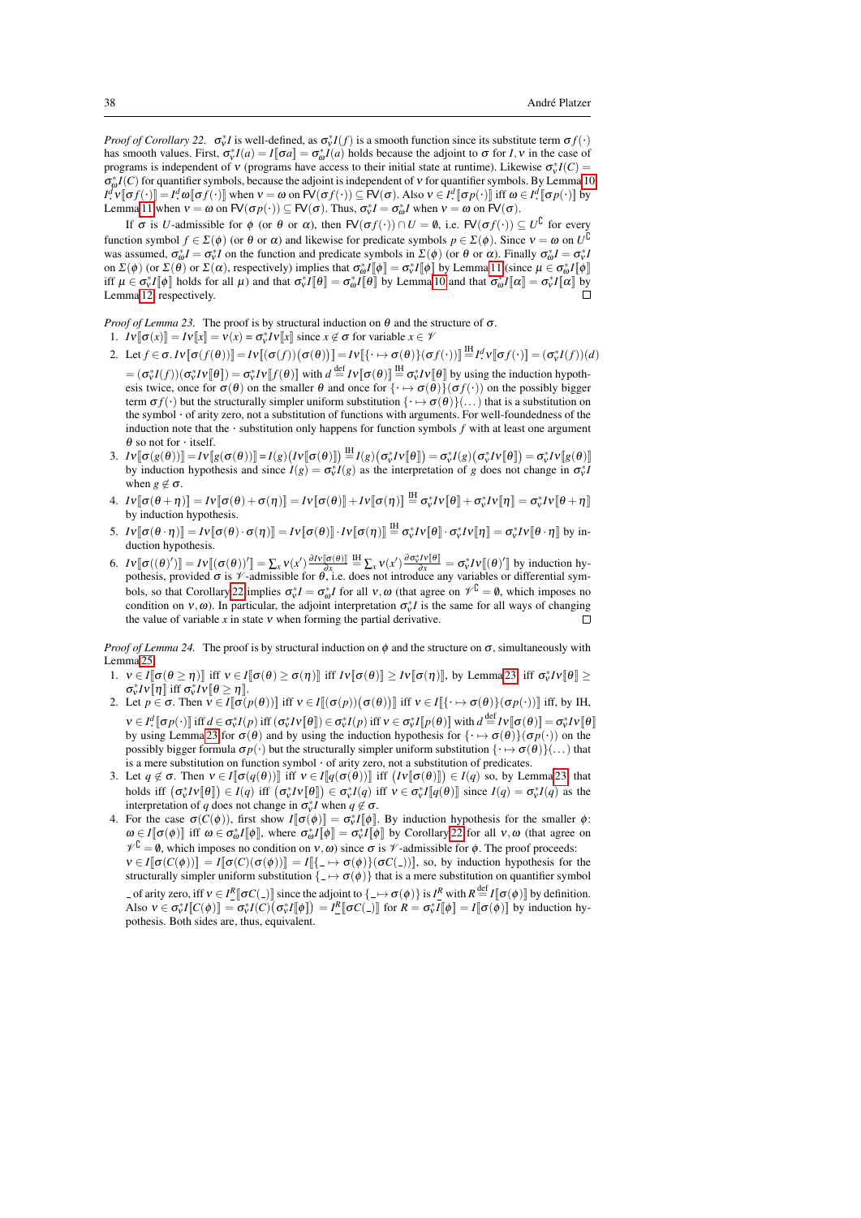*Proof of Corollary 22.* $\sigma_\nu^* I$ is well-defined, as $\sigma_\nu^* I(f)$ is a smooth function since its substitute term $\sigma f(\cdot)$ has smooth values. First, $\sigma_\nu^* I(a) = I[\![\sigma a]\!] = \sigma_\omega^* I(a)$ holds because the adjoint to $\sigma$ for $I, \nu$ in the case of programs is independent of $\nu$ (programs have access to their initial state at runtime). Likewise $\sigma_\nu^* I(C) = \sigma_\omega^* I(C)$ for quantifier symbols, because the adjoint is independent of $\nu$ for quantifier symbols. By Lemma 10 $I_\cdot^d \nu[\![\sigma f(\cdot)]\!] = I_\cdot^d \omega[\![\sigma f(\cdot)]\!]$ when $\nu = \omega$ on $\mathsf{FV}(\sigma f(\cdot)) \subseteq \mathsf{FV}(\sigma)$. Also $\nu \in I_\cdot^d[\![\sigma p(\cdot)]\!]$ iff $\omega \in I_\cdot^d[\![\sigma p(\cdot)]\!]$ by Lemma 11 when $\nu = \omega$ on $\mathsf{FV}(\sigma p(\cdot)) \subseteq \mathsf{FV}(\sigma)$. Thus, $\sigma_\nu^* I = \sigma_\omega^* I$ when $\nu = \omega$ on $\mathsf{FV}(\sigma)$.

If $\sigma$ is $U$-admissible for $\phi$ (or $\theta$ or $\alpha$), then $\mathsf{FV}(\sigma f(\cdot)) \cap U = \emptyset$, i.e. $\mathsf{FV}(\sigma f(\cdot)) \subseteq U^\complement$ for every function symbol $f \in \Sigma(\phi)$ (or $\theta$ or $\alpha$) and likewise for predicate symbols $p \in \Sigma(\phi)$. Since $\nu = \omega$ on $U^\complement$ was assumed, $\sigma_\omega^* I = \sigma_\nu^* I$ on the function and predicate symbols in $\Sigma(\phi)$ (or $\theta$ or $\alpha$). Finally $\sigma_\omega^* I = \sigma_\nu^* I$ on $\Sigma(\phi)$ (or $\Sigma(\theta)$ or $\Sigma(\alpha)$, respectively) implies that $\sigma_\omega^* I[\![\phi]\!] = \sigma_\nu^* I[\![\phi]\!]$ by Lemma 11 (since $\mu \in \sigma_\omega^* I[\![\phi]\!]$ iff $\mu \in \sigma_\nu^* I[\![\phi]\!]$ holds for all $\mu$) and that $\sigma_\nu^* I[\![\theta]\!] = \sigma_\omega^* I[\![\theta]\!]$ by Lemma 10 and that $\sigma_\omega^* I[\![\alpha]\!] = \sigma_\nu^* I[\![\alpha]\!]$ by Lemma 12, respectively. $\square$

*Proof of Lemma 23.* The proof is by structural induction on $\theta$ and the structure of $\sigma$.

1. $I\nu[\![\sigma(x)]\!] = I\nu[\![x]\!] = \nu(x) = \sigma_\nu^* I\nu[\![x]\!]$ since $x \notin \sigma$ for variable $x \in \mathscr{V}$
2. Let $f \in \sigma$. $I\nu[\![\sigma(f(\theta))]\!] = I\nu[\![(\sigma(f))(\sigma(\theta))]\!] = I\nu[\![\{\cdot \mapsto \sigma(\theta)\}(\sigma f(\cdot))]\!] \overset{\text{IH}}{=} I_\cdot^d \nu[\![\sigma f(\cdot)]\!] = (\sigma_\nu^* I(f))(d)$ $= (\sigma_\nu^* I(f))(\sigma_\nu^* I\nu[\![\theta]\!]) = \sigma_\nu^* I\nu[\![f(\theta)]\!]$ with $d \overset{\text{def}}{=} I\nu[\![\sigma(\theta)]\!] \overset{\text{IH}}{=} \sigma_\nu^* I\nu[\![\theta]\!]$ by using the induction hypothesis twice, once for $\sigma(\theta)$ on the smaller $\theta$ and once for $\{\cdot \mapsto \sigma(\theta)\}(\sigma f(\cdot))$ on the possibly bigger term $\sigma f(\cdot)$ but the structurally simpler uniform substitution $\{\cdot \mapsto \sigma(\theta)\}(\dots)$ that is a substitution on the symbol $\cdot$ of arity zero, not a substitution of functions with arguments. For well-foundedness of the induction note that the $\cdot$ substitution only happens for function symbols $f$ with at least one argument $\theta$ so not for $\cdot$ itself.
3. $I\nu[\![\sigma(g(\theta))]\!] = I\nu[\![g(\sigma(\theta))]\!] = I(g)\big(I\nu[\![\sigma(\theta)]\!]\big) \overset{\text{IH}}{=} I(g)\big(\sigma_\nu^* I\nu[\![\theta]\!]\big) = \sigma_\nu^* I(g)\big(\sigma_\nu^* I\nu[\![\theta]\!]\big) = \sigma_\nu^* I\nu[\![g(\theta)]\!]$ by induction hypothesis and since $I(g) = \sigma_\nu^* I(g)$ as the interpretation of $g$ does not change in $\sigma_\nu^* I$ when $g \notin \sigma$.
4. $I\nu[\![\sigma(\theta + \eta)]\!] = I\nu[\![\sigma(\theta) + \sigma(\eta)]\!] = I\nu[\![\sigma(\theta)]\!] + I\nu[\![\sigma(\eta)]\!] \overset{\text{IH}}{=} \sigma_\nu^* I\nu[\![\theta]\!] + \sigma_\nu^* I\nu[\![\eta]\!] = \sigma_\nu^* I\nu[\![\theta + \eta]\!]$ by induction hypothesis.
5. $I\nu[\![\sigma(\theta \cdot \eta)]\!] = I\nu[\![\sigma(\theta) \cdot \sigma(\eta)]\!] = I\nu[\![\sigma(\theta)]\!] \cdot I\nu[\![\sigma(\eta)]\!] \overset{\text{IH}}{=} \sigma_\nu^* I\nu[\![\theta]\!] \cdot \sigma_\nu^* I\nu[\![\eta]\!] = \sigma_\nu^* I\nu[\![\theta \cdot \eta]\!]$ by induction hypothesis.
6. $I\nu[\![\sigma((\theta)')]\!] = I\nu[\![(\sigma(\theta))']\!] = \sum_x \nu(x') \frac{\partial I\nu[\![\sigma(\theta)]\!]}{\partial x} \overset{\text{IH}}{=} \sum_x \nu(x') \frac{\partial \sigma_\nu^* I\nu[\![\theta]\!]}{\partial x} = \sigma_\nu^* I\nu[\![(\theta)']\!]$ by induction hypothesis, provided $\sigma$ is $\mathscr{V}$-admissible for $\theta$, i.e. does not introduce any variables or differential symbols, so that Corollary 22 implies $\sigma_\nu^* I = \sigma_\omega^* I$ for all $\nu, \omega$ (that agree on $\mathscr{V}^\complement = \emptyset$, which imposes no condition on $\nu, \omega$). In particular, the adjoint interpretation $\sigma_\nu^* I$ is the same for all ways of changing the value of variable $x$ in state $\nu$ when forming the partial derivative. $\square$

*Proof of Lemma 24.* The proof is by structural induction on $\phi$ and the structure on $\sigma$, simultaneously with Lemma 25.

1. $\nu \in I[\![\sigma(\theta \geq \eta)]\!]$ iff $\nu \in I[\![\sigma(\theta) \geq \sigma(\eta)]\!]$ iff $I\nu[\![\sigma(\theta)]\!] \geq I\nu[\![\sigma(\eta)]\!]$, by Lemma 23, iff $\sigma_\nu^* I\nu[\![\theta]\!] \geq \sigma_\nu^* I\nu[\![\eta]\!]$ iff $\sigma_\nu^* I\nu[\![\theta \geq \eta]\!]$.
2. Let $p \in \sigma$. Then $\nu \in I[\![\sigma(p(\theta))]\!]$ iff $\nu \in I[\![(\sigma(p))(\sigma(\theta))]\!]$ iff $\nu \in I[\![\{\cdot \mapsto \sigma(\theta)\}(\sigma p(\cdot))]\!]$ iff, by IH, $\nu \in I_\cdot^d[\![\sigma p(\cdot)]\!]$ iff $d \in \sigma_\nu^* I(p)$ iff $(\sigma_\nu^* I\nu[\![\theta]\!]) \in \sigma_\nu^* I(p)$ iff $\nu \in \sigma_\nu^* I[\![p(\theta)]\!]$ with $d \overset{\text{def}}{=} I\nu[\![\sigma(\theta)]\!] = \sigma_\nu^* I\nu[\![\theta]\!]$ by using Lemma 23 for $\sigma(\theta)$ and by using the induction hypothesis for $\{\cdot \mapsto \sigma(\theta)\}(\sigma p(\cdot))$ on the possibly bigger formula $\sigma p(\cdot)$ but the structurally simpler uniform substitution $\{\cdot \mapsto \sigma(\theta)\}(\dots)$ that is a mere substitution on function symbol $\cdot$ of arity zero, not a substitution of predicates.
3. Let $q \notin \sigma$. Then $\nu \in I[\![\sigma(q(\theta))]\!]$ iff $\nu \in I[\![q(\sigma(\theta))]\!]$ iff $\big(I\nu[\![\sigma(\theta)]\!]\big) \in I(q)$ so, by Lemma 23, that holds iff $\big(\sigma_\nu^* I\nu[\![\theta]\!]\big) \in I(q)$ iff $\big(\sigma_\nu^* I\nu[\![\theta]\!]\big) \in \sigma_\nu^* I(q)$ iff $\nu \in \sigma_\nu^* I[\![q(\theta)]\!]$ since $I(q) = \sigma_\nu^* I(q)$ as the interpretation of $q$ does not change in $\sigma_\nu^* I$ when $q \notin \sigma$.
4. For the case $\sigma(C(\phi))$, first show $I[\![\sigma(\phi)]\!] = \sigma_\nu^* I[\![\phi]\!]$. By induction hypothesis for the smaller $\phi$: $\omega \in I[\![\sigma(\phi)]\!]$ iff $\omega \in \sigma_\omega^* I[\![\phi]\!]$, where $\sigma_\omega^* I[\![\phi]\!] = \sigma_\nu^* I[\![\phi]\!]$ by Corollary 22 for all $\nu, \omega$ (that agree on $\mathscr{V}^\complement = \emptyset$, which imposes no condition on $\nu, \omega$) since $\sigma$ is $\mathscr{V}$-admissible for $\phi$. The proof proceeds: $\nu \in I[\![\sigma(C(\phi))]\!] = I[\![\sigma(C)(\sigma(\phi))]\!] = I[\![\{\_ \mapsto \sigma(\phi)\}(\sigma C(\_))]\!]$, so, by induction hypothesis for the structurally simpler uniform substitution $\{\_ \mapsto \sigma(\phi)\}$ that is a mere substitution on quantifier symbol $\_$ of arity zero, iff $\nu \in I_\_^R[\![\sigma C(\_)]\!]$ since the adjoint to $\{\_ \mapsto \sigma(\phi)\}$ is $I_\_^R$ with $R \overset{\text{def}}{=} I[\![\sigma(\phi)]\!]$ by definition. Also $\nu \in \sigma_\nu^* I[\![C(\phi)]\!] = \sigma_\nu^* I(C)\big(\sigma_\nu^* I[\![\phi]\!]\big) = I_\_^R[\![\sigma C(\_)]\!]$ for $R = \sigma_\nu^* I[\![\phi]\!] = I[\![\sigma(\phi)]\!]$ by induction hypothesis. Both sides are, thus, equivalent.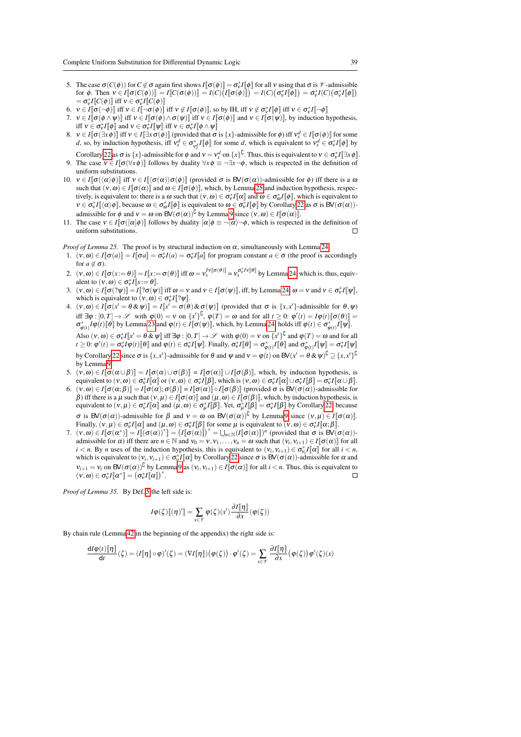5. The case $\sigma(C(\phi))$ for $C \not\in \sigma$ again first shows $I[\![\sigma(\phi)]\!] = \sigma^*_\nu I[\![\phi]\!]$ for all $\nu$ using that $\sigma$ is $\mathscr{V}$-admissible for $\phi$. Then $\nu \in I[\![\sigma(C(\phi))]\!] = I[\![C(\sigma(\phi))]\!] = I(C)\big(I[\![\sigma(\phi)]\!]\big) = I(C)\big(\sigma^*_\nu I[\![\phi]\!]\big) = \sigma^*_\nu I(C)\big(\sigma^*_\nu I[\![\phi]\!]\big) = \sigma^*_\nu I[\![C(\phi)]\!]$ iff $\nu \in \sigma^*_\nu I[\![C(\phi)]\!]$
6. $\nu \in I[\![\sigma(\neg\phi)]\!]$ iff $\nu \in I[\![\neg\sigma(\phi)]\!]$ iff $\nu \not\in I[\![\sigma(\phi)]\!]$, so by IH, iff $\nu \not\in \sigma^*_\nu I[\![\phi]\!]$ iff $\nu \in \sigma^*_\nu I[\![\neg\phi]\!]$
7. $\nu \in I[\![\sigma(\phi \land \psi)]\!]$ iff $\nu \in I[\![\sigma(\phi) \land \sigma(\psi)]\!]$ iff $\nu \in I[\![\sigma(\phi)]\!]$ and $\nu \in I[\![\sigma(\psi)]\!]$, by induction hypothesis, iff $\nu \in \sigma^*_\nu I[\![\phi]\!]$ and $\nu \in \sigma^*_\nu I[\![\psi]\!]$ iff $\nu \in \sigma^*_\nu I[\![\phi \land \psi]\!]$
8. $\nu \in I[\![\sigma(\exists x\,\phi)]\!]$ iff $\nu \in I[\![\exists x\,\sigma(\phi)]\!]$ (provided that $\sigma$ is $\{x\}$-admissible for $\phi$) iff $\nu^d_x \in I[\![\sigma(\phi)]\!]$ for some $d$, so, by induction hypothesis, iff $\nu^d_x \in \sigma^*_{\nu^d_x} I[\![\phi]\!]$ for some $d$, which is equivalent to $\nu^d_x \in \sigma^*_\nu I[\![\phi]\!]$ by Corollary 22 as $\sigma$ is $\{x\}$-admissible for $\phi$ and $\nu = \nu^d_x$ on $\{x\}^\complement$. Thus, this is equivalent to $\nu \in \sigma^*_\nu I[\![\exists x\,\phi]\!]$.
9. The case $\nu \in I[\![\sigma(\forall x\,\phi)]\!]$ follows by duality $\forall x\,\phi \equiv \neg\exists x\,\neg\phi$, which is respected in the definition of uniform substitutions.
10. $\nu \in I[\![\sigma(\langle\alpha\rangle\phi)]\!]$ iff $\nu \in I[\![\langle\sigma(\alpha)\rangle\sigma(\phi)]\!]$ (provided $\sigma$ is $BV(\sigma(\alpha))$-admissible for $\phi$) iff there is a $\omega$ such that $(\nu,\omega) \in I[\![\sigma(\alpha)]\!]$ and $\omega \in I[\![\sigma(\phi)]\!]$, which, by Lemma 25 and induction hypothesis, respectively, is equivalent to: there is a $\omega$ such that $(\nu,\omega) \in \sigma^*_\nu I[\![\alpha]\!]$ and $\omega \in \sigma^*_\omega I[\![\phi]\!]$, which is equivalent to $\nu \in \sigma^*_\nu I[\![\langle\alpha\rangle\phi]\!]$, because $\omega \in \sigma^*_\omega I[\![\phi]\!]$ is equivalent to $\omega \in \sigma^*_\nu I[\![\phi]\!]$ by Corollary 22 as $\sigma$ is $BV(\sigma(\alpha))$-admissible for $\phi$ and $\nu = \omega$ on $BV(\sigma(\alpha))^\complement$ by Lemma 9 since $(\nu,\omega) \in I[\![\sigma(\alpha)]\!]$.
11. The case $\nu \in I[\![\sigma([\alpha]\phi)]\!]$ follows by duality $[\alpha]\phi \equiv \neg\langle\alpha\rangle\neg\phi$, which is respected in the definition of uniform substitutions. □

*Proof of Lemma 25.* The proof is by structural induction on $\alpha$, simultaneously with Lemma 24.

1. $(\nu,\omega) \in I[\![\sigma(a)]\!] = I[\![\sigma a]\!] = \sigma^*_\nu I(a) = \sigma^*_\nu I[\![a]\!]$ for program constant $a \in \sigma$ (the proof is accordingly for $a \not\in \sigma$).
2. $(\nu,\omega) \in I[\![\sigma(x:=\theta)]\!] = I[\![x:=\sigma(\theta)]\!]$ iff $\omega = \nu_x^{I\nu[\![\sigma(\theta)]\!]} = \nu_x^{\sigma^*_\nu I\nu[\![\theta]\!]}$ by Lemma 24, which is, thus, equivalent to $(\nu,\omega) \in \sigma^*_\nu I[\![x:=\theta]\!]$.
3. $(\nu,\omega) \in I[\![\sigma(?\psi)]\!] = I[\![?\sigma(\psi)]\!]$ iff $\omega = \nu$ and $\nu \in I[\![\sigma(\psi)]\!]$, iff, by Lemma 24, $\omega = \nu$ and $\nu \in \sigma^*_\nu I[\![\psi]\!]$, which is equivalent to $(\nu,\omega) \in \sigma^*_\nu I[\![?\psi]\!]$.
4. $(\nu,\omega) \in I[\![\sigma(x' = \theta \,\&\, \psi)]\!] = I[\![x' = \sigma(\theta) \,\&\, \sigma(\psi)]\!]$ (provided that $\sigma$ is $\{x,x'\}$-admissible for $\theta,\psi$) iff $\exists\varphi : [0,T] \to \mathscr{S}$ with $\varphi(0) = \nu$ on $\{x'\}^\complement$, $\varphi(T) = \omega$ and for all $t \geq 0$: $\varphi'(t) = I\varphi(t)[\![\sigma(\theta)]\!] = \sigma^*_{\varphi(t)} I\varphi(t)[\![\theta]\!]$ by Lemma 23 and $\varphi(t) \in I[\![\sigma(\psi)]\!]$, which, by Lemma 24, holds iff $\varphi(t) \in \sigma^*_{\varphi(t)} I[\![\psi]\!]$. Also $(\nu,\omega) \in \sigma^*_\nu I[\![x' = \theta \,\&\, \psi]\!]$ iff $\exists\varphi : [0,T] \to \mathscr{S}$ with $\varphi(0) = \nu$ on $\{x'\}^\complement$ and $\varphi(T) = \omega$ and for all $t \geq 0$: $\varphi'(t) = \sigma^*_\nu I\varphi(t)[\![\theta]\!]$ and $\varphi(t) \in \sigma^*_\nu I[\![\psi]\!]$. Finally, $\sigma^*_\nu I[\![\theta]\!] = \sigma^*_{\varphi(t)} I[\![\theta]\!]$ and $\sigma^*_{\varphi(t)} I[\![\psi]\!] = \sigma^*_\nu I[\![\psi]\!]$ by Corollary 22 since $\sigma$ is $\{x,x'\}$-admissible for $\theta$ and $\psi$ and $\nu = \varphi(t)$ on $BV(x' = \theta \,\&\, \psi)^\complement \supseteq \{x,x'\}^\complement$ by Lemma 9.
5. $(\nu,\omega) \in I[\![\sigma(\alpha \cup \beta)]\!] = I[\![\sigma(\alpha) \cup \sigma(\beta)]\!] = I[\![\sigma(\alpha)]\!] \cup I[\![\sigma(\beta)]\!]$, which, by induction hypothesis, is equivalent to $(\nu,\omega) \in \sigma^*_\nu I[\![\alpha]\!]$ or $(\nu,\omega) \in \sigma^*_\nu I[\![\beta]\!]$, which is $(\nu,\omega) \in \sigma^*_\nu I[\![\alpha]\!] \cup \sigma^*_\nu I[\![\beta]\!] = \sigma^*_\nu I[\![\alpha \cup \beta]\!]$.
6. $(\nu,\omega) \in I[\![\sigma(\alpha;\beta)]\!] = I[\![\sigma(\alpha);\sigma(\beta)]\!] = I[\![\sigma(\alpha)]\!] \circ I[\![\sigma(\beta)]\!]$ (provided $\sigma$ is $BV(\sigma(\alpha))$-admissible for $\beta$) iff there is a $\mu$ such that $(\nu,\mu) \in I[\![\sigma(\alpha)]\!]$ and $(\mu,\omega) \in I[\![\sigma(\beta)]\!]$, which, by induction hypothesis, is equivalent to $(\nu,\mu) \in \sigma^*_\nu I[\![\alpha]\!]$ and $(\mu,\omega) \in \sigma^*_\mu I[\![\beta]\!]$. Yet, $\sigma^*_\mu I[\![\beta]\!] = \sigma^*_\nu I[\![\beta]\!]$ by Corollary 22, because $\sigma$ is $BV(\sigma(\alpha))$-admissible for $\beta$ and $\nu = \omega$ on $BV(\sigma(\alpha))^\complement$ by Lemma 9 since $(\nu,\mu) \in I[\![\sigma(\alpha)]\!]$. Finally, $(\nu,\mu) \in \sigma^*_\nu I[\![\alpha]\!]$ and $(\mu,\omega) \in \sigma^*_\nu I[\![\beta]\!]$ for some $\mu$ is equivalent to $(\nu,\omega) \in \sigma^*_\nu I[\![\alpha;\beta]\!]$.
7. $(\nu,\omega) \in I[\![\sigma(\alpha^*)]\!] = I[\![(\sigma(\alpha))^*]\!] = \big(I[\![\sigma(\alpha)]\!]\big)^* = \bigcup_{n\in\mathbb{N}} (I[\![\sigma(\alpha)]\!])^n$ (provided that $\sigma$ is $BV(\sigma(\alpha))$-admissible for $\alpha$) iff there are $n \in \mathbb{N}$ and $\nu_0 = \nu, \nu_1, \ldots, \nu_n = \omega$ such that $(\nu_i,\nu_{i+1}) \in I[\![\sigma(\alpha)]\!]$ for all $i < n$. By $n$ uses of the induction hypothesis, this is equivalent to $(\nu_i,\nu_{i+1}) \in \sigma^*_{\nu_i} I[\![\alpha]\!]$ for all $i < n$, which is equivalent to $(\nu_i,\nu_{i+1}) \in \sigma^*_\nu I[\![\alpha]\!]$ by Corollary 22 since $\sigma$ is $BV(\sigma(\alpha))$-admissible for $\alpha$ and $\nu_{i+1} = \nu_i$ on $BV(\sigma(\alpha))^\complement$ by Lemma 9 as $(\nu_i,\nu_{i+1}) \in I[\![\sigma(\alpha)]\!]$ for all $i < n$. Thus, this is equivalent to $(\nu,\omega) \in \sigma^*_\nu I[\![\alpha^*]\!] = \big(\sigma^*_\nu I[\![\alpha]\!]\big)^*$. □

*Proof of Lemma 35.* By Def. 5 the left side is:

$$I\varphi(\zeta)[\![(\eta)']\!] = \sum_{x\in\mathscr{V}} \varphi(\zeta)(x') \frac{\partial I[\![\eta]\!]}{\partial x}(\varphi(\zeta))$$

By chain rule (Lemma 42 in the beginning of the appendix) the right side is:

$$\frac{\mathrm{d}I\varphi(t)[\![\eta]\!]}{\mathrm{d}t}(\zeta) = (I[\![\eta]\!] \circ \varphi)'(\zeta) = (\nabla I[\![\eta]\!])\big(\varphi(\zeta)\big) \cdot \varphi'(\zeta) = \sum_{x\in\mathscr{V}} \frac{\partial I[\![\eta]\!]}{\partial x}\big(\varphi(\zeta)\big)\,\varphi'(\zeta)(x)$$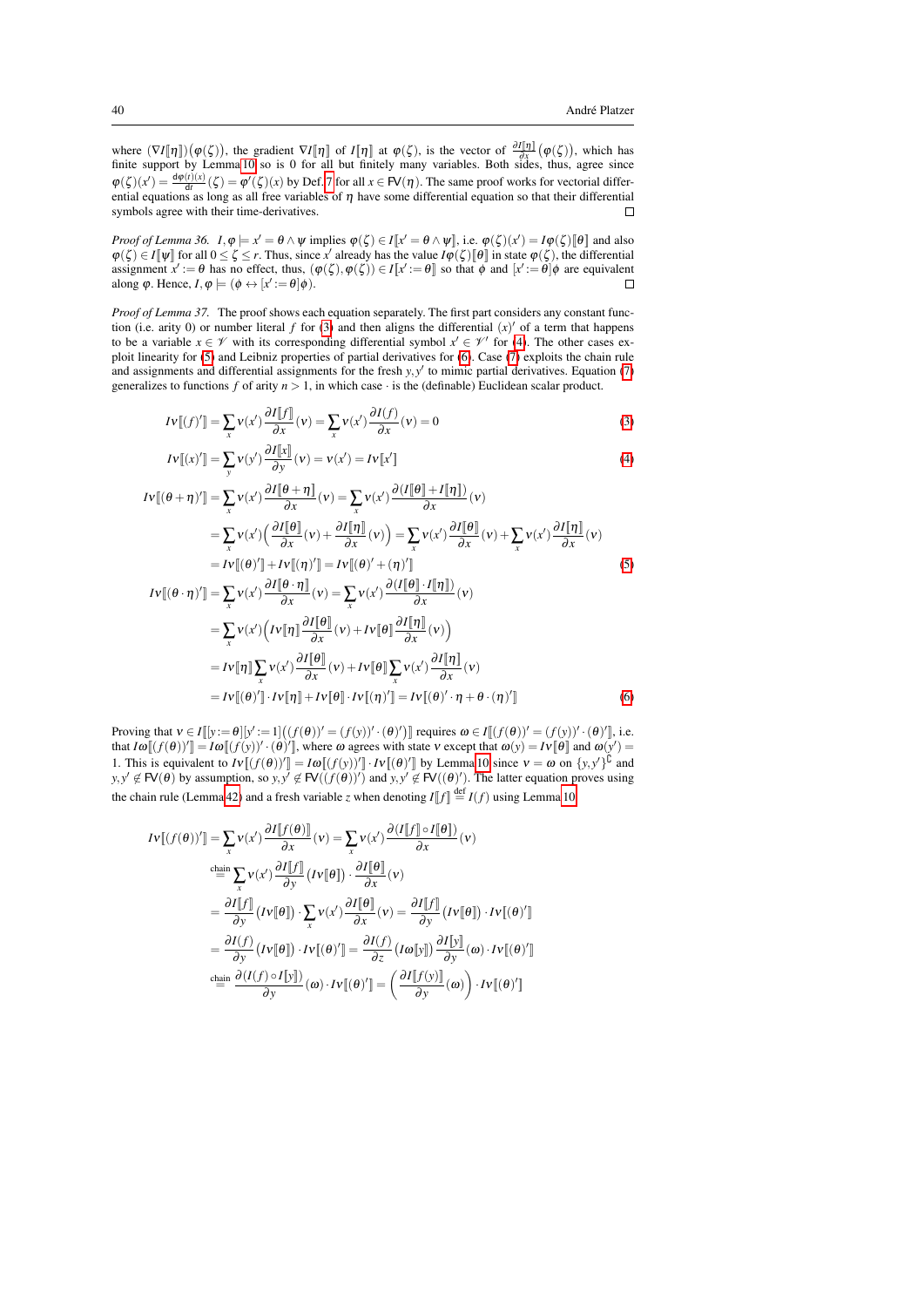where $(\nabla I[\![\eta]\!])(\varphi(\zeta))$, the gradient $\nabla I[\![\eta]\!]$ of $I[\![\eta]\!]$ at $\varphi(\zeta)$, is the vector of $\frac{\partial I[\![\eta]\!]}{\partial x}(\varphi(\zeta))$, which has finite support by Lemma 10 so is 0 for all but finitely many variables. Both sides, thus, agree since $\varphi(\zeta)(x') = \frac{\mathrm{d}\varphi(t)(x)}{\mathrm{d}t}(\zeta) = \varphi'(\zeta)(x)$ by Def. 7 for all $x \in \mathsf{FV}(\eta)$. The same proof works for vectorial differential equations as long as all free variables of $\eta$ have some differential equation so that their differential symbols agree with their time-derivatives. $\square$

*Proof of Lemma 36.* $I, \varphi \models x' = \theta \wedge \psi$ implies $\varphi(\zeta) \in I[\![x' = \theta \wedge \psi]\!]$, i.e. $\varphi(\zeta)(x') = I\varphi(\zeta)[\![\theta]\!]$ and also $\varphi(\zeta) \in I[\![\psi]\!]$ for all $0 \leq \zeta \leq r$. Thus, since $x'$ already has the value $I\varphi(\zeta)[\![\theta]\!]$ in state $\varphi(\zeta)$, the differential assignment $x' := \theta$ has no effect, thus, $(\varphi(\zeta), \varphi(\zeta)) \in I[\![x' := \theta]\!]$ so that $\phi$ and $[x' := \theta]\phi$ are equivalent along $\varphi$. Hence, $I, \varphi \models (\phi \leftrightarrow [x' := \theta]\phi)$. $\square$

*Proof of Lemma 37.* The proof shows each equation separately. The first part considers any constant function (i.e. arity 0) or number literal $f$ for (3) and then aligns the differential $(x)'$ of a term that happens to be a variable $x \in \mathscr{V}$ with its corresponding differential symbol $x' \in \mathscr{V}'$ for (4). The other cases exploit linearity for (5) and Leibniz properties of partial derivatives for (6). Case (7) exploits the chain rule and assignments and differential assignments for the fresh $y, y'$ to mimic partial derivatives. Equation (7) generalizes to functions $f$ of arity $n > 1$, in which case $\cdot$ is the (definable) Euclidean scalar product.

$$I\nu[\![(f)']\!] = \sum_x \nu(x') \frac{\partial I[\![f]\!]}{\partial x}(\nu) = \sum_x \nu(x') \frac{\partial I(f)}{\partial x}(\nu) = 0 \tag{3}$$

$$I\nu[\![(x)']\!] = \sum_y \nu(y') \frac{\partial I[\![x]\!]}{\partial y}(\nu) = \nu(x') = I\nu[\![x']\!] \tag{4}$$

$$\begin{aligned}
I\nu[\![(\theta+\eta)']\!] &= \sum_x \nu(x') \frac{\partial I[\![\theta+\eta]\!]}{\partial x}(\nu) = \sum_x \nu(x') \frac{\partial (I[\![\theta]\!] + I[\![\eta]\!])}{\partial x}(\nu) \\
&= \sum_x \nu(x') \Big( \frac{\partial I[\![\theta]\!]}{\partial x}(\nu) + \frac{\partial I[\![\eta]\!]}{\partial x}(\nu) \Big) = \sum_x \nu(x') \frac{\partial I[\![\theta]\!]}{\partial x}(\nu) + \sum_x \nu(x') \frac{\partial I[\![\eta]\!]}{\partial x}(\nu) \\
&= I\nu[\![(\theta)']\!] + I\nu[\![(\eta)']\!] = I\nu[\![(\theta)' + (\eta)']\!]
\end{aligned} \tag{5}$$

$$\begin{aligned}
I\nu[\![(\theta\cdot\eta)']\!] &= \sum_x \nu(x') \frac{\partial I[\![\theta\cdot\eta]\!]}{\partial x}(\nu) = \sum_x \nu(x') \frac{\partial (I[\![\theta]\!] \cdot I[\![\eta]\!])}{\partial x}(\nu) \\
&= \sum_x \nu(x') \Big( I\nu[\![\eta]\!] \frac{\partial I[\![\theta]\!]}{\partial x}(\nu) + I\nu[\![\theta]\!] \frac{\partial I[\![\eta]\!]}{\partial x}(\nu) \Big) \\
&= I\nu[\![\eta]\!] \sum_x \nu(x') \frac{\partial I[\![\theta]\!]}{\partial x}(\nu) + I\nu[\![\theta]\!] \sum_x \nu(x') \frac{\partial I[\![\eta]\!]}{\partial x}(\nu) \\
&= I\nu[\![(\theta)']\!] \cdot I\nu[\![\eta]\!] + I\nu[\![\theta]\!] \cdot I\nu[\![(\eta)']\!] = I\nu[\![(\theta)' \cdot \eta + \theta \cdot (\eta)']\!]
\end{aligned} \tag{6}$$

Proving that $\nu \in I[\![ [y := \theta][y' := 1]\big((f(\theta))' = (f(y))' \cdot (\theta)'\big) ]\!]$ requires $\omega \in I[\![(f(\theta))' = (f(y))' \cdot (\theta)']\!]$, i.e. that $I\omega[\![(f(\theta))']\!] = I\omega[\![(f(y))' \cdot (\theta)']\!]$, where $\omega$ agrees with state $\nu$ except that $\omega(y) = I\nu[\![\theta]\!]$ and $\omega(y') = 1$. This is equivalent to $I\nu[\![(f(\theta))']\!] = I\omega[\![(f(y))']\!] \cdot I\nu[\![(\theta)']\!]$ by Lemma 10 since $\nu = \omega$ on $\{y, y'\}^\complement$ and $y, y' \notin \mathsf{FV}(\theta)$ by assumption, so $y, y' \notin \mathsf{FV}((f(\theta))')$ and $y, y' \notin \mathsf{FV}((\theta)')$. The latter equation proves using the chain rule (Lemma 42) and a fresh variable $z$ when denoting $I[\![f]\!] \stackrel{\text{def}}{=} I(f)$ using Lemma 10:

$$\begin{aligned}
I\nu[\![(f(\theta))']\!] &= \sum_x \nu(x') \frac{\partial I[\![f(\theta)]\!]}{\partial x}(\nu) = \sum_x \nu(x') \frac{\partial (I[\![f]\!] \circ I[\![\theta]\!])}{\partial x}(\nu) \\
&\stackrel{\text{chain}}{=} \sum_x \nu(x') \frac{\partial I[\![f]\!]}{\partial y}\big(I\nu[\![\theta]\!]\big) \cdot \frac{\partial I[\![\theta]\!]}{\partial x}(\nu) \\
&= \frac{\partial I[\![f]\!]}{\partial y}\big(I\nu[\![\theta]\!]\big) \cdot \sum_x \nu(x') \frac{\partial I[\![\theta]\!]}{\partial x}(\nu) = \frac{\partial I[\![f]\!]}{\partial y}\big(I\nu[\![\theta]\!]\big) \cdot I\nu[\![(\theta)']\!] \\
&= \frac{\partial I(f)}{\partial y}\big(I\nu[\![\theta]\!]\big) \cdot I\nu[\![(\theta)']\!] = \frac{\partial I(f)}{\partial z}\big(I\omega[\![y]\!]\big) \frac{\partial I[\![y]\!]}{\partial y}(\omega) \cdot I\nu[\![(\theta)']\!] \\
&\stackrel{\text{chain}}{=} \frac{\partial (I(f) \circ I[\![y]\!])}{\partial y}(\omega) \cdot I\nu[\![(\theta)']\!] = \Big( \frac{\partial I[\![f(y)]\!]}{\partial y}(\omega) \Big) \cdot I\nu[\![(\theta)']\!]
\end{aligned}$$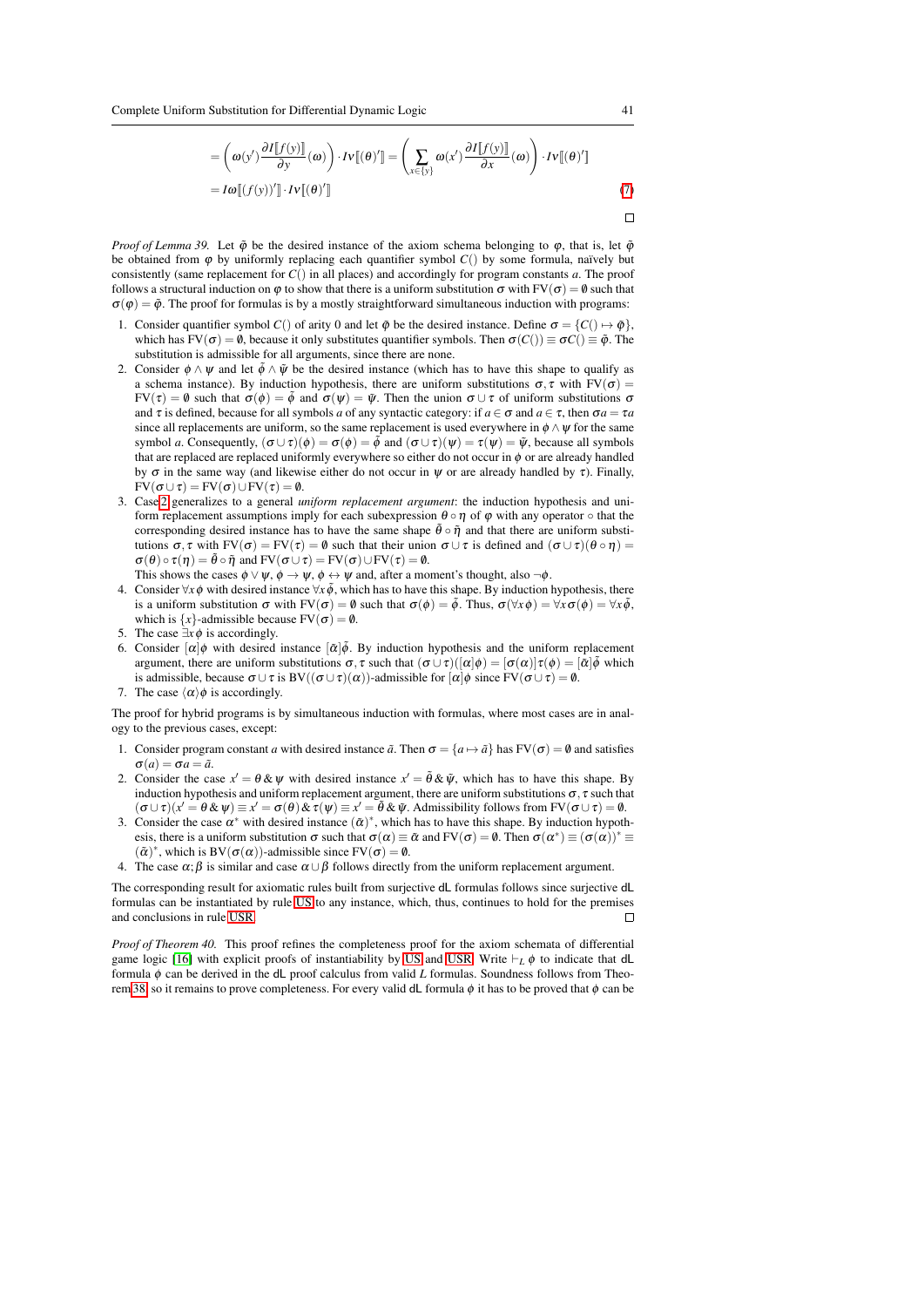$$= \left(\omega(y') \frac{\partial I[\![f(y)]\!]}{\partial y}(\omega)\right) \cdot I\nu[\![(\theta)']\!] = \left(\sum_{x \in \{y\}} \omega(x') \frac{\partial I[\![f(y)]\!]}{\partial x}(\omega)\right) \cdot I\nu[\![(\theta)']\!]$$

$$= I\omega[\![(f(y))']\!] \cdot I\nu[\![(\theta)']\!] \tag{7}$$

∎

*Proof of Lemma 39.* Let $\tilde{\varphi}$ be the desired instance of the axiom schema belonging to $\varphi$, that is, let $\tilde{\varphi}$ be obtained from $\varphi$ by uniformly replacing each quantifier symbol $C()$ by some formula, naïvely but consistently (same replacement for $C()$ in all places) and accordingly for program constants $a$. The proof follows a structural induction on $\varphi$ to show that there is a uniform substitution $\sigma$ with $\mathrm{FV}(\sigma) = \emptyset$ such that $\sigma(\varphi) = \tilde{\varphi}$. The proof for formulas is by a mostly straightforward simultaneous induction with programs:

1. Consider quantifier symbol $C()$ of arity 0 and let $\tilde{\varphi}$ be the desired instance. Define $\sigma = \{C() \mapsto \tilde{\varphi}\}$, which has $\mathrm{FV}(\sigma) = \emptyset$, because it only substitutes quantifier symbols. Then $\sigma(C()) \equiv \sigma C() \equiv \tilde{\varphi}$. The substitution is admissible for all arguments, since there are none.
2. Consider $\phi \wedge \psi$ and let $\tilde{\phi} \wedge \tilde{\psi}$ be the desired instance (which has to have this shape to qualify as a schema instance). By induction hypothesis, there are uniform substitutions $\sigma, \tau$ with $\mathrm{FV}(\sigma) = \mathrm{FV}(\tau) = \emptyset$ such that $\sigma(\phi) = \tilde{\phi}$ and $\sigma(\psi) = \tilde{\psi}$. Then the union $\sigma \cup \tau$ of uniform substitutions $\sigma$ and $\tau$ is defined, because for all symbols $a$ of any syntactic category: if $a \in \sigma$ and $a \in \tau$, then $\sigma a = \tau a$ since all replacements are uniform, so the same replacement is used everywhere in $\phi \wedge \psi$ for the same symbol $a$. Consequently, $(\sigma \cup \tau)(\phi) = \sigma(\phi) = \tilde{\phi}$ and $(\sigma \cup \tau)(\psi) = \tau(\psi) = \tilde{\psi}$, because all symbols that are replaced are replaced uniformly everywhere so either do not occur in $\phi$ or are already handled by $\sigma$ in the same way (and likewise either do not occur in $\psi$ or are already handled by $\tau$). Finally, $\mathrm{FV}(\sigma \cup \tau) = \mathrm{FV}(\sigma) \cup \mathrm{FV}(\tau) = \emptyset$.
3. Case 2 generalizes to a general *uniform replacement argument*: the induction hypothesis and uniform replacement assumptions imply for each subexpression $\theta \circ \eta$ of $\varphi$ with any operator $\circ$ that the corresponding desired instance has to have the same shape $\tilde{\theta} \circ \tilde{\eta}$ and that there are uniform substitutions $\sigma, \tau$ with $\mathrm{FV}(\sigma) = \mathrm{FV}(\tau) = \emptyset$ such that their union $\sigma \cup \tau$ is defined and $(\sigma \cup \tau)(\theta \circ \eta) = \sigma(\theta) \circ \tau(\eta) = \tilde{\theta} \circ \tilde{\eta}$ and $\mathrm{FV}(\sigma \cup \tau) = \mathrm{FV}(\sigma) \cup \mathrm{FV}(\tau) = \emptyset$.
   This shows the cases $\phi \vee \psi$, $\phi \rightarrow \psi$, $\phi \leftrightarrow \psi$ and, after a moment's thought, also $\neg\phi$.
4. Consider $\forall x\, \phi$ with desired instance $\forall x\, \tilde{\phi}$, which has to have this shape. By induction hypothesis, there is a uniform substitution $\sigma$ with $\mathrm{FV}(\sigma) = \emptyset$ such that $\sigma(\phi) = \tilde{\phi}$. Thus, $\sigma(\forall x\, \phi) = \forall x\, \sigma(\phi) = \forall x\, \tilde{\phi}$, which is $\{x\}$-admissible because $\mathrm{FV}(\sigma) = \emptyset$.
5. The case $\exists x\, \phi$ is accordingly.
6. Consider $[\alpha]\phi$ with desired instance $[\tilde{\alpha}]\tilde{\phi}$. By induction hypothesis and the uniform replacement argument, there are uniform substitutions $\sigma, \tau$ such that $(\sigma \cup \tau)([\alpha]\phi) = [\sigma(\alpha)]\tau(\phi) = [\tilde{\alpha}]\tilde{\phi}$ which is admissible, because $\sigma \cup \tau$ is $\mathrm{BV}((\sigma \cup \tau)(\alpha))$-admissible for $[\alpha]\phi$ since $\mathrm{FV}(\sigma \cup \tau) = \emptyset$.
7. The case $\langle\alpha\rangle\phi$ is accordingly.

The proof for hybrid programs is by simultaneous induction with formulas, where most cases are in analogy to the previous cases, except:

1. Consider program constant $a$ with desired instance $\tilde{a}$. Then $\sigma = \{a \mapsto \tilde{a}\}$ has $\mathrm{FV}(\sigma) = \emptyset$ and satisfies $\sigma(a) = \sigma a = \tilde{a}$.
2. Consider the case $x' = \theta \,\&\, \psi$ with desired instance $x' = \tilde{\theta} \,\&\, \tilde{\psi}$, which has to have this shape. By induction hypothesis and uniform replacement argument, there are uniform substitutions $\sigma, \tau$ such that $(\sigma \cup \tau)(x' = \theta \,\&\, \psi) \equiv x' = \sigma(\theta) \,\&\, \tau(\psi) \equiv x' = \tilde{\theta} \,\&\, \tilde{\psi}$. Admissibility follows from $\mathrm{FV}(\sigma \cup \tau) = \emptyset$.
3. Consider the case $\alpha^*$ with desired instance $(\tilde{\alpha})^*$, which has to have this shape. By induction hypothesis, there is a uniform substitution $\sigma$ such that $\sigma(\alpha) \equiv \tilde{\alpha}$ and $\mathrm{FV}(\sigma) = \emptyset$. Then $\sigma(\alpha^*) \equiv (\sigma(\alpha))^* \equiv (\tilde{\alpha})^*$, which is $\mathrm{BV}(\sigma(\alpha))$-admissible since $\mathrm{FV}(\sigma) = \emptyset$.
4. The case $\alpha;\beta$ is similar and case $\alpha \cup \beta$ follows directly from the uniform replacement argument.

The corresponding result for axiomatic rules built from surjective dL formulas follows since surjective dL formulas can be instantiated by rule US to any instance, which, thus, continues to hold for the premises and conclusions in rule USR. ∎

*Proof of Theorem 40.* This proof refines the completeness proof for the axiom schemata of differential game logic [16] with explicit proofs of instantiability by US and USR. Write $\vdash_L \phi$ to indicate that dL formula $\phi$ can be derived in the dL proof calculus from valid $L$ formulas. Soundness follows from Theorem 38, so it remains to prove completeness. For every valid dL formula $\phi$ it has to be proved that $\phi$ can be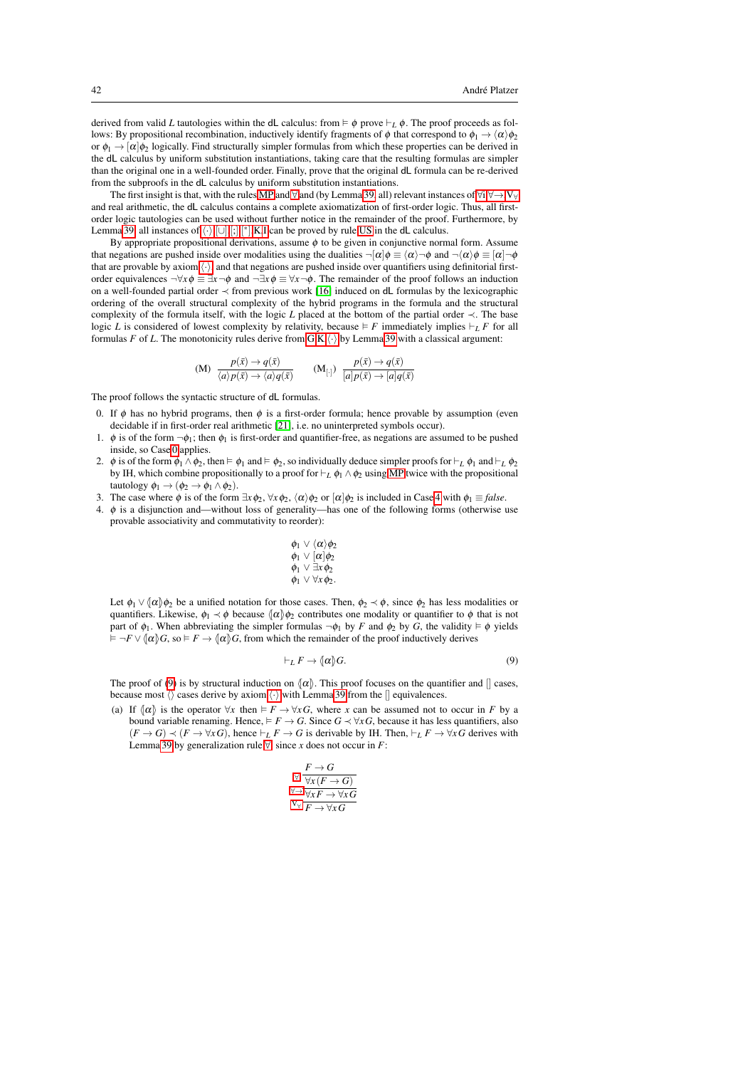derived from valid $L$ tautologies within the dL calculus: from $\vDash \phi$ prove $\vdash_L \phi$. The proof proceeds as follows: By propositional recombination, inductively identify fragments of $\phi$ that correspond to $\phi_1 \to \langle\alpha\rangle\phi_2$ or $\phi_1 \to [\alpha]\phi_2$ logically. Find structurally simpler formulas from which these properties can be derived in the dL calculus by uniform substitution instantiations, taking care that the resulting formulas are simpler than the original one in a well-founded order. Finally, prove that the original dL formula can be re-derived from the subproofs in the dL calculus by uniform substitution instantiations.

The first insight is that, with the rules MP and $\forall$ and (by Lemma 39 all) relevant instances of $\forall i$ $\forall\to$ $V_\forall$ and real arithmetic, the dL calculus contains a complete axiomatization of first-order logic. Thus, all first-order logic tautologies can be used without further notice in the remainder of the proof. Furthermore, by Lemma 39 all instances of $\langle\cdot\rangle$ $[\cup]$ $[;]$ $[^*]$ K I can be proved by rule US in the dL calculus.

By appropriate propositional derivations, assume $\phi$ to be given in conjunctive normal form. Assume that negations are pushed inside over modalities using the dualities $\neg[\alpha]\phi \equiv \langle\alpha\rangle\neg\phi$ and $\neg\langle\alpha\rangle\phi \equiv [\alpha]\neg\phi$ that are provable by axiom $\langle\cdot\rangle$, and that negations are pushed inside over quantifiers using definitorial first-order equivalences $\neg\forall x\,\phi \equiv \exists x\,\neg\phi$ and $\neg\exists x\,\phi \equiv \forall x\,\neg\phi$. The remainder of the proof follows an induction on a well-founded partial order $\prec$ from previous work [16] induced on dL formulas by the lexicographic ordering of the overall structural complexity of the hybrid programs in the formula and the structural complexity of the formula itself, with the logic $L$ placed at the bottom of the partial order $\prec$. The base logic $L$ is considered of lowest complexity by relativity, because $\vDash F$ immediately implies $\vdash_L F$ for all formulas $F$ of $L$. The monotonicity rules derive from G K $\langle\cdot\rangle$ by Lemma 39 with a classical argument:

$$\text{(M)}\ \frac{p(\bar{x}) \to q(\bar{x})}{\langle a\rangle p(\bar{x}) \to \langle a\rangle q(\bar{x})} \qquad (\text{M}_{[\cdot]})\ \frac{p(\bar{x}) \to q(\bar{x})}{[a]p(\bar{x}) \to [a]q(\bar{x})}$$

The proof follows the syntactic structure of dL formulas.

0. If $\phi$ has no hybrid programs, then $\phi$ is a first-order formula; hence provable by assumption (even decidable if in first-order real arithmetic [21], i.e. no uninterpreted symbols occur).
1. $\phi$ is of the form $\neg\phi_1$; then $\phi_1$ is first-order and quantifier-free, as negations are assumed to be pushed inside, so Case 0 applies.
2. $\phi$ is of the form $\phi_1 \wedge \phi_2$, then $\vDash \phi_1$ and $\vDash \phi_2$, so individually deduce simpler proofs for $\vdash_L \phi_1$ and $\vdash_L \phi_2$ by IH, which combine propositionally to a proof for $\vdash_L \phi_1 \wedge \phi_2$ using MP twice with the propositional tautology $\phi_1 \to (\phi_2 \to \phi_1 \wedge \phi_2)$.
3. The case where $\phi$ is of the form $\exists x\,\phi_2$, $\forall x\,\phi_2$, $\langle\alpha\rangle\phi_2$ or $[\alpha]\phi_2$ is included in Case 4 with $\phi_1 \equiv \mathit{false}$.
4. $\phi$ is a disjunction and—without loss of generality—has one of the following forms (otherwise use provable associativity and commutativity to reorder):

$$\begin{array}{l}\phi_1 \vee \langle\alpha\rangle\phi_2 \\ \phi_1 \vee [\alpha]\phi_2 \\ \phi_1 \vee \exists x\,\phi_2 \\ \phi_1 \vee \forall x\,\phi_2.\end{array}$$

Let $\phi_1 \vee (\!\lbrack\alpha\rbrack\!)\phi_2$ be a unified notation for those cases. Then, $\phi_2 \prec \phi$, since $\phi_2$ has less modalities or quantifiers. Likewise, $\phi_1 \prec \phi$ because $(\!\lbrack\alpha\rbrack\!)\phi_2$ contributes one modality or quantifier to $\phi$ that is not part of $\phi_1$. When abbreviating the simpler formulas $\neg\phi_1$ by $F$ and $\phi_2$ by $G$, the validity $\vDash \phi$ yields $\vDash \neg F \vee (\!\lbrack\alpha\rbrack\!)G$, so $\vDash F \to (\!\lbrack\alpha\rbrack\!)G$, from which the remainder of the proof inductively derives

$$\vdash_L F \to (\!\lbrack\alpha\rbrack\!)G. \tag{9}$$

The proof of (9) is by structural induction on $(\!\lbrack\alpha\rbrack\!)$. This proof focuses on the quantifier and $[]$ cases, because most $\langle\rangle$ cases derive by axiom $\langle\cdot\rangle$ with Lemma 39 from the $[]$ equivalences.

(a) If $(\!\lbrack\alpha\rbrack\!)$ is the operator $\forall x$ then $\vDash F \to \forall x\,G$, where $x$ can be assumed not to occur in $F$ by a bound variable renaming. Hence, $\vDash F \to G$. Since $G \prec \forall x\,G$, because it has less quantifiers, also $(F \to G) \prec (F \to \forall x\,G)$, hence $\vdash_L F \to G$ is derivable by IH. Then, $\vdash_L F \to \forall x\,G$ derives with Lemma 39 by generalization rule $\forall$, since $x$ does not occur in $F$:

$$\dfrac{\dfrac{\dfrac{F \to G}{\forall x\,(F \to G)}\ \forall}{\forall x\,F \to \forall x\,G}\ \forall\!\to}{F \to \forall x\,G}\ V_\forall$$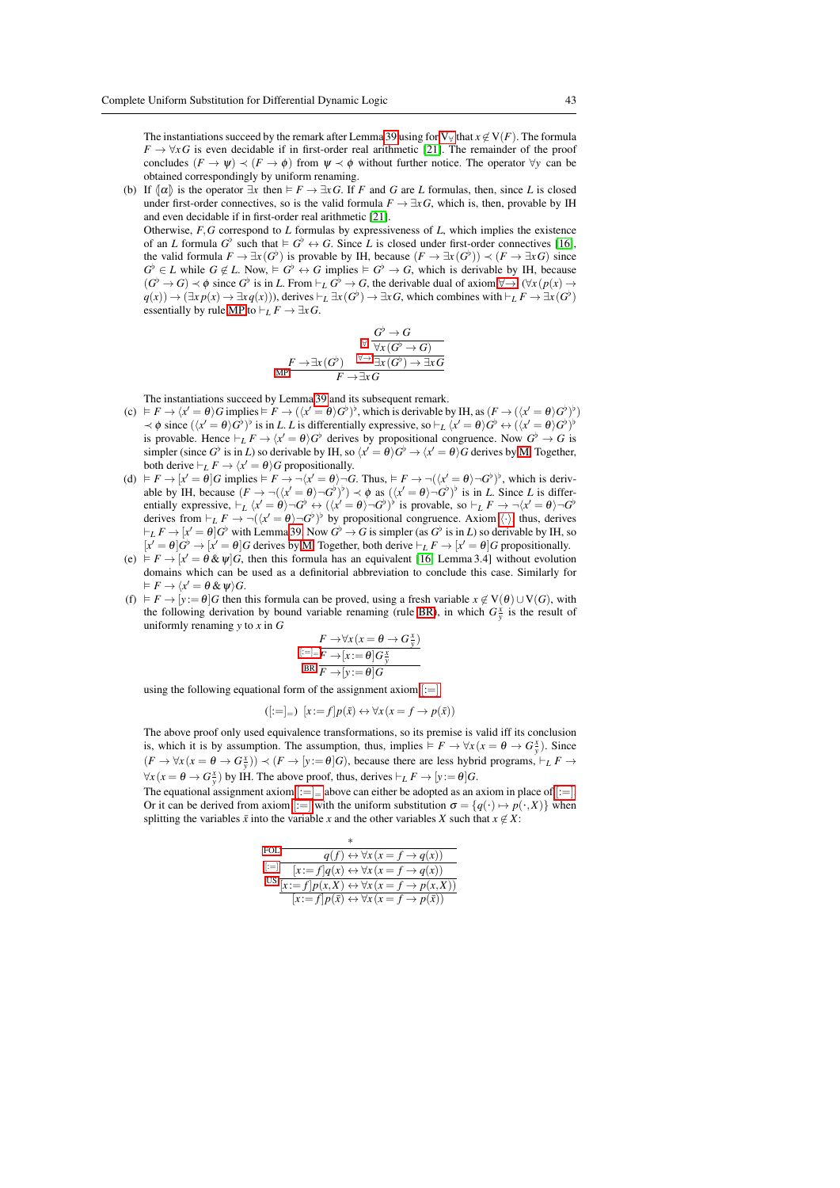The instantiations succeed by the remark after Lemma 39 using for $V_\forall$ that $x \notin V(F)$. The formula $F \to \forall x G$ is even decidable if in first-order real arithmetic [21]. The remainder of the proof concludes $(F \to \psi) \prec (F \to \phi)$ from $\psi \prec \phi$ without further notice. The operator $\forall y$ can be obtained correspondingly by uniform renaming.

(b) If $\langle\!|\alpha|\!\rangle$ is the operator $\exists x$ then $\vDash F \to \exists x G$. If $F$ and $G$ are $L$ formulas, then, since $L$ is closed under first-order connectives, so is the valid formula $F \to \exists x G$, which is, then, provable by IH and even decidable if in first-order real arithmetic [21].

Otherwise, $F, G$ correspond to $L$ formulas by expressiveness of $L$, which implies the existence of an $L$ formula $G^\flat$ such that $\vDash G^\flat \leftrightarrow G$. Since $L$ is closed under first-order connectives [16], the valid formula $F \to \exists x (G^\flat)$ is provable by IH, because $(F \to \exists x (G^\flat)) \prec (F \to \exists x G)$ since $G^\flat \in L$ while $G \notin L$. Now, $\vDash G^\flat \leftrightarrow G$ implies $\vDash G^\flat \to G$, which is derivable by IH, because $(G^\flat \to G) \prec \phi$ since $G^\flat$ is in $L$. From $\vdash_L G^\flat \to G$, the derivable dual of axiom $\forall\!\to$, $(\forall x (p(x) \to q(x)) \to (\exists x\, p(x) \to \exists x\, q(x)))$, derives $\vdash_L \exists x (G^\flat) \to \exists x G$, which combines with $\vdash_L F \to \exists x (G^\flat)$ essentially by rule MP to $\vdash_L F \to \exists x G$.

$$
\dfrac{F \to \exists x (G^\flat) \qquad \dfrac{\dfrac{G^\flat \to G}{\forall x (G^\flat \to G)}\,\forall}{\exists x (G^\flat) \to \exists x G}\,\forall\!\to}{F \to \exists x G}\,\text{MP}
$$

The instantiations succeed by Lemma 39 and its subsequent remark.

(c) $\vDash F \to \langle x' = \theta \rangle G$ implies $\vDash F \to (\langle x' = \theta \rangle G^\flat)^\flat$, which is derivable by IH, as $(F \to (\langle x' = \theta \rangle G^\flat)^\flat) \prec \phi$ since $(\langle x' = \theta \rangle G^\flat)^\flat$ is in $L$. Since $L$ is differentially expressive, so $\vdash_L \langle x' = \theta \rangle G^\flat \leftrightarrow (\langle x' = \theta \rangle G^\flat)^\flat$ is provable. Hence $\vdash_L F \to \langle x' = \theta \rangle G^\flat$ derives by propositional congruence. Now $G^\flat \to G$ is simpler (since $G^\flat$ is in $L$) so derivable by IH, so $\langle x' = \theta \rangle G^\flat \to \langle x' = \theta \rangle G$ derives by M. Together, both derive $\vdash_L F \to \langle x' = \theta \rangle G$ propositionally.

(d) $\vDash F \to [x' = \theta] G$ implies $\vDash F \to \neg \langle x' = \theta \rangle \neg G$. Thus, $\vDash F \to \neg (\langle x' = \theta \rangle \neg G^\flat)^\flat$, which is derivable by IH, because $(F \to \neg (\langle x' = \theta \rangle \neg G^\flat)^\flat) \prec \phi$ as $(\langle x' = \theta \rangle \neg G^\flat)^\flat$ is in $L$. Since $L$ is differentially expressive, $\vdash_L \langle x' = \theta \rangle \neg G^\flat \leftrightarrow (\langle x' = \theta \rangle \neg G^\flat)^\flat$ is provable, so $\vdash_L F \to \neg \langle x' = \theta \rangle \neg G^\flat$ derives from $\vdash_L F \to \neg (\langle x' = \theta \rangle \neg G^\flat)^\flat$ by propositional congruence. Axiom $\langle\cdot\rangle$, thus, derives $\vdash_L F \to [x' = \theta] G^\flat$ with Lemma 39. Now $G^\flat \to G$ is simpler (as $G^\flat$ is in $L$) so derivable by IH, so $[x' = \theta] G^\flat \to [x' = \theta] G$ derives by M. Together, both derive $\vdash_L F \to [x' = \theta] G$ propositionally.

(e) $\vDash F \to [x' = \theta \,\&\, \psi] G$, then this formula has an equivalent [16, Lemma 3.4] without evolution domains which can be used as a definitorial abbreviation to conclude this case. Similarly for $\vDash F \to \langle x' = \theta \,\&\, \psi \rangle G$.

(f) $\vDash F \to [y := \theta] G$ then this formula can be proved, using a fresh variable $x \notin V(\theta) \cup V(G)$, with the following derivation by bound variable renaming (rule BR), in which $G^x_y$ is the result of uniformly renaming $y$ to $x$ in $G$

$$
\dfrac{\dfrac{F \to \forall x (x = \theta \to G^x_y)}{F \to [x := \theta] G^x_y}\,[:=]_=}{F \to [y := \theta] G}\,\text{BR}
$$

using the following equational form of the assignment axiom $[:=]$

$$
([:=]_=) \quad [x := f] p(\bar{x}) \leftrightarrow \forall x (x = f \to p(\bar{x}))
$$

The above proof only used equivalence transformations, so its premise is valid iff its conclusion is, which it is by assumption. The assumption, thus, implies $\vDash F \to \forall x (x = \theta \to G^x_y)$. Since $(F \to \forall x (x = \theta \to G^x_y)) \prec (F \to [y := \theta] G)$, because there are less hybrid programs, $\vdash_L F \to \forall x (x = \theta \to G^x_y)$ by IH. The above proof, thus, derives $\vdash_L F \to [y := \theta] G$.

The equational assignment axiom $[:=]_=$ above can either be adopted as an axiom in place of $[:=]$. Or it can be derived from axiom $[:=]$ with the uniform substitution $\sigma = \{q(\cdot) \mapsto p(\cdot, X)\}$ when splitting the variables $\bar{x}$ into the variable $x$ and the other variables $X$ such that $x \notin X$:

$$
\dfrac{\dfrac{\dfrac{*}{q(f) \leftrightarrow \forall x (x = f \to q(x))}\,\text{FOL}}{[x := f] q(x) \leftrightarrow \forall x (x = f \to q(x))}\,[:=]}{\dfrac{[x := f] p(x, X) \leftrightarrow \forall x (x = f \to p(x, X))}{[x := f] p(\bar{x}) \leftrightarrow \forall x (x = f \to p(\bar{x}))}}\,\text{US}
$$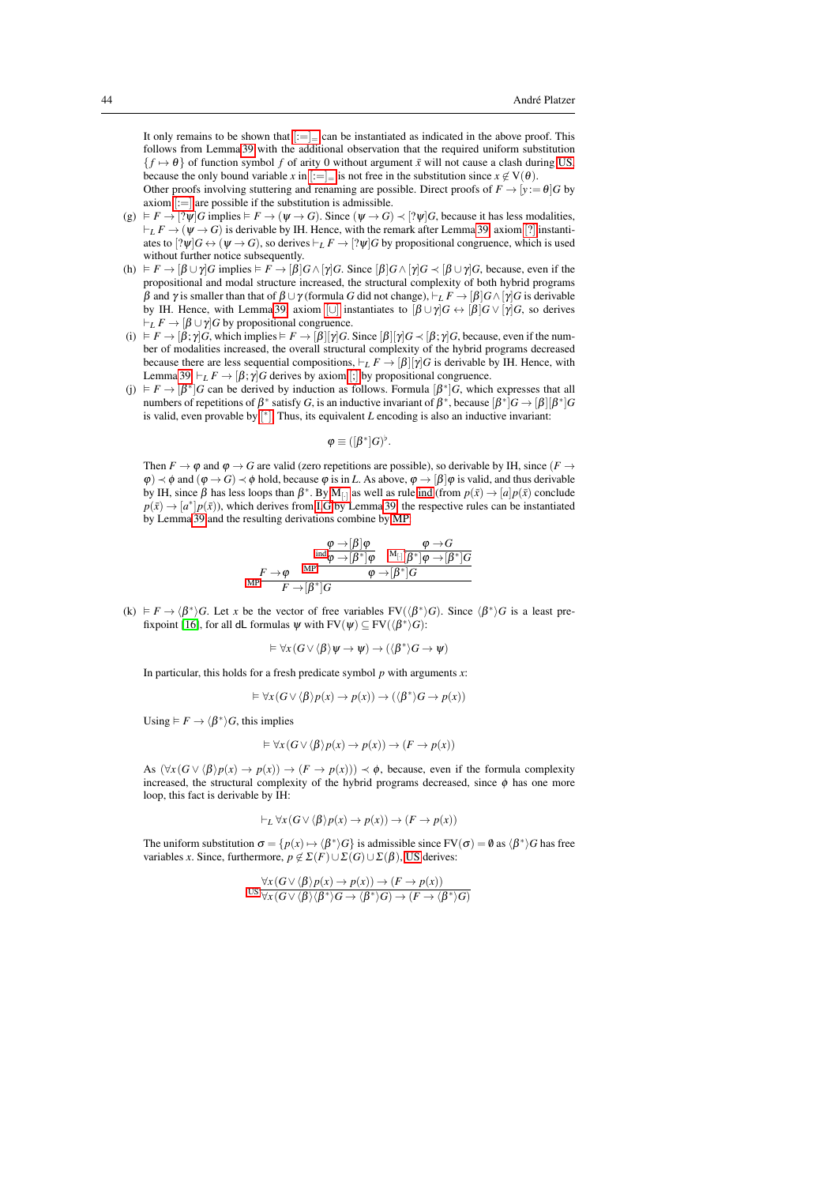It only remains to be shown that $[:=]_=$ can be instantiated as indicated in the above proof. This follows from Lemma 39 with the additional observation that the required uniform substitution $\{f \mapsto \theta\}$ of function symbol $f$ of arity 0 without argument $\bar{x}$ will not cause a clash during US because the only bound variable $x$ in $[:=]_=$ is not free in the substitution since $x \notin V(\theta)$.
Other proofs involving stuttering and renaming are possible. Direct proofs of $F \to [y := \theta]G$ by axiom $[:=]$ are possible if the substitution is admissible.

(g) $\vDash F \to [?\psi]G$ implies $\vDash F \to (\psi \to G)$. Since $(\psi \to G) \prec [?\psi]G$, because it has less modalities, $\vdash_L F \to (\psi \to G)$ is derivable by IH. Hence, with the remark after Lemma 39, axiom $[?]$ instantiates to $[?\psi]G \leftrightarrow (\psi \to G)$, so derives $\vdash_L F \to [?\psi]G$ by propositional congruence, which is used without further notice subsequently.

(h) $\vDash F \to [\beta \cup \gamma]G$ implies $\vDash F \to [\beta]G \land [\gamma]G$. Since $[\beta]G \land [\gamma]G \prec [\beta \cup \gamma]G$, because, even if the propositional and modal structure increased, the structural complexity of both hybrid programs $\beta$ and $\gamma$ is smaller than that of $\beta \cup \gamma$ (formula $G$ did not change), $\vdash_L F \to [\beta]G \land [\gamma]G$ is derivable by IH. Hence, with Lemma 39, axiom $[\cup]$ instantiates to $[\beta \cup \gamma]G \leftrightarrow [\beta]G \lor [\gamma]G$, so derives $\vdash_L F \to [\beta \cup \gamma]G$ by propositional congruence.

(i) $\vDash F \to [\beta;\gamma]G$, which implies $\vDash F \to [\beta][\gamma]G$. Since $[\beta][\gamma]G \prec [\beta;\gamma]G$, because, even if the number of modalities increased, the overall structural complexity of the hybrid programs decreased because there are less sequential compositions, $\vdash_L F \to [\beta][\gamma]G$ is derivable by IH. Hence, with Lemma 39, $\vdash_L F \to [\beta;\gamma]G$ derives by axiom $[;]$ by propositional congruence.

(j) $\vDash F \to [\beta^*]G$ can be derived by induction as follows. Formula $[\beta^*]G$, which expresses that all numbers of repetitions of $\beta^*$ satisfy $G$, is an inductive invariant of $\beta^*$, because $[\beta^*]G \to [\beta][\beta^*]G$ is valid, even provable by $[^*]$. Thus, its equivalent $L$ encoding is also an inductive invariant:

$$\varphi \equiv ([\beta^*]G)^\flat.$$

Then $F \to \varphi$ and $\varphi \to G$ are valid (zero repetitions are possible), so derivable by IH, since $(F \to \varphi) \prec \phi$ and $(\varphi \to G) \prec \phi$ hold, because $\varphi$ is in $L$. As above, $\varphi \to [\beta]\varphi$ is valid, and thus derivable by IH, since $\beta$ has less loops than $\beta^*$. By $M_{[\cdot]}$ as well as rule ind (from $p(\bar{x}) \to [a]p(\bar{x})$ conclude $p(\bar{x}) \to [a^*]p(\bar{x})$), which derives from I,G by Lemma 39, the respective rules can be instantiated by Lemma 39 and the resulting derivations combine by MP:

$$\dfrac{F \to \varphi \qquad \dfrac{\dfrac{\varphi \to [\beta]\varphi}{\varphi \to [\beta^*]\varphi}\,\text{ind} \qquad \dfrac{\varphi \to G}{[\beta^*]\varphi \to [\beta^*]G}\,M_{[\cdot]}}{\varphi \to [\beta^*]G}\,\text{MP}}{F \to [\beta^*]G}\,\text{MP}$$

(k) $\vDash F \to \langle\beta^*\rangle G$. Let $x$ be the vector of free variables $FV(\langle\beta^*\rangle G)$. Since $\langle\beta^*\rangle G$ is a least pre-fixpoint [16], for all dL formulas $\psi$ with $FV(\psi) \subseteq FV(\langle\beta^*\rangle G)$:

$$\vDash \forall x\,(G \lor \langle\beta\rangle\psi \to \psi) \to (\langle\beta^*\rangle G \to \psi)$$

In particular, this holds for a fresh predicate symbol $p$ with arguments $x$:

$$\vDash \forall x\,(G \lor \langle\beta\rangle p(x) \to p(x)) \to (\langle\beta^*\rangle G \to p(x))$$

Using $\vDash F \to \langle\beta^*\rangle G$, this implies

$$\vDash \forall x\,(G \lor \langle\beta\rangle p(x) \to p(x)) \to (F \to p(x))$$

As $(\forall x\,(G \lor \langle\beta\rangle p(x) \to p(x)) \to (F \to p(x))) \prec \phi$, because, even if the formula complexity increased, the structural complexity of the hybrid programs decreased, since $\phi$ has one more loop, this fact is derivable by IH:

$$\vdash_L \forall x\,(G \lor \langle\beta\rangle p(x) \to p(x)) \to (F \to p(x))$$

The uniform substitution $\sigma = \{p(x) \mapsto \langle\beta^*\rangle G\}$ is admissible since $FV(\sigma) = \emptyset$ as $\langle\beta^*\rangle G$ has free variables $x$. Since, furthermore, $p \notin \Sigma(F) \cup \Sigma(G) \cup \Sigma(\beta)$, US derives:

$$\dfrac{\forall x\,(G \lor \langle\beta\rangle p(x) \to p(x)) \to (F \to p(x))}{\forall x\,(G \lor \langle\beta\rangle\langle\beta^*\rangle G \to \langle\beta^*\rangle G) \to (F \to \langle\beta^*\rangle G)}\,\text{US}$$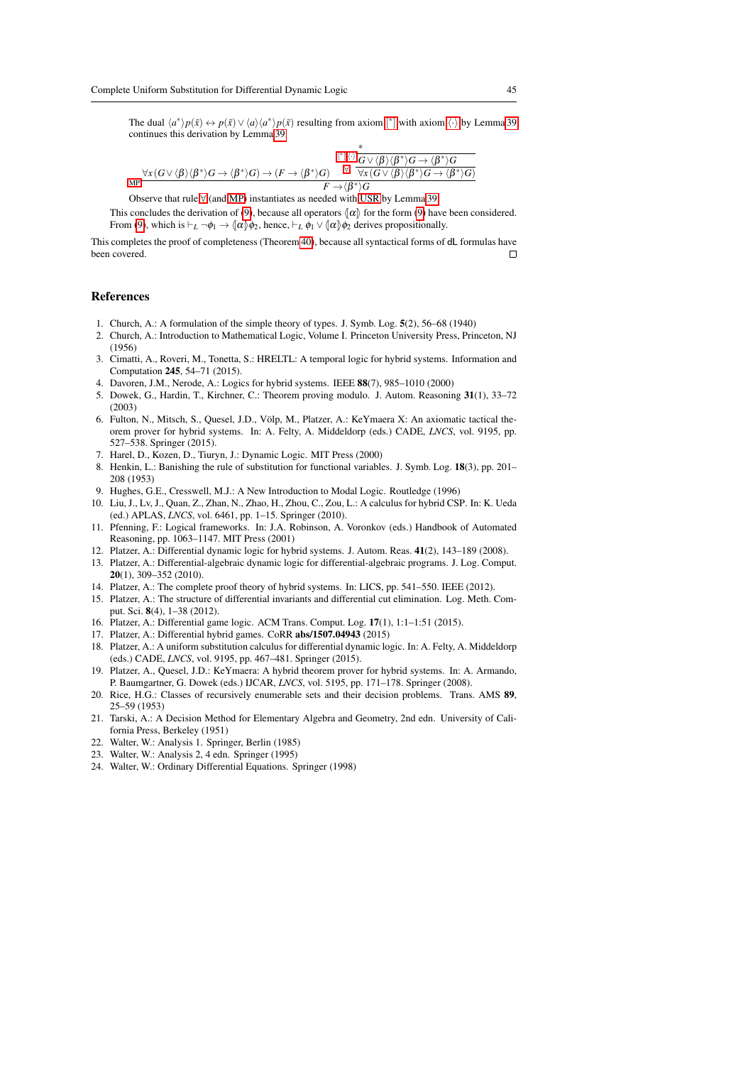The dual $\langle a^*\rangle p(\bar{x}) \leftrightarrow p(\bar{x}) \vee \langle a\rangle\langle a^*\rangle p(\bar{x})$ resulting from axiom [\*] with axiom $\langle\cdot\rangle$ by Lemma 39 continues this derivation by Lemma 39:

$$
\dfrac{\forall x\,(G \vee \langle\beta\rangle\langle\beta^*\rangle G \to \langle\beta^*\rangle G) \to (F \to \langle\beta^*\rangle G) \qquad \dfrac{\dfrac{*}{G \vee \langle\beta\rangle\langle\beta^*\rangle G \to \langle\beta^*\rangle G}\,[^*],\langle\cdot\rangle}{\forall x\,(G \vee \langle\beta\rangle\langle\beta^*\rangle G \to \langle\beta^*\rangle G)}\,\forall}{F \to \langle\beta^*\rangle G}\,\text{MP}
$$

Observe that rule $\forall$ (and MP) instantiates as needed with USR by Lemma 39.

This concludes the derivation of (9), because all operators $\langle\!\langle\alpha\rangle\!\rangle$ for the form (9) have been considered. From (9), which is $\vdash_L \neg\phi_1 \to \langle\!\langle\alpha\rangle\!\rangle\phi_2$, hence, $\vdash_L \phi_1 \vee \langle\!\langle\alpha\rangle\!\rangle\phi_2$ derives propositionally.

This completes the proof of completeness (Theorem 40), because all syntactical forms of dL formulas have been covered. □

## References

1. Church, A.: A formulation of the simple theory of types. J. Symb. Log. **5**(2), 56–68 (1940)
2. Church, A.: Introduction to Mathematical Logic, Volume I. Princeton University Press, Princeton, NJ (1956)
3. Cimatti, A., Roveri, M., Tonetta, S.: HRELTL: A temporal logic for hybrid systems. Information and Computation **245**, 54–71 (2015).
4. Davoren, J.M., Nerode, A.: Logics for hybrid systems. IEEE **88**(7), 985–1010 (2000)
5. Dowek, G., Hardin, T., Kirchner, C.: Theorem proving modulo. J. Autom. Reasoning **31**(1), 33–72 (2003)
6. Fulton, N., Mitsch, S., Quesel, J.D., Völp, M., Platzer, A.: KeYmaera X: An axiomatic tactical theorem prover for hybrid systems. In: A. Felty, A. Middeldorp (eds.) CADE, *LNCS*, vol. 9195, pp. 527–538. Springer (2015).
7. Harel, D., Kozen, D., Tiuryn, J.: Dynamic Logic. MIT Press (2000)
8. Henkin, L.: Banishing the rule of substitution for functional variables. J. Symb. Log. **18**(3), pp. 201–208 (1953)
9. Hughes, G.E., Cresswell, M.J.: A New Introduction to Modal Logic. Routledge (1996)
10. Liu, J., Lv, J., Quan, Z., Zhan, N., Zhao, H., Zhou, C., Zou, L.: A calculus for hybrid CSP. In: K. Ueda (ed.) APLAS, *LNCS*, vol. 6461, pp. 1–15. Springer (2010).
11. Pfenning, F.: Logical frameworks. In: J.A. Robinson, A. Voronkov (eds.) Handbook of Automated Reasoning, pp. 1063–1147. MIT Press (2001)
12. Platzer, A.: Differential dynamic logic for hybrid systems. J. Autom. Reas. **41**(2), 143–189 (2008).
13. Platzer, A.: Differential-algebraic dynamic logic for differential-algebraic programs. J. Log. Comput. **20**(1), 309–352 (2010).
14. Platzer, A.: The complete proof theory of hybrid systems. In: LICS, pp. 541–550. IEEE (2012).
15. Platzer, A.: The structure of differential invariants and differential cut elimination. Log. Meth. Comput. Sci. **8**(4), 1–38 (2012).
16. Platzer, A.: Differential game logic. ACM Trans. Comput. Log. **17**(1), 1:1–1:51 (2015).
17. Platzer, A.: Differential hybrid games. CoRR **abs/1507.04943** (2015)
18. Platzer, A.: A uniform substitution calculus for differential dynamic logic. In: A. Felty, A. Middeldorp (eds.) CADE, *LNCS*, vol. 9195, pp. 467–481. Springer (2015).
19. Platzer, A., Quesel, J.D.: KeYmaera: A hybrid theorem prover for hybrid systems. In: A. Armando, P. Baumgartner, G. Dowek (eds.) IJCAR, *LNCS*, vol. 5195, pp. 171–178. Springer (2008).
20. Rice, H.G.: Classes of recursively enumerable sets and their decision problems. Trans. AMS **89**, 25–59 (1953)
21. Tarski, A.: A Decision Method for Elementary Algebra and Geometry, 2nd edn. University of California Press, Berkeley (1951)
22. Walter, W.: Analysis 1. Springer, Berlin (1985)
23. Walter, W.: Analysis 2, 4 edn. Springer (1995)
24. Walter, W.: Ordinary Differential Equations. Springer (1998)